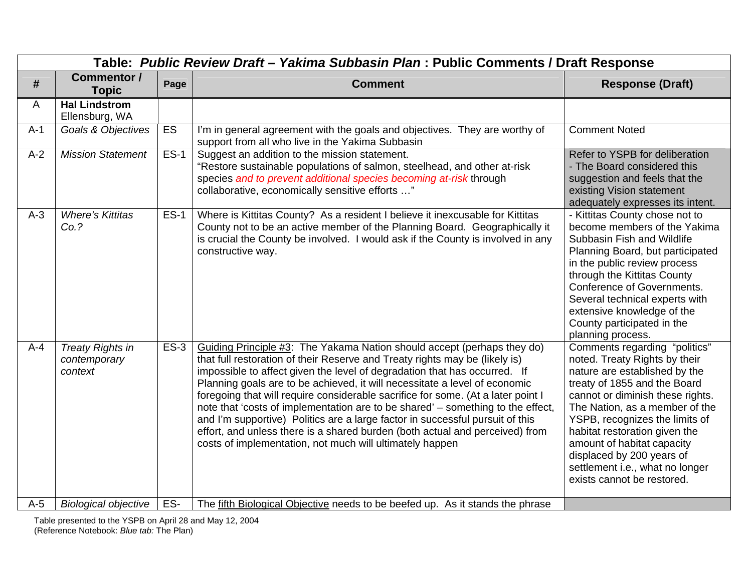| Table: *Public Review Draft – Yakima Subbasin Plan* : Public Comments / Draft Response | | | | |
|---|---|---|---|---|
| **#** | **Commentor / Topic** | **Page** | **Comment** | **Response (Draft)** |
| A | **Hal Lindstrom** Ellensburg, WA | | | |
| A-1 | *Goals & Objectives* | ES | I'm in general agreement with the goals and objectives. They are worthy of support from all who live in the Yakima Subbasin | Comment Noted |
| A-2 | *Mission Statement* | ES-1 | Suggest an addition to the mission statement. "Restore sustainable populations of salmon, steelhead, and other at-risk species *and to prevent additional species becoming at-risk* through collaborative, economically sensitive efforts …" | Refer to YSPB for deliberation - The Board considered this suggestion and feels that the existing Vision statement adequately expresses its intent. |
| A-3 | *Where's Kittitas Co.?* | ES-1 | Where is Kittitas County? As a resident I believe it inexcusable for Kittitas County not to be an active member of the Planning Board. Geographically it is crucial the County be involved. I would ask if the County is involved in any constructive way. | - Kittitas County chose not to become members of the Yakima Subbasin Fish and Wildlife Planning Board, but participated in the public review process through the Kittitas County Conference of Governments. Several technical experts with extensive knowledge of the County participated in the planning process. |
| A-4 | *Treaty Rights in contemporary context* | ES-3 | Guiding Principle #3: The Yakama Nation should accept (perhaps they do) that full restoration of their Reserve and Treaty rights may be (likely is) impossible to affect given the level of degradation that has occurred. If Planning goals are to be achieved, it will necessitate a level of economic foregoing that will require considerable sacrifice for some. (At a later point I note that 'costs of implementation are to be shared' – something to the effect, and I'm supportive) Politics are a large factor in successful pursuit of this effort, and unless there is a shared burden (both actual and perceived) from costs of implementation, not much will ultimately happen | Comments regarding "politics" noted. Treaty Rights by their nature are established by the treaty of 1855 and the Board cannot or diminish these rights. The Nation, as a member of the YSPB, recognizes the limits of habitat restoration given the amount of habitat capacity displaced by 200 years of settlement i.e., what no longer exists cannot be restored. |
| A-5 | *Biological objective* | ES- | The fifth Biological Objective needs to be beefed up. As it stands the phrase | |

Table presented to the YSPB on April 28 and May 12, 2004
(Reference Notebook: *Blue tab:* The Plan)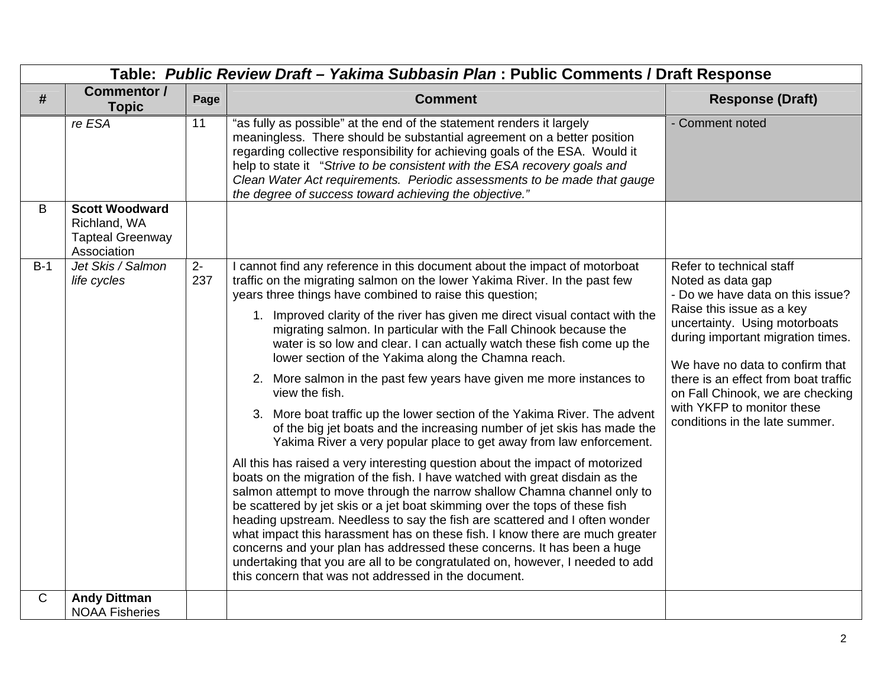| Table: *Public Review Draft – Yakima Subbasin Plan* : Public Comments / Draft Response | | | | |
|---|---|---|---|---|
| **#** | **Commentor / Topic** | **Page** | **Comment** | **Response (Draft)** |
| | *re ESA* | 11 | "as fully as possible" at the end of the statement renders it largely meaningless. There should be substantial agreement on a better position regarding collective responsibility for achieving goals of the ESA. Would it help to state it "*Strive to be consistent with the ESA recovery goals and Clean Water Act requirements. Periodic assessments to be made that gauge the degree of success toward achieving the objective.*" | - Comment noted |
| B | **Scott Woodward** Richland, WA Tapteal Greenway Association | | | |
| B-1 | *Jet Skis / Salmon life cycles* | 2-237 | I cannot find any reference in this document about the impact of motorboat traffic on the migrating salmon on the lower Yakima River. In the past few years three things have combined to raise this question;<br>1. Improved clarity of the river has given me direct visual contact with the migrating salmon. In particular with the Fall Chinook because the water is so low and clear. I can actually watch these fish come up the lower section of the Yakima along the Chamna reach.<br>2. More salmon in the past few years have given me more instances to view the fish.<br>3. More boat traffic up the lower section of the Yakima River. The advent of the big jet boats and the increasing number of jet skis has made the Yakima River a very popular place to get away from law enforcement.<br>All this has raised a very interesting question about the impact of motorized boats on the migration of the fish. I have watched with great disdain as the salmon attempt to move through the narrow shallow Chamna channel only to be scattered by jet skis or a jet boat skimming over the tops of these fish heading upstream. Needless to say the fish are scattered and I often wonder what impact this harassment has on these fish. I know there are much greater concerns and your plan has addressed these concerns. It has been a huge undertaking that you are all to be congratulated on, however, I needed to add this concern that was not addressed in the document. | Refer to technical staff<br>Noted as data gap<br>- Do we have data on this issue? Raise this issue as a key uncertainty. Using motorboats during important migration times.<br><br>We have no data to confirm that there is an effect from boat traffic on Fall Chinook, we are checking with YKFP to monitor these conditions in the late summer. |
| C | **Andy Dittman** NOAA Fisheries | | | |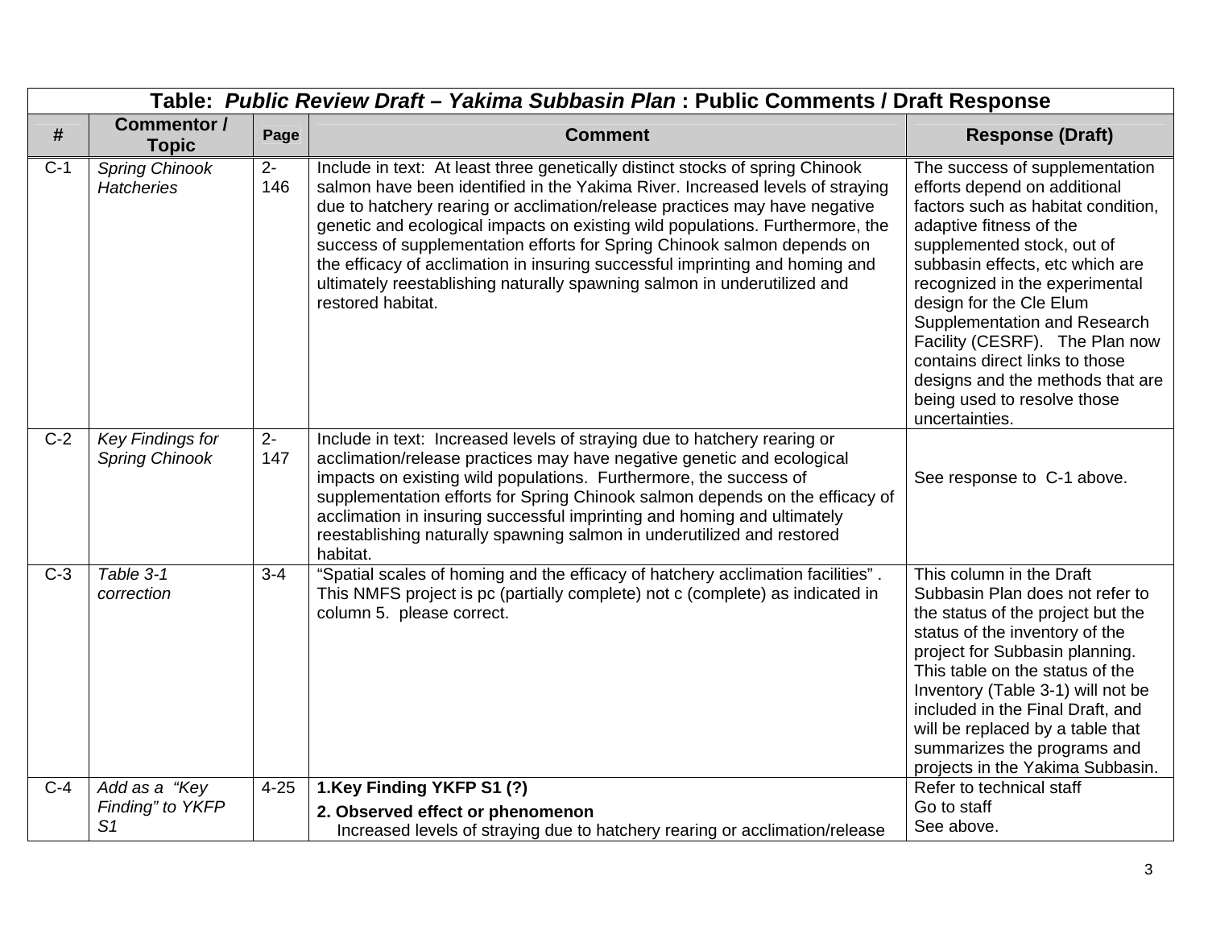| Table: *Public Review Draft – Yakima Subbasin Plan* : Public Comments / Draft Response | | | | |
|---|---|---|---|---|
| **#** | **Commentor / Topic** | **Page** | **Comment** | **Response (Draft)** |
| C-1 | *Spring Chinook Hatcheries* | 2-146 | Include in text: At least three genetically distinct stocks of spring Chinook salmon have been identified in the Yakima River. Increased levels of straying due to hatchery rearing or acclimation/release practices may have negative genetic and ecological impacts on existing wild populations. Furthermore, the success of supplementation efforts for Spring Chinook salmon depends on the efficacy of acclimation in insuring successful imprinting and homing and ultimately reestablishing naturally spawning salmon in underutilized and restored habitat. | The success of supplementation efforts depend on additional factors such as habitat condition, adaptive fitness of the supplemented stock, out of subbasin effects, etc which are recognized in the experimental design for the Cle Elum Supplementation and Research Facility (CESRF). The Plan now contains direct links to those designs and the methods that are being used to resolve those uncertainties. |
| C-2 | *Key Findings for Spring Chinook* | 2-147 | Include in text: Increased levels of straying due to hatchery rearing or acclimation/release practices may have negative genetic and ecological impacts on existing wild populations. Furthermore, the success of supplementation efforts for Spring Chinook salmon depends on the efficacy of acclimation in insuring successful imprinting and homing and ultimately reestablishing naturally spawning salmon in underutilized and restored habitat. | See response to C-1 above. |
| C-3 | *Table 3-1 correction* | 3-4 | "Spatial scales of homing and the efficacy of hatchery acclimation facilities" . This NMFS project is pc (partially complete) not c (complete) as indicated in column 5. please correct. | This column in the Draft Subbasin Plan does not refer to the status of the project but the status of the inventory of the project for Subbasin planning. This table on the status of the Inventory (Table 3-1) will not be included in the Final Draft, and will be replaced by a table that summarizes the programs and projects in the Yakima Subbasin. |
| C-4 | *Add as a "Key Finding" to YKFP S1* | 4-25 | **1.Key Finding YKFP S1 (?)**<br>**2. Observed effect or phenomenon**<br>Increased levels of straying due to hatchery rearing or acclimation/release | Refer to technical staff<br>Go to staff<br>See above. |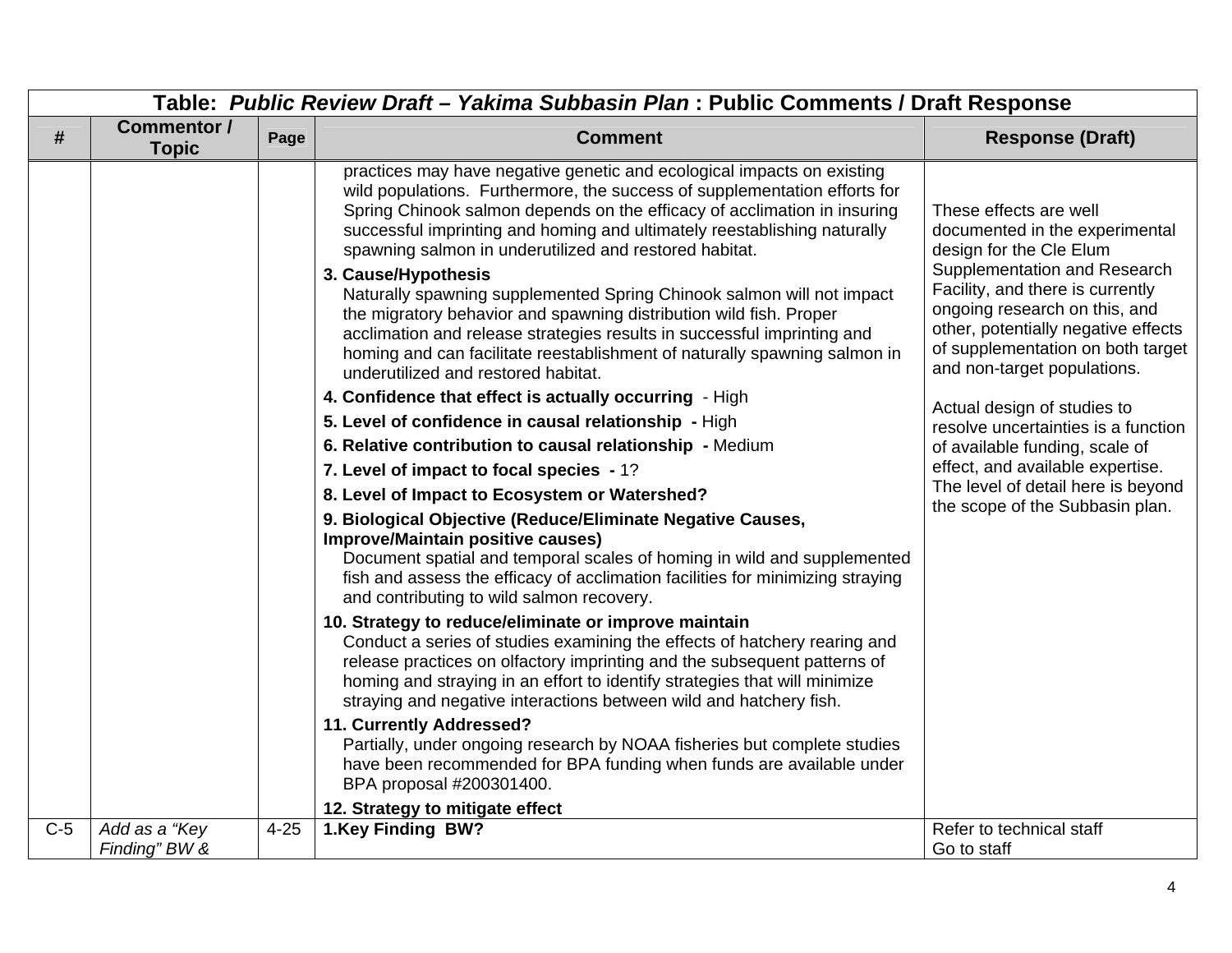| Table: *Public Review Draft – Yakima Subbasin Plan* : Public Comments / Draft Response | | | | |
|---|---|---|---|---|
| # | Commentor / Topic | Page | Comment | Response (Draft) |
| | | | practices may have negative genetic and ecological impacts on existing wild populations. Furthermore, the success of supplementation efforts for Spring Chinook salmon depends on the efficacy of acclimation in insuring successful imprinting and homing and ultimately reestablishing naturally spawning salmon in underutilized and restored habitat.<br>**3. Cause/Hypothesis**<br>Naturally spawning supplemented Spring Chinook salmon will not impact the migratory behavior and spawning distribution wild fish. Proper acclimation and release strategies results in successful imprinting and homing and can facilitate reestablishment of naturally spawning salmon in underutilized and restored habitat.<br>**4. Confidence that effect is actually occurring** - High<br>**5. Level of confidence in causal relationship -** High<br>**6. Relative contribution to causal relationship -** Medium<br>**7. Level of impact to focal species -** 1?<br>**8. Level of Impact to Ecosystem or Watershed?**<br>**9. Biological Objective (Reduce/Eliminate Negative Causes, Improve/Maintain positive causes)**<br>Document spatial and temporal scales of homing in wild and supplemented fish and assess the efficacy of acclimation facilities for minimizing straying and contributing to wild salmon recovery.<br>**10. Strategy to reduce/eliminate or improve maintain**<br>Conduct a series of studies examining the effects of hatchery rearing and release practices on olfactory imprinting and the subsequent patterns of homing and straying in an effort to identify strategies that will minimize straying and negative interactions between wild and hatchery fish.<br>**11. Currently Addressed?**<br>Partially, under ongoing research by NOAA fisheries but complete studies have been recommended for BPA funding when funds are available under BPA proposal #200301400.<br>**12. Strategy to mitigate effect** | These effects are well documented in the experimental design for the Cle Elum Supplementation and Research Facility, and there is currently ongoing research on this, and other, potentially negative effects of supplementation on both target and non-target populations.<br><br>Actual design of studies to resolve uncertainties is a function of available funding, scale of effect, and available expertise. The level of detail here is beyond the scope of the Subbasin plan. |
| C-5 | *Add as a "Key Finding" BW &* | 4-25 | **1.Key Finding BW?** | Refer to technical staff<br>Go to staff |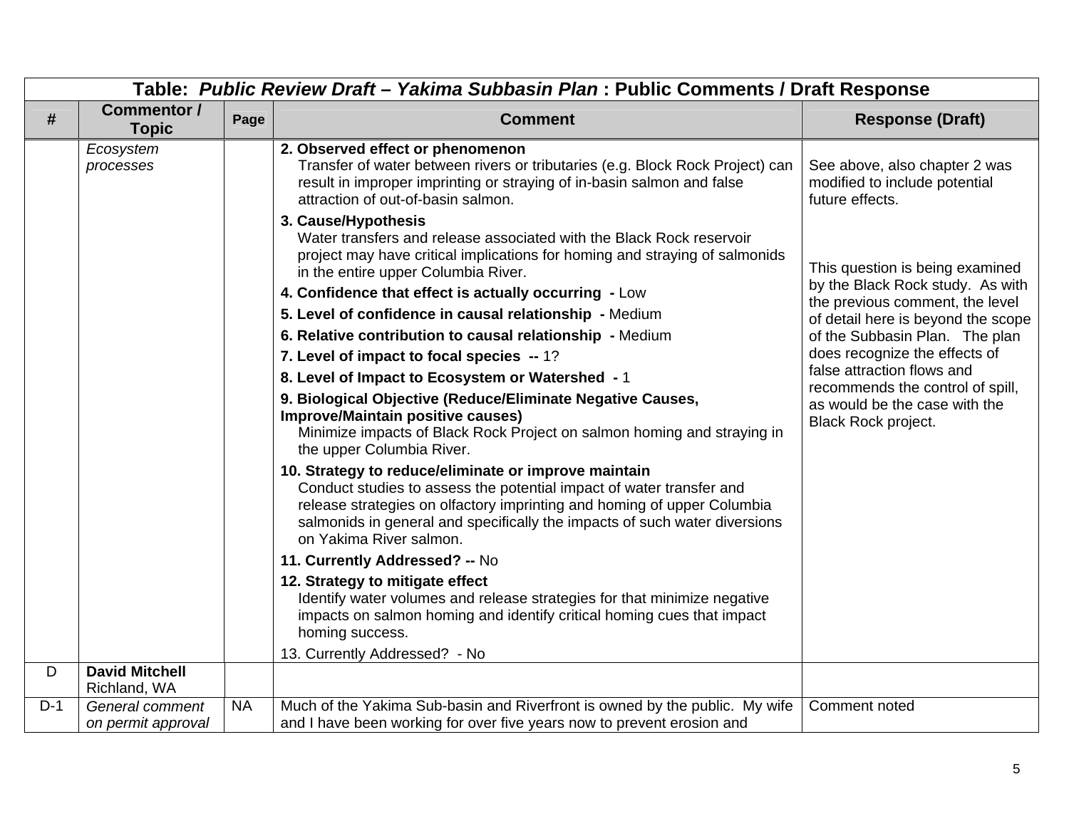| Table: *Public Review Draft – Yakima Subbasin Plan* : Public Comments / Draft Response | | | | |
|---|---|---|---|---|
| **#** | **Commentor / Topic** | **Page** | **Comment** | **Response (Draft)** |
| | *Ecosystem processes* | | **2. Observed effect or phenomenon**<br>Transfer of water between rivers or tributaries (e.g. Block Rock Project) can result in improper imprinting or straying of in-basin salmon and false attraction of out-of-basin salmon.<br>**3. Cause/Hypothesis**<br>Water transfers and release associated with the Black Rock reservoir project may have critical implications for homing and straying of salmonids in the entire upper Columbia River.<br>**4. Confidence that effect is actually occurring -** Low<br>**5. Level of confidence in causal relationship -** Medium<br>**6. Relative contribution to causal relationship -** Medium<br>**7. Level of impact to focal species --** 1?<br>**8. Level of Impact to Ecosystem or Watershed -** 1<br>**9. Biological Objective (Reduce/Eliminate Negative Causes, Improve/Maintain positive causes)**<br>Minimize impacts of Black Rock Project on salmon homing and straying in the upper Columbia River.<br>**10. Strategy to reduce/eliminate or improve maintain**<br>Conduct studies to assess the potential impact of water transfer and release strategies on olfactory imprinting and homing of upper Columbia salmonids in general and specifically the impacts of such water diversions on Yakima River salmon.<br>**11. Currently Addressed? --** No<br>**12. Strategy to mitigate effect**<br>Identify water volumes and release strategies for that minimize negative impacts on salmon homing and identify critical homing cues that impact homing success.<br>13. Currently Addressed? - No | See above, also chapter 2 was modified to include potential future effects.<br><br>This question is being examined by the Black Rock study. As with the previous comment, the level of detail here is beyond the scope of the Subbasin Plan. The plan does recognize the effects of false attraction flows and recommends the control of spill, as would be the case with the Black Rock project. |
| D | **David Mitchell**<br>Richland, WA | | | |
| D-1 | *General comment on permit approval* | NA | Much of the Yakima Sub-basin and Riverfront is owned by the public. My wife and I have been working for over five years now to prevent erosion and | Comment noted |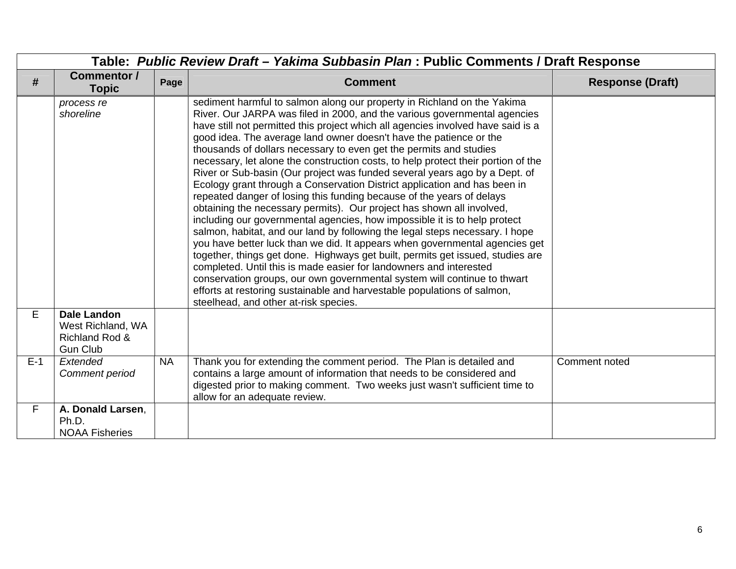| Table: *Public Review Draft – Yakima Subbasin Plan* : Public Comments / Draft Response | | | | |
|---|---|---|---|---|
| # | Commentor / Topic | Page | Comment | Response (Draft) |
| | *process re shoreline* | | sediment harmful to salmon along our property in Richland on the Yakima River. Our JARPA was filed in 2000, and the various governmental agencies have still not permitted this project which all agencies involved have said is a good idea. The average land owner doesn't have the patience or the thousands of dollars necessary to even get the permits and studies necessary, let alone the construction costs, to help protect their portion of the River or Sub-basin (Our project was funded several years ago by a Dept. of Ecology grant through a Conservation District application and has been in repeated danger of losing this funding because of the years of delays obtaining the necessary permits). Our project has shown all involved, including our governmental agencies, how impossible it is to help protect salmon, habitat, and our land by following the legal steps necessary. I hope you have better luck than we did. It appears when governmental agencies get together, things get done. Highways get built, permits get issued, studies are completed. Until this is made easier for landowners and interested conservation groups, our own governmental system will continue to thwart efforts at restoring sustainable and harvestable populations of salmon, steelhead, and other at-risk species. | |
| E | **Dale Landon** West Richland, WA Richland Rod & Gun Club | | | |
| E-1 | *Extended Comment period* | NA | Thank you for extending the comment period. The Plan is detailed and contains a large amount of information that needs to be considered and digested prior to making comment. Two weeks just wasn't sufficient time to allow for an adequate review. | Comment noted |
| F | **A. Donald Larsen**, Ph.D. NOAA Fisheries | | | |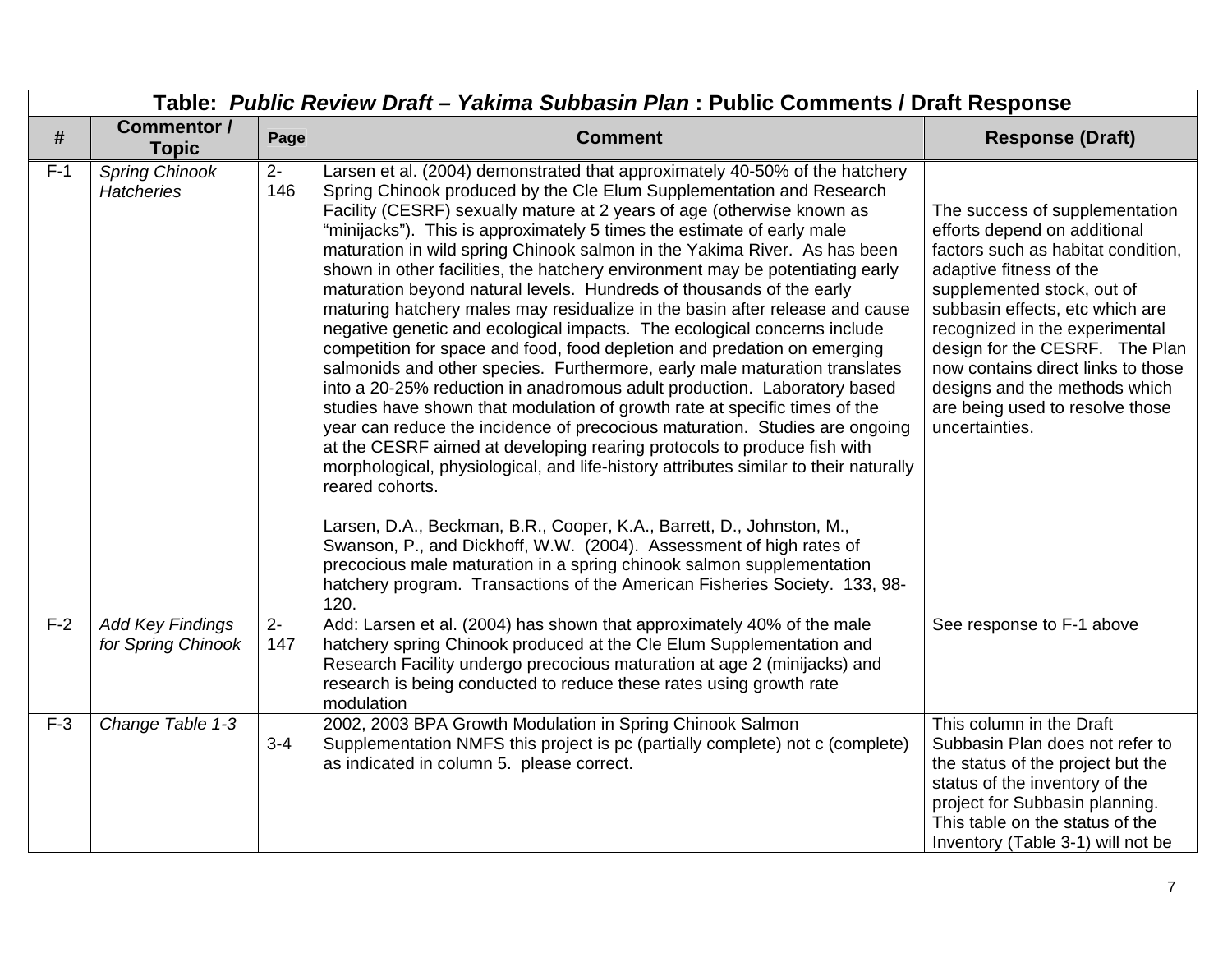| Table: *Public Review Draft – Yakima Subbasin Plan* : Public Comments / Draft Response | | | | |
|---|---|---|---|---|
| **#** | **Commentor / Topic** | **Page** | **Comment** | **Response (Draft)** |
| F-1 | *Spring Chinook Hatcheries* | 2-146 | Larsen et al. (2004) demonstrated that approximately 40-50% of the hatchery Spring Chinook produced by the Cle Elum Supplementation and Research Facility (CESRF) sexually mature at 2 years of age (otherwise known as "minijacks"). This is approximately 5 times the estimate of early male maturation in wild spring Chinook salmon in the Yakima River. As has been shown in other facilities, the hatchery environment may be potentiating early maturation beyond natural levels. Hundreds of thousands of the early maturing hatchery males may residualize in the basin after release and cause negative genetic and ecological impacts. The ecological concerns include competition for space and food, food depletion and predation on emerging salmonids and other species. Furthermore, early male maturation translates into a 20-25% reduction in anadromous adult production. Laboratory based studies have shown that modulation of growth rate at specific times of the year can reduce the incidence of precocious maturation. Studies are ongoing at the CESRF aimed at developing rearing protocols to produce fish with morphological, physiological, and life-history attributes similar to their naturally reared cohorts.<br><br>Larsen, D.A., Beckman, B.R., Cooper, K.A., Barrett, D., Johnston, M., Swanson, P., and Dickhoff, W.W. (2004). Assessment of high rates of precocious male maturation in a spring chinook salmon supplementation hatchery program. Transactions of the American Fisheries Society. 133, 98-120. | The success of supplementation efforts depend on additional factors such as habitat condition, adaptive fitness of the supplemented stock, out of subbasin effects, etc which are recognized in the experimental design for the CESRF. The Plan now contains direct links to those designs and the methods which are being used to resolve those uncertainties. |
| F-2 | *Add Key Findings for Spring Chinook* | 2-147 | Add: Larsen et al. (2004) has shown that approximately 40% of the male hatchery spring Chinook produced at the Cle Elum Supplementation and Research Facility undergo precocious maturation at age 2 (minijacks) and research is being conducted to reduce these rates using growth rate modulation | See response to F-1 above |
| F-3 | *Change Table 1-3* | 3-4 | 2002, 2003 BPA Growth Modulation in Spring Chinook Salmon Supplementation NMFS this project is pc (partially complete) not c (complete) as indicated in column 5. please correct. | This column in the Draft Subbasin Plan does not refer to the status of the project but the status of the inventory of the project for Subbasin planning. This table on the status of the Inventory (Table 3-1) will not be |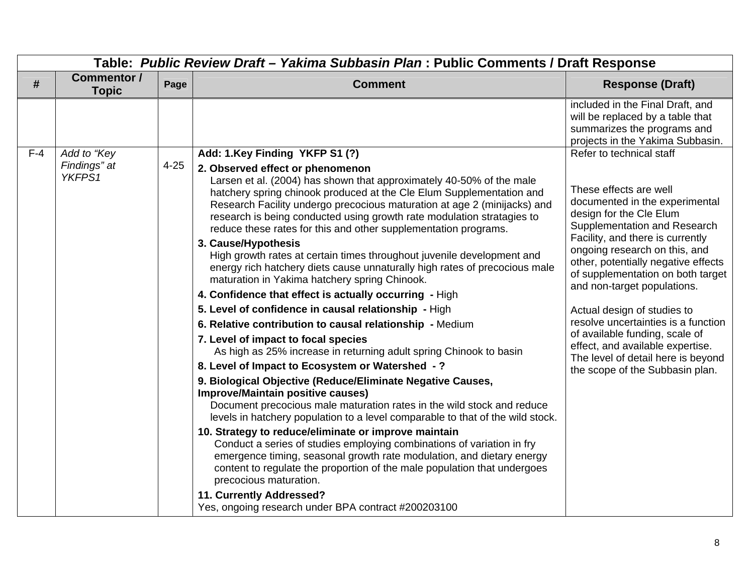| Table: *Public Review Draft – Yakima Subbasin Plan* : Public Comments / Draft Response | | | | |
|---|---|---|---|---|
| **#** | **Commentor / Topic** | **Page** | **Comment** | **Response (Draft)** |
| | | | | included in the Final Draft, and will be replaced by a table that summarizes the programs and projects in the Yakima Subbasin. |
| F-4 | *Add to "Key Findings" at YKFPS1* | 4-25 | **Add: 1.Key Finding YKFP S1 (?)**<br><br>**2. Observed effect or phenomenon**<br>Larsen et al. (2004) has shown that approximately 40-50% of the male hatchery spring chinook produced at the Cle Elum Supplementation and Research Facility undergo precocious maturation at age 2 (minijacks) and research is being conducted using growth rate modulation stratagies to reduce these rates for this and other supplementation programs.<br><br>**3. Cause/Hypothesis**<br>High growth rates at certain times throughout juvenile development and energy rich hatchery diets cause unnaturally high rates of precocious male maturation in Yakima hatchery spring Chinook.<br><br>**4. Confidence that effect is actually occurring -** High<br><br>**5. Level of confidence in causal relationship -** High<br><br>**6. Relative contribution to causal relationship -** Medium<br><br>**7. Level of impact to focal species**<br>As high as 25% increase in returning adult spring Chinook to basin<br><br>**8. Level of Impact to Ecosystem or Watershed - ?**<br><br>**9. Biological Objective (Reduce/Eliminate Negative Causes, Improve/Maintain positive causes)**<br>Document precocious male maturation rates in the wild stock and reduce levels in hatchery population to a level comparable to that of the wild stock.<br><br>**10. Strategy to reduce/eliminate or improve maintain**<br>Conduct a series of studies employing combinations of variation in fry emergence timing, seasonal growth rate modulation, and dietary energy content to regulate the proportion of the male population that undergoes precocious maturation.<br><br>**11. Currently Addressed?**<br>Yes, ongoing research under BPA contract #200203100 | Refer to technical staff<br><br>These effects are well documented in the experimental design for the Cle Elum Supplementation and Research Facility, and there is currently ongoing research on this, and other, potentially negative effects of supplementation on both target and non-target populations.<br><br>Actual design of studies to resolve uncertainties is a function of available funding, scale of effect, and available expertise. The level of detail here is beyond the scope of the Subbasin plan. |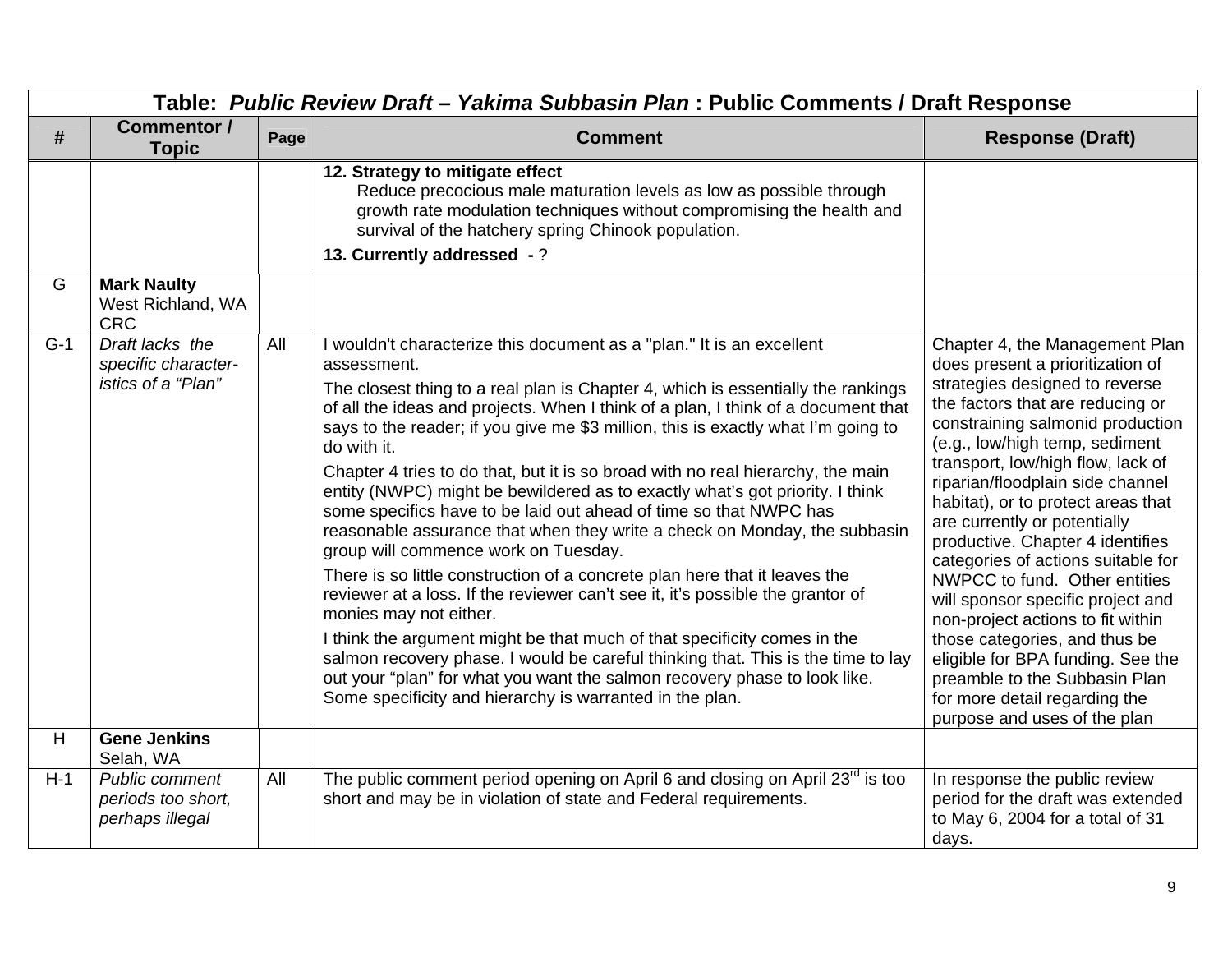| Table: *Public Review Draft – Yakima Subbasin Plan* : Public Comments / Draft Response | | | | |
|---|---|---|---|---|
| **#** | **Commentor / Topic** | **Page** | **Comment** | **Response (Draft)** |
| | | | **12. Strategy to mitigate effect**<br>Reduce precocious male maturation levels as low as possible through growth rate modulation techniques without compromising the health and survival of the hatchery spring Chinook population.<br>**13. Currently addressed -** ? | |
| G | **Mark Naulty**<br>West Richland, WA<br>CRC | | | |
| G-1 | *Draft lacks the specific characteristics of a "Plan"* | All | I wouldn't characterize this document as a "plan." It is an excellent assessment.<br>The closest thing to a real plan is Chapter 4, which is essentially the rankings of all the ideas and projects. When I think of a plan, I think of a document that says to the reader; if you give me $3 million, this is exactly what I'm going to do with it.<br>Chapter 4 tries to do that, but it is so broad with no real hierarchy, the main entity (NWPC) might be bewildered as to exactly what's got priority. I think some specifics have to be laid out ahead of time so that NWPC has reasonable assurance that when they write a check on Monday, the subbasin group will commence work on Tuesday.<br>There is so little construction of a concrete plan here that it leaves the reviewer at a loss. If the reviewer can't see it, it's possible the grantor of monies may not either.<br>I think the argument might be that much of that specificity comes in the salmon recovery phase. I would be careful thinking that. This is the time to lay out your "plan" for what you want the salmon recovery phase to look like. Some specificity and hierarchy is warranted in the plan. | Chapter 4, the Management Plan does present a prioritization of strategies designed to reverse the factors that are reducing or constraining salmonid production (e.g., low/high temp, sediment transport, low/high flow, lack of riparian/floodplain side channel habitat), or to protect areas that are currently or potentially productive. Chapter 4 identifies categories of actions suitable for NWPCC to fund. Other entities will sponsor specific project and non-project actions to fit within those categories, and thus be eligible for BPA funding. See the preamble to the Subbasin Plan for more detail regarding the purpose and uses of the plan |
| H | **Gene Jenkins**<br>Selah, WA | | | |
| H-1 | *Public comment periods too short, perhaps illegal* | All | The public comment period opening on April 6 and closing on April 23rd is too short and may be in violation of state and Federal requirements. | In response the public review period for the draft was extended to May 6, 2004 for a total of 31 days. |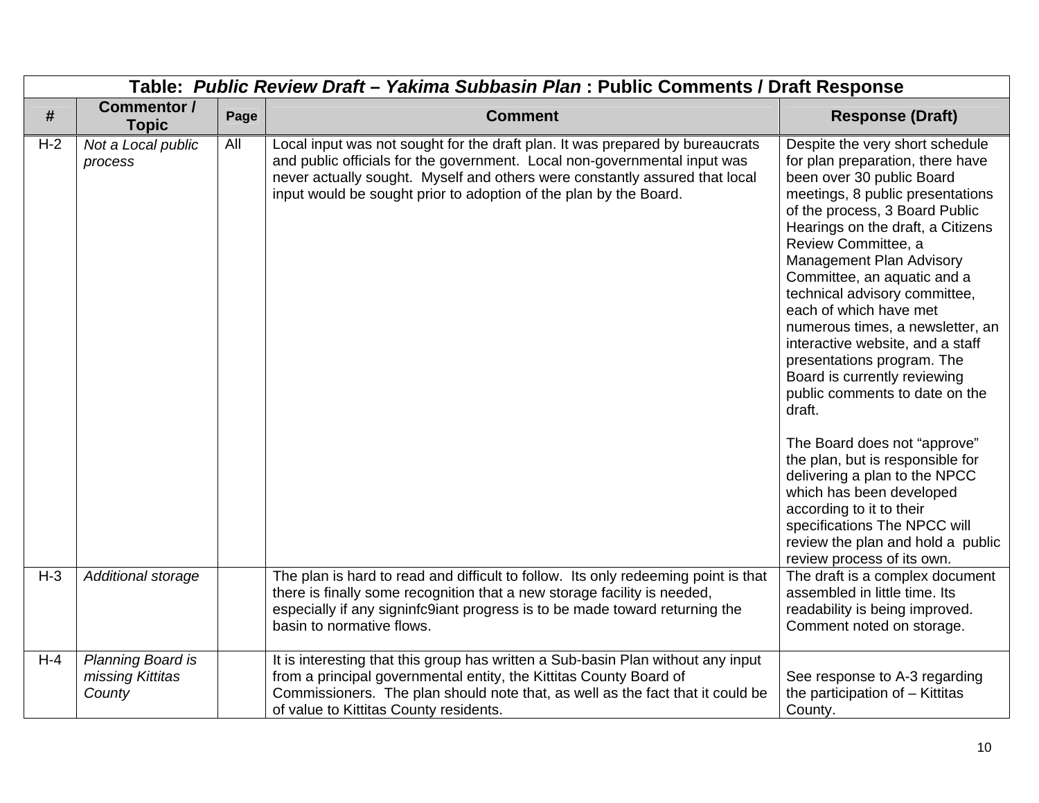| Table: *Public Review Draft – Yakima Subbasin Plan* : Public Comments / Draft Response | | | | |
|---|---|---|---|---|
| **#** | **Commentor / Topic** | **Page** | **Comment** | **Response (Draft)** |
| H-2 | *Not a Local public process* | All | Local input was not sought for the draft plan. It was prepared by bureaucrats and public officials for the government. Local non-governmental input was never actually sought. Myself and others were constantly assured that local input would be sought prior to adoption of the plan by the Board. | Despite the very short schedule for plan preparation, there have been over 30 public Board meetings, 8 public presentations of the process, 3 Board Public Hearings on the draft, a Citizens Review Committee, a Management Plan Advisory Committee, an aquatic and a technical advisory committee, each of which have met numerous times, a newsletter, an interactive website, and a staff presentations program. The Board is currently reviewing public comments to date on the draft.<br><br>The Board does not "approve" the plan, but is responsible for delivering a plan to the NPCC which has been developed according to it to their specifications The NPCC will review the plan and hold a public review process of its own. |
| H-3 | *Additional storage* | | The plan is hard to read and difficult to follow. Its only redeeming point is that there is finally some recognition that a new storage facility is needed, especially if any signinfc9iant progress is to be made toward returning the basin to normative flows. | The draft is a complex document assembled in little time. Its readability is being improved. Comment noted on storage. |
| H-4 | *Planning Board is missing Kittitas County* | | It is interesting that this group has written a Sub-basin Plan without any input from a principal governmental entity, the Kittitas County Board of Commissioners. The plan should note that, as well as the fact that it could be of value to Kittitas County residents. | See response to A-3 regarding the participation of – Kittitas County. |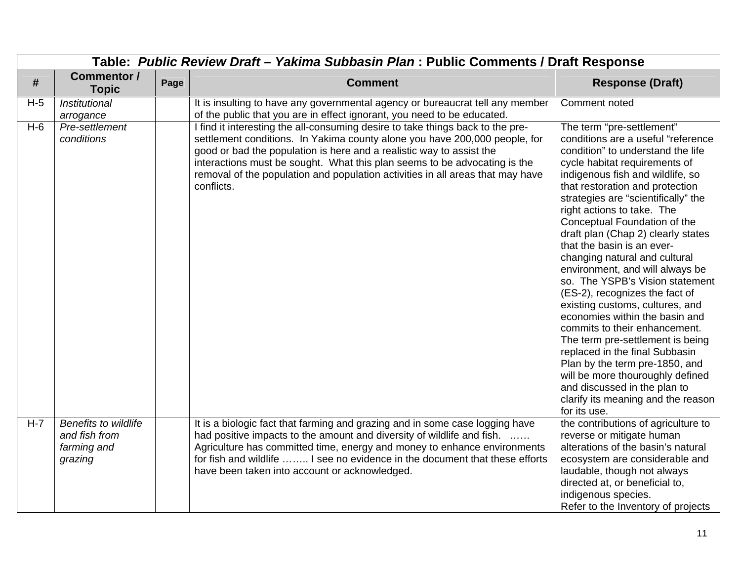| Table: *Public Review Draft – Yakima Subbasin Plan* : Public Comments / Draft Response | | | | |
|---|---|---|---|---|
| **#** | **Commentor / Topic** | **Page** | **Comment** | **Response (Draft)** |
| H-5 | *Institutional arrogance* | | It is insulting to have any governmental agency or bureaucrat tell any member of the public that you are in effect ignorant, you need to be educated. | Comment noted |
| H-6 | *Pre-settlement conditions* | | I find it interesting the all-consuming desire to take things back to the pre-settlement conditions. In Yakima county alone you have 200,000 people, for good or bad the population is here and a realistic way to assist the interactions must be sought. What this plan seems to be advocating is the removal of the population and population activities in all areas that may have conflicts. | The term “pre-settlement” conditions are a useful “reference condition” to understand the life cycle habitat requirements of indigenous fish and wildlife, so that restoration and protection strategies are “scientifically” the right actions to take. The Conceptual Foundation of the draft plan (Chap 2) clearly states that the basin is an ever-changing natural and cultural environment, and will always be so. The YSPB’s Vision statement (ES-2), recognizes the fact of existing customs, cultures, and economies within the basin and commits to their enhancement. The term pre-settlement is being replaced in the final Subbasin Plan by the term pre-1850, and will be more thouroughly defined and discussed in the plan to clarify its meaning and the reason for its use. |
| H-7 | *Benefits to wildlife and fish from farming and grazing* | | It is a biologic fact that farming and grazing and in some case logging have had positive impacts to the amount and diversity of wildlife and fish. …… Agriculture has committed time, energy and money to enhance environments for fish and wildlife …….. I see no evidence in the document that these efforts have been taken into account or acknowledged. | the contributions of agriculture to reverse or mitigate human alterations of the basin’s natural ecosystem are considerable and laudable, though not always directed at, or beneficial to, indigenous species.<br>Refer to the Inventory of projects |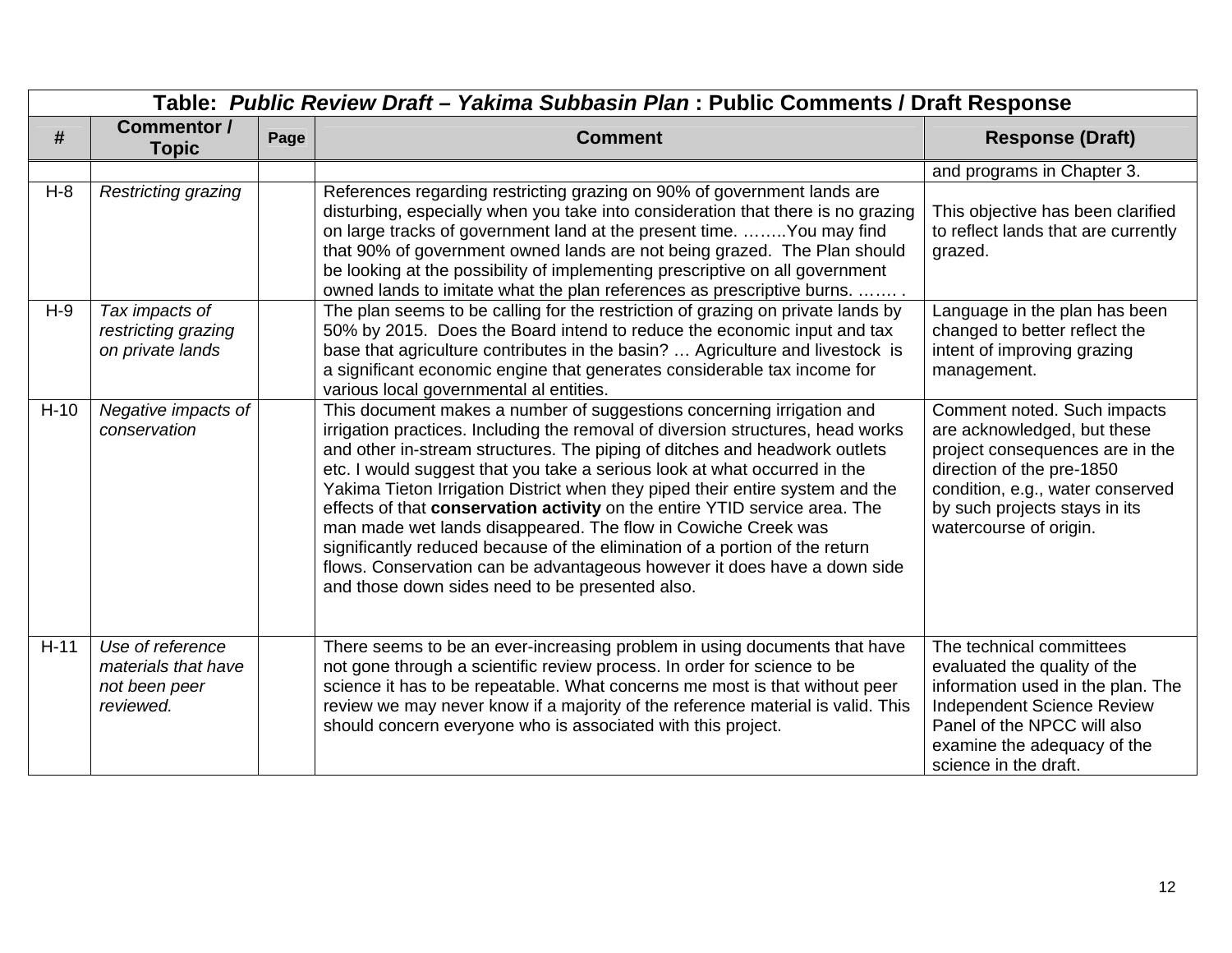| Table: *Public Review Draft – Yakima Subbasin Plan* : Public Comments / Draft Response | | | | |
|---|---|---|---|---|
| **#** | **Commentor / Topic** | **Page** | **Comment** | **Response (Draft)** |
| | | | | and programs in Chapter 3. |
| H-8 | *Restricting grazing* | | References regarding restricting grazing on 90% of government lands are disturbing, especially when you take into consideration that there is no grazing on large tracks of government land at the present time. ……..You may find that 90% of government owned lands are not being grazed. The Plan should be looking at the possibility of implementing prescriptive on all government owned lands to imitate what the plan references as prescriptive burns. ……. . | This objective has been clarified to reflect lands that are currently grazed. |
| H-9 | *Tax impacts of restricting grazing on private lands* | | The plan seems to be calling for the restriction of grazing on private lands by 50% by 2015. Does the Board intend to reduce the economic input and tax base that agriculture contributes in the basin? … Agriculture and livestock is a significant economic engine that generates considerable tax income for various local governmental al entities. | Language in the plan has been changed to better reflect the intent of improving grazing management. |
| H-10 | *Negative impacts of conservation* | | This document makes a number of suggestions concerning irrigation and irrigation practices. Including the removal of diversion structures, head works and other in-stream structures. The piping of ditches and headwork outlets etc. I would suggest that you take a serious look at what occurred in the Yakima Tieton Irrigation District when they piped their entire system and the effects of that **conservation activity** on the entire YTID service area. The man made wet lands disappeared. The flow in Cowiche Creek was significantly reduced because of the elimination of a portion of the return flows. Conservation can be advantageous however it does have a down side and those down sides need to be presented also. | Comment noted. Such impacts are acknowledged, but these project consequences are in the direction of the pre-1850 condition, e.g., water conserved by such projects stays in its watercourse of origin. |
| H-11 | *Use of reference materials that have not been peer reviewed.* | | There seems to be an ever-increasing problem in using documents that have not gone through a scientific review process. In order for science to be science it has to be repeatable. What concerns me most is that without peer review we may never know if a majority of the reference material is valid. This should concern everyone who is associated with this project. | The technical committees evaluated the quality of the information used in the plan. The Independent Science Review Panel of the NPCC will also examine the adequacy of the science in the draft. |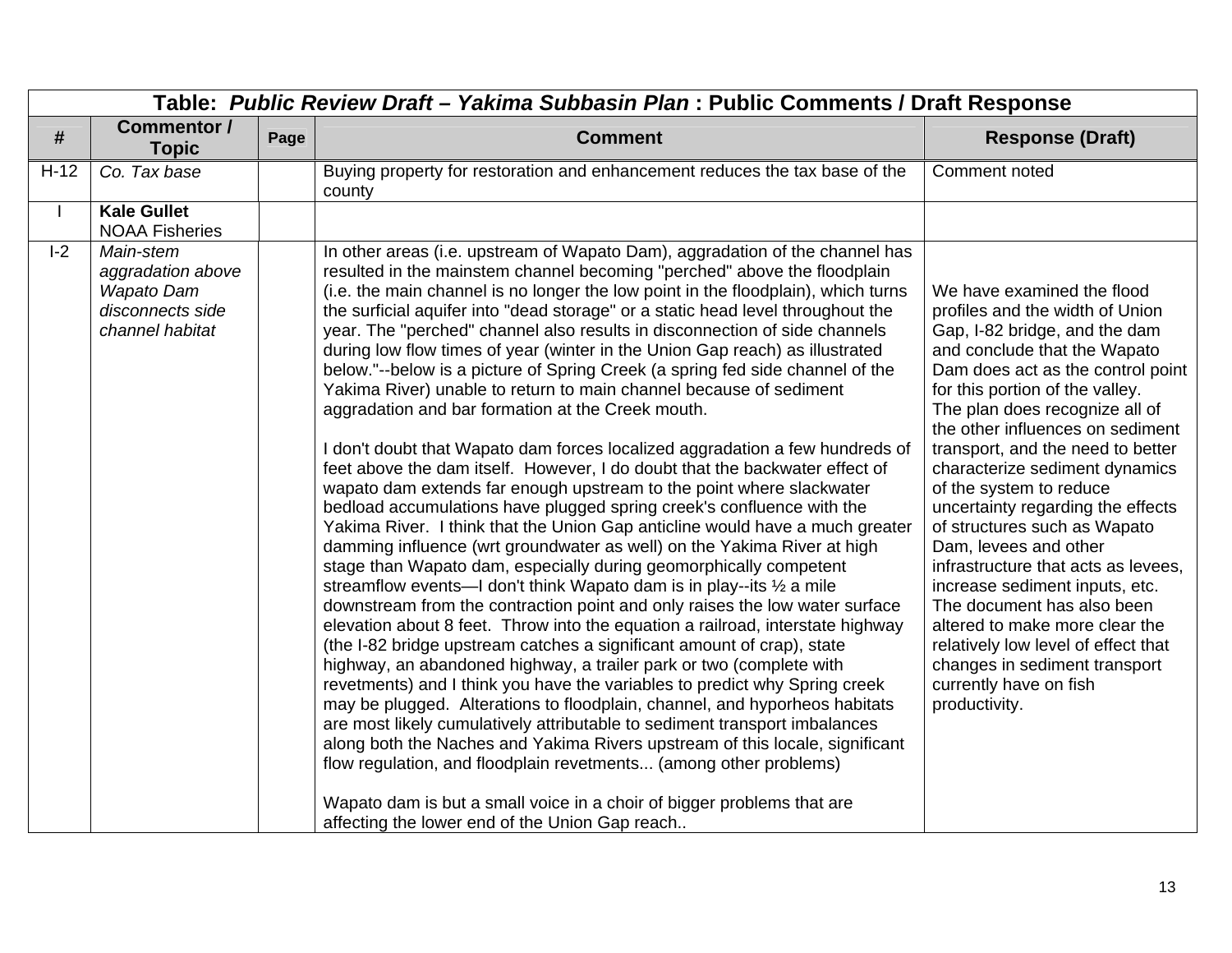| Table: *Public Review Draft – Yakima Subbasin Plan* : Public Comments / Draft Response | | | | |
|---|---|---|---|---|
| **#** | **Commentor / Topic** | **Page** | **Comment** | **Response (Draft)** |
| H-12 | *Co. Tax base* | | Buying property for restoration and enhancement reduces the tax base of the county | Comment noted |
| I | **Kale Gullet** NOAA Fisheries | | | |
| I-2 | *Main-stem aggradation above Wapato Dam disconnects side channel habitat* | | In other areas (i.e. upstream of Wapato Dam), aggradation of the channel has resulted in the mainstem channel becoming "perched" above the floodplain (i.e. the main channel is no longer the low point in the floodplain), which turns the surficial aquifer into "dead storage" or a static head level throughout the year. The "perched" channel also results in disconnection of side channels during low flow times of year (winter in the Union Gap reach) as illustrated below."--below is a picture of Spring Creek (a spring fed side channel of the Yakima River) unable to return to main channel because of sediment aggradation and bar formation at the Creek mouth.<br><br>I don't doubt that Wapato dam forces localized aggradation a few hundreds of feet above the dam itself. However, I do doubt that the backwater effect of wapato dam extends far enough upstream to the point where slackwater bedload accumulations have plugged spring creek's confluence with the Yakima River. I think that the Union Gap anticline would have a much greater damming influence (wrt groundwater as well) on the Yakima River at high stage than Wapato dam, especially during geomorphically competent streamflow events—I don't think Wapato dam is in play--its ½ a mile downstream from the contraction point and only raises the low water surface elevation about 8 feet. Throw into the equation a railroad, interstate highway (the I-82 bridge upstream catches a significant amount of crap), state highway, an abandoned highway, a trailer park or two (complete with revetments) and I think you have the variables to predict why Spring creek may be plugged. Alterations to floodplain, channel, and hyporheos habitats are most likely cumulatively attributable to sediment transport imbalances along both the Naches and Yakima Rivers upstream of this locale, significant flow regulation, and floodplain revetments... (among other problems)<br><br>Wapato dam is but a small voice in a choir of bigger problems that are affecting the lower end of the Union Gap reach.. | We have examined the flood profiles and the width of Union Gap, I-82 bridge, and the dam and conclude that the Wapato Dam does act as the control point for this portion of the valley. The plan does recognize all of the other influences on sediment transport, and the need to better characterize sediment dynamics of the system to reduce uncertainty regarding the effects of structures such as Wapato Dam, levees and other infrastructure that acts as levees, increase sediment inputs, etc. The document has also been altered to make more clear the relatively low level of effect that changes in sediment transport currently have on fish productivity. |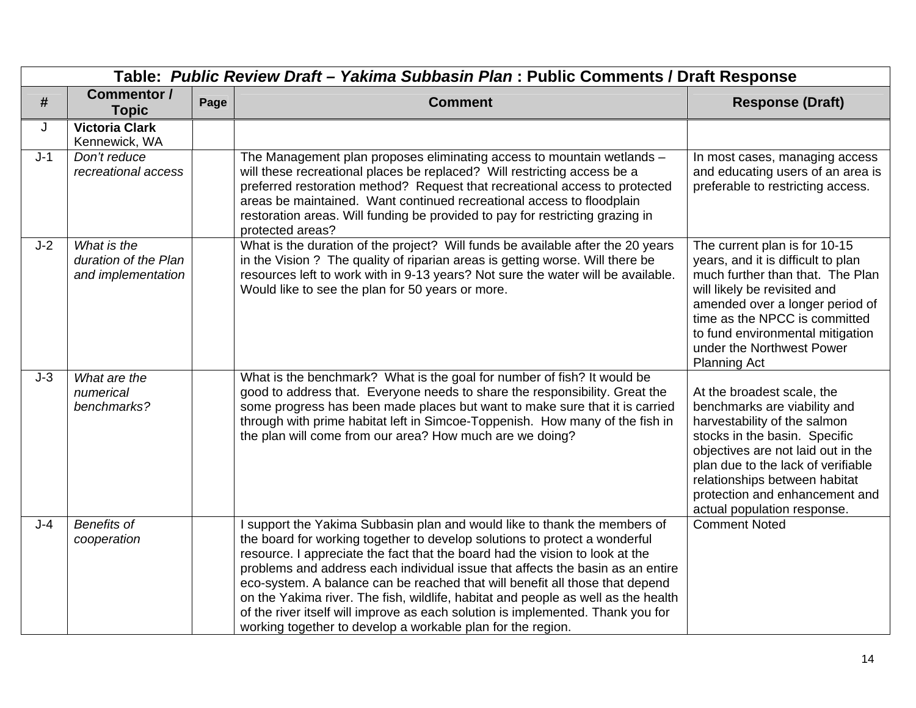| Table: *Public Review Draft – Yakima Subbasin Plan* : Public Comments / Draft Response | | | | |
|---|---|---|---|---|
| **#** | **Commentor / Topic** | **Page** | **Comment** | **Response (Draft)** |
| J | **Victoria Clark** Kennewick, WA | | | |
| J-1 | *Don't reduce recreational access* | | The Management plan proposes eliminating access to mountain wetlands – will these recreational places be replaced? Will restricting access be a preferred restoration method? Request that recreational access to protected areas be maintained. Want continued recreational access to floodplain restoration areas. Will funding be provided to pay for restricting grazing in protected areas? | In most cases, managing access and educating users of an area is preferable to restricting access. |
| J-2 | *What is the duration of the Plan and implementation* | | What is the duration of the project? Will funds be available after the 20 years in the Vision ? The quality of riparian areas is getting worse. Will there be resources left to work with in 9-13 years? Not sure the water will be available. Would like to see the plan for 50 years or more. | The current plan is for 10-15 years, and it is difficult to plan much further than that. The Plan will likely be revisited and amended over a longer period of time as the NPCC is committed to fund environmental mitigation under the Northwest Power Planning Act |
| J-3 | *What are the numerical benchmarks?* | | What is the benchmark? What is the goal for number of fish? It would be good to address that. Everyone needs to share the responsibility. Great the some progress has been made places but want to make sure that it is carried through with prime habitat left in Simcoe-Toppenish. How many of the fish in the plan will come from our area? How much are we doing? | At the broadest scale, the benchmarks are viability and harvestability of the salmon stocks in the basin. Specific objectives are not laid out in the plan due to the lack of verifiable relationships between habitat protection and enhancement and actual population response. |
| J-4 | *Benefits of cooperation* | | I support the Yakima Subbasin plan and would like to thank the members of the board for working together to develop solutions to protect a wonderful resource. I appreciate the fact that the board had the vision to look at the problems and address each individual issue that affects the basin as an entire eco-system. A balance can be reached that will benefit all those that depend on the Yakima river. The fish, wildlife, habitat and people as well as the health of the river itself will improve as each solution is implemented. Thank you for working together to develop a workable plan for the region. | Comment Noted |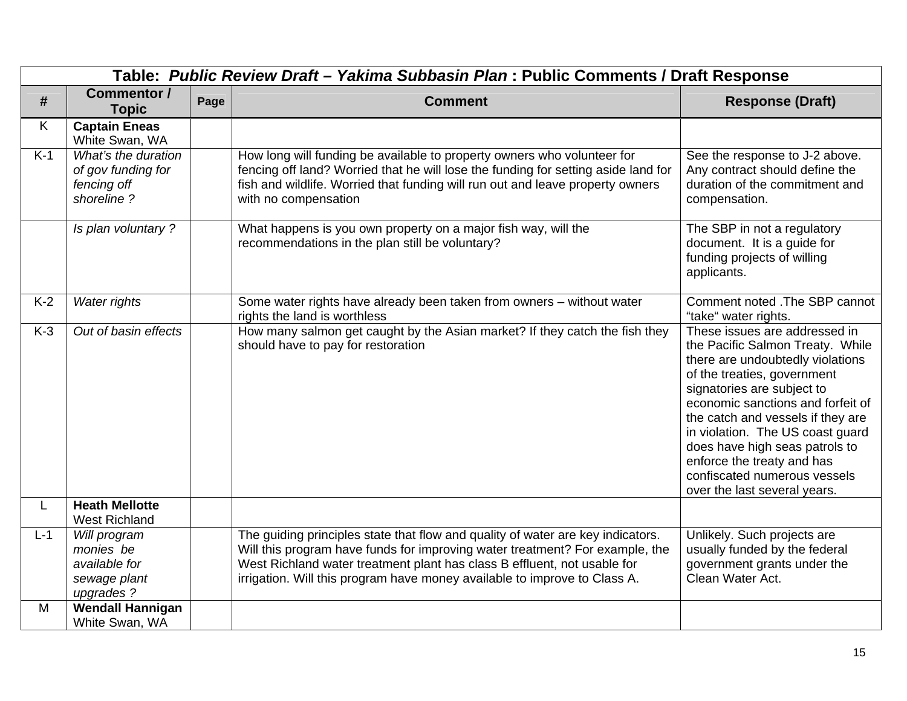| Table: *Public Review Draft – Yakima Subbasin Plan* : Public Comments / Draft Response | | | | |
|---|---|---|---|---|
| **#** | **Commentor / Topic** | **Page** | **Comment** | **Response (Draft)** |
| K | **Captain Eneas** White Swan, WA | | | |
| K-1 | *What's the duration of gov funding for fencing off shoreline ?* | | How long will funding be available to property owners who volunteer for fencing off land? Worried that he will lose the funding for setting aside land for fish and wildlife. Worried that funding will run out and leave property owners with no compensation | See the response to J-2 above. Any contract should define the duration of the commitment and compensation. |
| | *Is plan voluntary ?* | | What happens is you own property on a major fish way, will the recommendations in the plan still be voluntary? | The SBP in not a regulatory document. It is a guide for funding projects of willing applicants. |
| K-2 | *Water rights* | | Some water rights have already been taken from owners – without water rights the land is worthless | Comment noted .The SBP cannot "take" water rights. |
| K-3 | *Out of basin effects* | | How many salmon get caught by the Asian market? If they catch the fish they should have to pay for restoration | These issues are addressed in the Pacific Salmon Treaty. While there are undoubtedly violations of the treaties, government signatories are subject to economic sanctions and forfeit of the catch and vessels if they are in violation. The US coast guard does have high seas patrols to enforce the treaty and has confiscated numerous vessels over the last several years. |
| L | **Heath Mellotte** West Richland | | | |
| L-1 | *Will program monies be available for sewage plant upgrades ?* | | The guiding principles state that flow and quality of water are key indicators. Will this program have funds for improving water treatment? For example, the West Richland water treatment plant has class B effluent, not usable for irrigation. Will this program have money available to improve to Class A. | Unlikely. Such projects are usually funded by the federal government grants under the Clean Water Act. |
| M | **Wendall Hannigan** White Swan, WA | | | |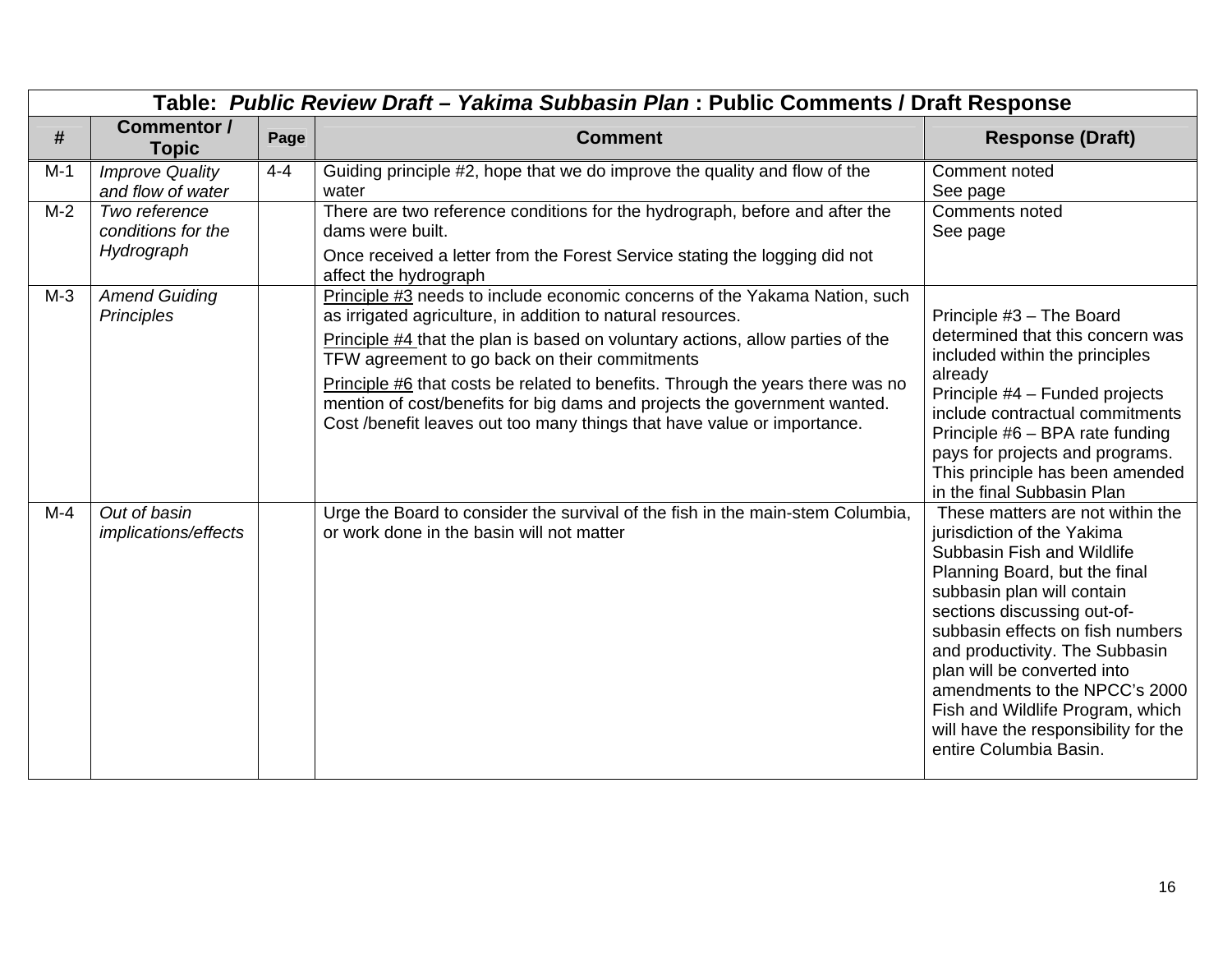| Table: *Public Review Draft – Yakima Subbasin Plan* : Public Comments / Draft Response | | | | |
|---|---|---|---|---|
| **#** | **Commentor / Topic** | **Page** | **Comment** | **Response (Draft)** |
| M-1 | *Improve Quality and flow of water* | 4-4 | Guiding principle #2, hope that we do improve the quality and flow of the water | Comment noted<br>See page |
| M-2 | *Two reference conditions for the Hydrograph* | | There are two reference conditions for the hydrograph, before and after the dams were built.<br><br>Once received a letter from the Forest Service stating the logging did not affect the hydrograph | Comments noted<br>See page |
| M-3 | *Amend Guiding Principles* | | Principle #3 needs to include economic concerns of the Yakama Nation, such as irrigated agriculture, in addition to natural resources.<br><br>Principle #4 that the plan is based on voluntary actions, allow parties of the TFW agreement to go back on their commitments<br><br>Principle #6 that costs be related to benefits. Through the years there was no mention of cost/benefits for big dams and projects the government wanted. Cost /benefit leaves out too many things that have value or importance. | Principle #3 – The Board determined that this concern was included within the principles already<br>Principle #4 – Funded projects include contractual commitments<br>Principle #6 – BPA rate funding pays for projects and programs. This principle has been amended in the final Subbasin Plan |
| M-4 | *Out of basin implications/effects* | | Urge the Board to consider the survival of the fish in the main-stem Columbia, or work done in the basin will not matter | These matters are not within the jurisdiction of the Yakima Subbasin Fish and Wildlife Planning Board, but the final subbasin plan will contain sections discussing out-of-subbasin effects on fish numbers and productivity. The Subbasin plan will be converted into amendments to the NPCC's 2000 Fish and Wildlife Program, which will have the responsibility for the entire Columbia Basin. |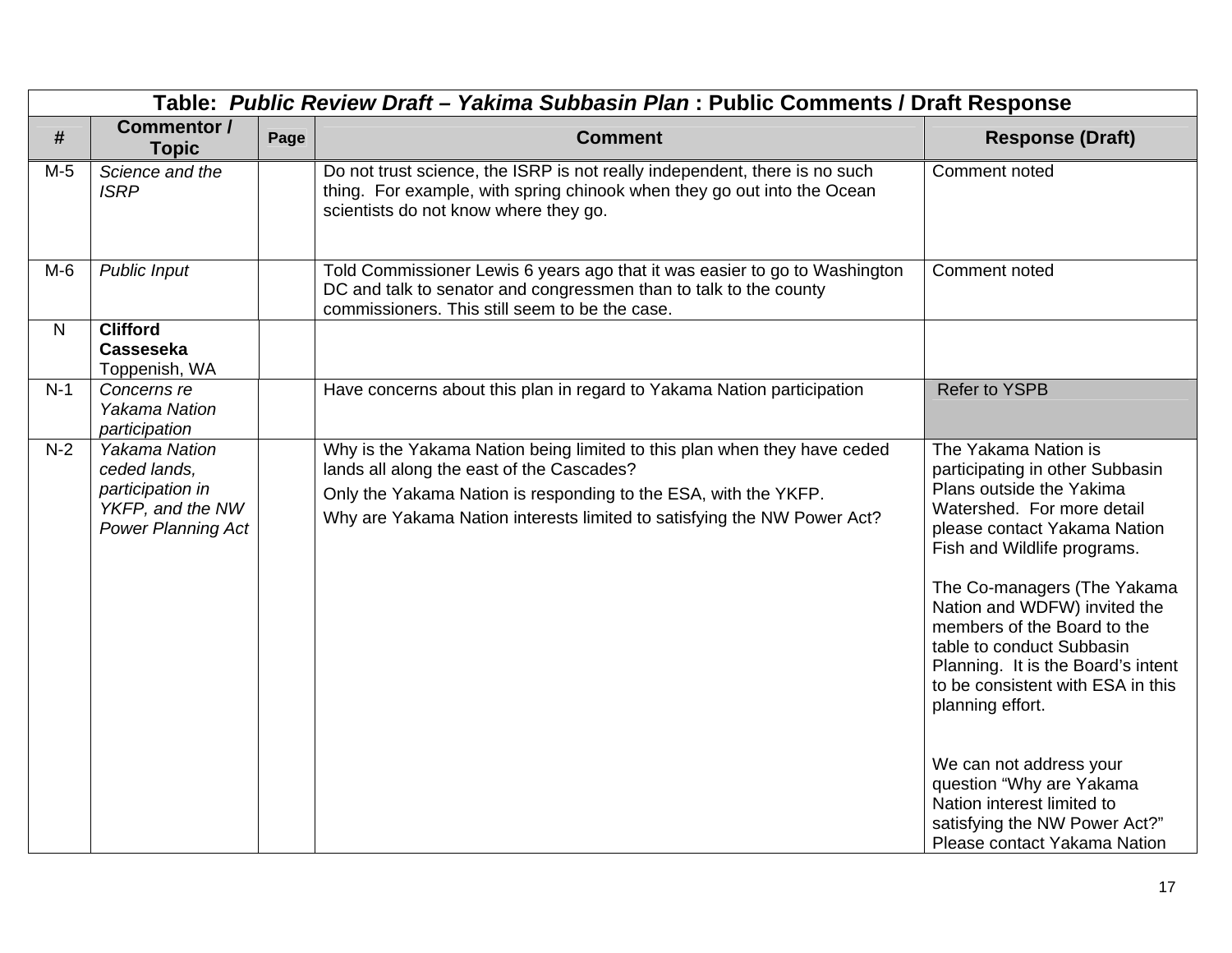| Table: *Public Review Draft – Yakima Subbasin Plan* : Public Comments / Draft Response | | | | |
|---|---|---|---|---|
| **#** | **Commentor / Topic** | **Page** | **Comment** | **Response (Draft)** |
| M-5 | *Science and the ISRP* | | Do not trust science, the ISRP is not really independent, there is no such thing. For example, with spring chinook when they go out into the Ocean scientists do not know where they go. | Comment noted |
| M-6 | *Public Input* | | Told Commissioner Lewis 6 years ago that it was easier to go to Washington DC and talk to senator and congressmen than to talk to the county commissioners. This still seem to be the case. | Comment noted |
| N | **Clifford Casseseka** Toppenish, WA | | | |
| N-1 | *Concerns re Yakama Nation participation* | | Have concerns about this plan in regard to Yakama Nation participation | Refer to YSPB |
| N-2 | *Yakama Nation ceded lands, participation in YKFP, and the NW Power Planning Act* | | Why is the Yakama Nation being limited to this plan when they have ceded lands all along the east of the Cascades?<br><br>Only the Yakama Nation is responding to the ESA, with the YKFP.<br><br>Why are Yakama Nation interests limited to satisfying the NW Power Act? | The Yakama Nation is participating in other Subbasin Plans outside the Yakima Watershed. For more detail please contact Yakama Nation Fish and Wildlife programs.<br><br>The Co-managers (The Yakama Nation and WDFW) invited the members of the Board to the table to conduct Subbasin Planning. It is the Board's intent to be consistent with ESA in this planning effort.<br><br>We can not address your question "Why are Yakama Nation interest limited to satisfying the NW Power Act?" Please contact Yakama Nation |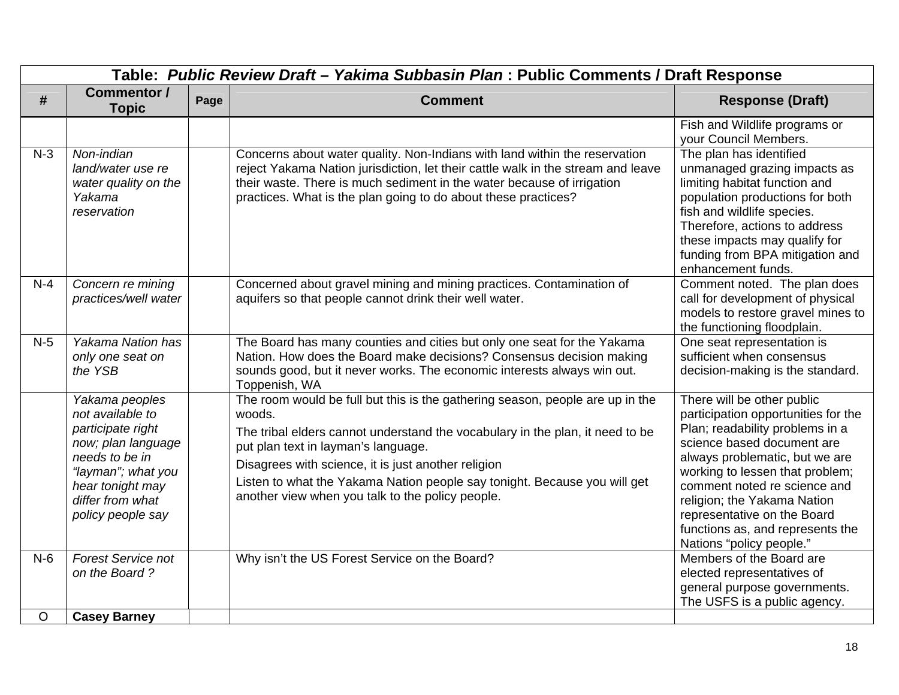| # | Commentor / Topic | Page | Comment | Response (Draft) |
|---|---|---|---|---|
| | | | | Fish and Wildlife programs or your Council Members. |
| N-3 | *Non-indian land/water use re water quality on the Yakama reservation* | | Concerns about water quality. Non-Indians with land within the reservation reject Yakama Nation jurisdiction, let their cattle walk in the stream and leave their waste. There is much sediment in the water because of irrigation practices. What is the plan going to do about these practices? | The plan has identified unmanaged grazing impacts as limiting habitat function and population productions for both fish and wildlife species. Therefore, actions to address these impacts may qualify for funding from BPA mitigation and enhancement funds. |
| N-4 | *Concern re mining practices/well water* | | Concerned about gravel mining and mining practices. Contamination of aquifers so that people cannot drink their well water. | Comment noted. The plan does call for development of physical models to restore gravel mines to the functioning floodplain. |
| N-5 | *Yakama Nation has only one seat on the YSB* | | The Board has many counties and cities but only one seat for the Yakama Nation. How does the Board make decisions? Consensus decision making sounds good, but it never works. The economic interests always win out. Toppenish, WA | One seat representation is sufficient when consensus decision-making is the standard. |
| | *Yakama peoples not available to participate right now; plan language needs to be in "layman"; what you hear tonight may differ from what policy people say* | | The room would be full but this is the gathering season, people are up in the woods.<br>The tribal elders cannot understand the vocabulary in the plan, it need to be put plan text in layman's language.<br>Disagrees with science, it is just another religion<br>Listen to what the Yakama Nation people say tonight. Because you will get another view when you talk to the policy people. | There will be other public participation opportunities for the Plan; readability problems in a science based document are always problematic, but we are working to lessen that problem; comment noted re science and religion; the Yakama Nation representative on the Board functions as, and represents the Nations "policy people." |
| N-6 | *Forest Service not on the Board ?* | | Why isn't the US Forest Service on the Board? | Members of the Board are elected representatives of general purpose governments. The USFS is a public agency. |
| O | **Casey Barney** | | | |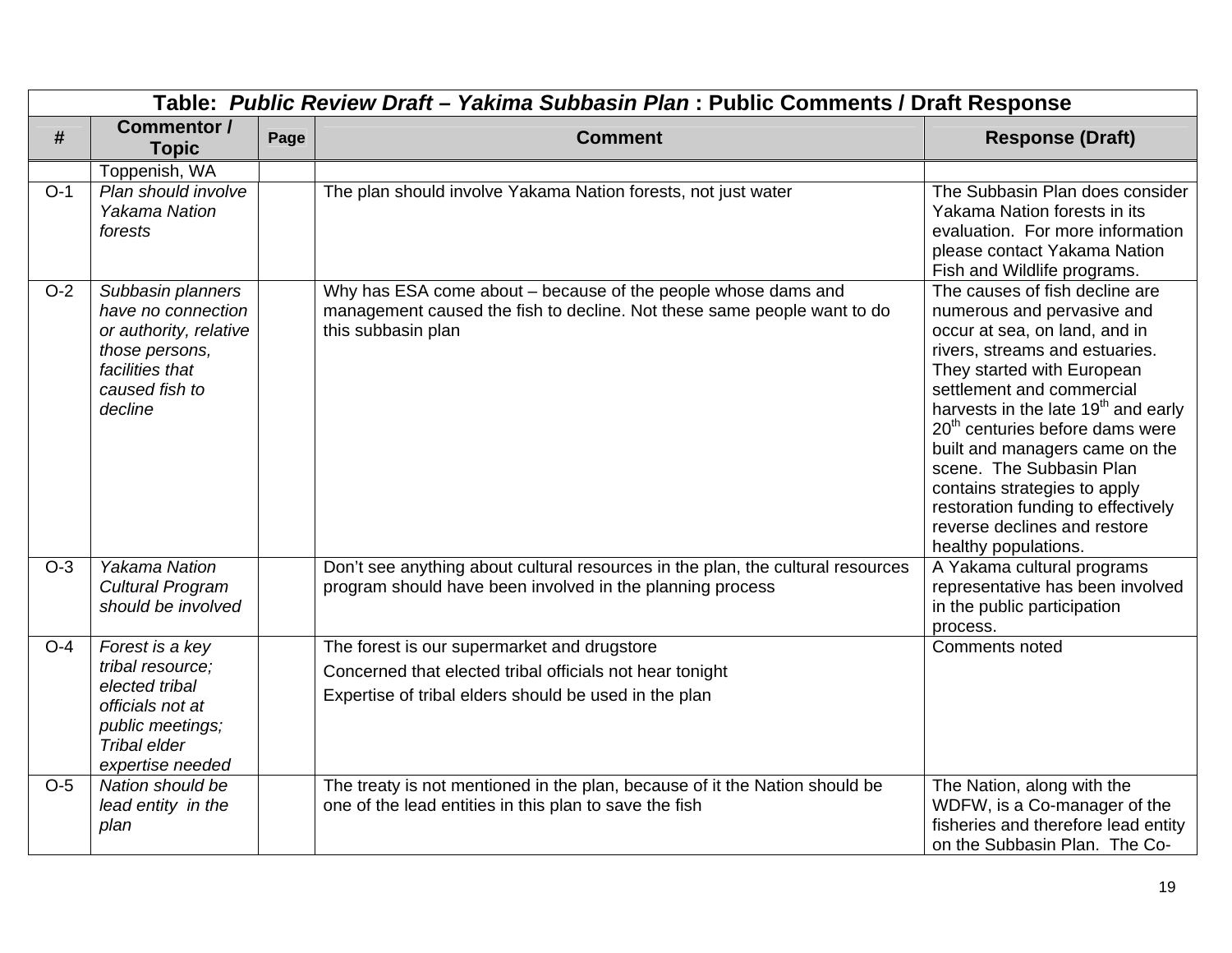| Table: *Public Review Draft – Yakima Subbasin Plan* : Public Comments / Draft Response | | | | |
|---|---|---|---|---|
| **#** | **Commentor / Topic** | **Page** | **Comment** | **Response (Draft)** |
| | Toppenish, WA | | | |
| O-1 | *Plan should involve Yakama Nation forests* | | The plan should involve Yakama Nation forests, not just water | The Subbasin Plan does consider Yakama Nation forests in its evaluation. For more information please contact Yakama Nation Fish and Wildlife programs. |
| O-2 | *Subbasin planners have no connection or authority, relative those persons, facilities that caused fish to decline* | | Why has ESA come about – because of the people whose dams and management caused the fish to decline. Not these same people want to do this subbasin plan | The causes of fish decline are numerous and pervasive and occur at sea, on land, and in rivers, streams and estuaries. They started with European settlement and commercial harvests in the late 19th and early 20th centuries before dams were built and managers came on the scene. The Subbasin Plan contains strategies to apply restoration funding to effectively reverse declines and restore healthy populations. |
| O-3 | *Yakama Nation Cultural Program should be involved* | | Don't see anything about cultural resources in the plan, the cultural resources program should have been involved in the planning process | A Yakama cultural programs representative has been involved in the public participation process. |
| O-4 | *Forest is a key tribal resource; elected tribal officials not at public meetings; Tribal elder expertise needed* | | The forest is our supermarket and drugstore<br>Concerned that elected tribal officials not hear tonight<br>Expertise of tribal elders should be used in the plan | Comments noted |
| O-5 | *Nation should be lead entity in the plan* | | The treaty is not mentioned in the plan, because of it the Nation should be one of the lead entities in this plan to save the fish | The Nation, along with the WDFW, is a Co-manager of the fisheries and therefore lead entity on the Subbasin Plan. The Co- |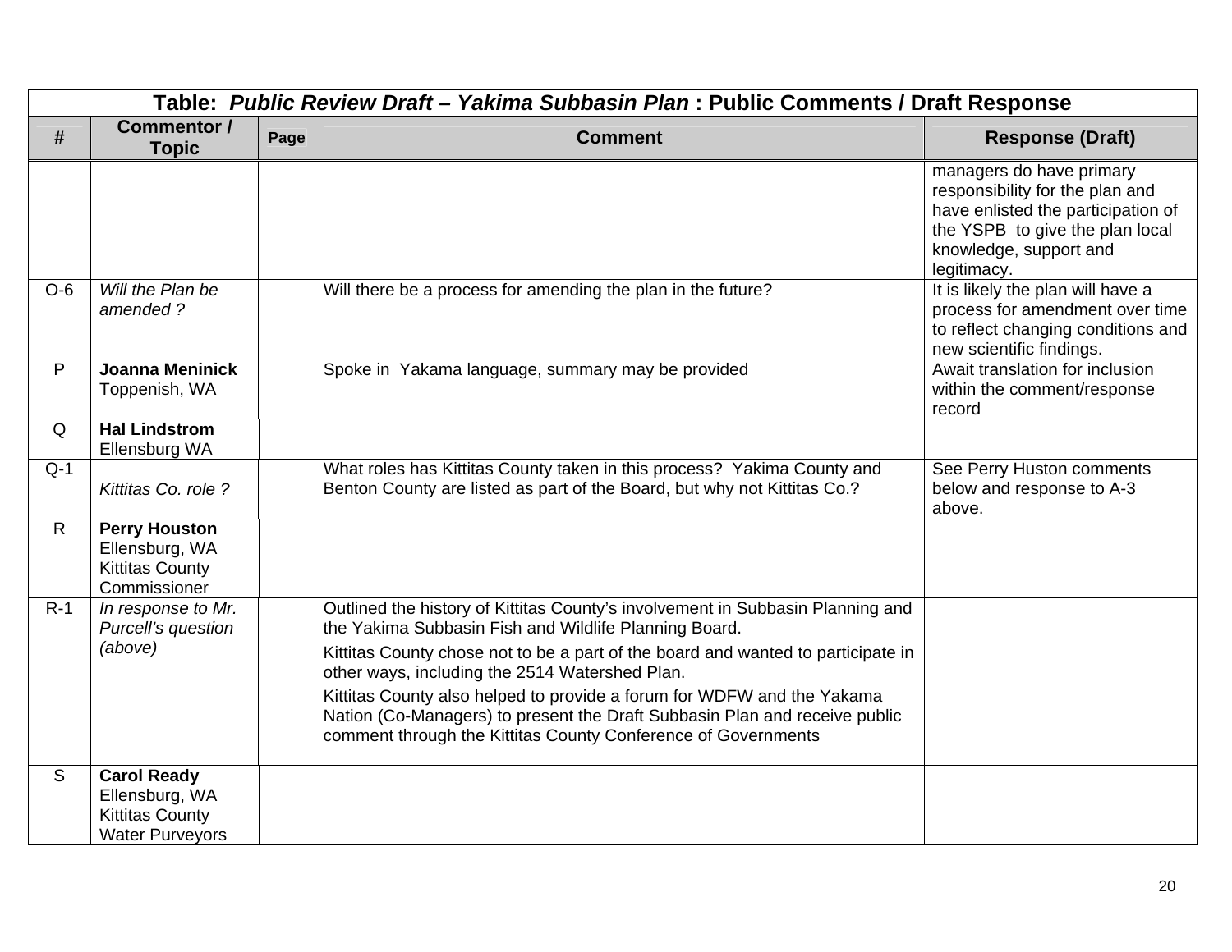| Table: *Public Review Draft – Yakima Subbasin Plan* : Public Comments / Draft Response | | | | |
|---|---|---|---|---|
| **#** | **Commentor / Topic** | **Page** | **Comment** | **Response (Draft)** |
| | | | | managers do have primary responsibility for the plan and have enlisted the participation of the YSPB to give the plan local knowledge, support and legitimacy. |
| O-6 | *Will the Plan be amended ?* | | Will there be a process for amending the plan in the future? | It is likely the plan will have a process for amendment over time to reflect changing conditions and new scientific findings. |
| P | **Joanna Meninick** Toppenish, WA | | Spoke in Yakama language, summary may be provided | Await translation for inclusion within the comment/response record |
| Q | **Hal Lindstrom** Ellensburg WA | | | |
| Q-1 | *Kittitas Co. role ?* | | What roles has Kittitas County taken in this process? Yakima County and Benton County are listed as part of the Board, but why not Kittitas Co.? | See Perry Huston comments below and response to A-3 above. |
| R | **Perry Houston** Ellensburg, WA Kittitas County Commissioner | | | |
| R-1 | *In response to Mr. Purcell's question (above)* | | Outlined the history of Kittitas County's involvement in Subbasin Planning and the Yakima Subbasin Fish and Wildlife Planning Board. Kittitas County chose not to be a part of the board and wanted to participate in other ways, including the 2514 Watershed Plan. Kittitas County also helped to provide a forum for WDFW and the Yakama Nation (Co-Managers) to present the Draft Subbasin Plan and receive public comment through the Kittitas County Conference of Governments | |
| S | **Carol Ready** Ellensburg, WA Kittitas County Water Purveyors | | | |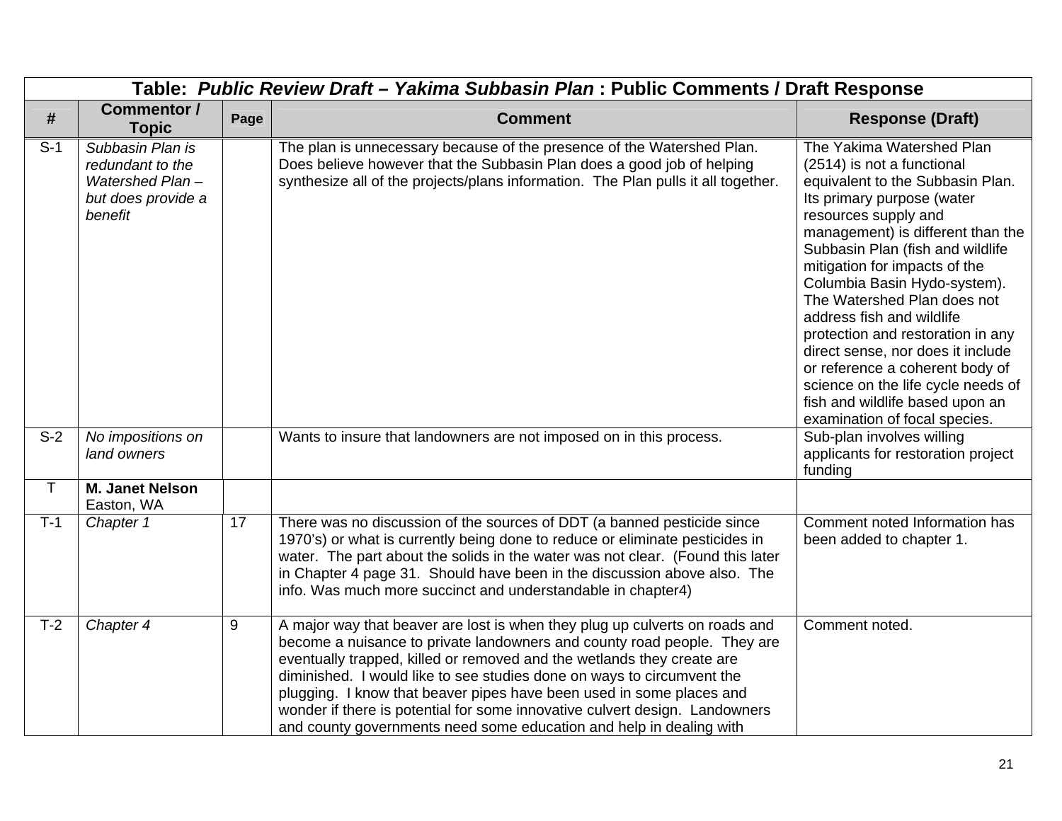| Table: *Public Review Draft – Yakima Subbasin Plan* : Public Comments / Draft Response | | | | |
|---|---|---|---|---|
| **#** | **Commentor / Topic** | **Page** | **Comment** | **Response (Draft)** |
| S-1 | *Subbasin Plan is redundant to the Watershed Plan – but does provide a benefit* | | The plan is unnecessary because of the presence of the Watershed Plan. Does believe however that the Subbasin Plan does a good job of helping synthesize all of the projects/plans information. The Plan pulls it all together. | The Yakima Watershed Plan (2514) is not a functional equivalent to the Subbasin Plan. Its primary purpose (water resources supply and management) is different than the Subbasin Plan (fish and wildlife mitigation for impacts of the Columbia Basin Hydo-system). The Watershed Plan does not address fish and wildlife protection and restoration in any direct sense, nor does it include or reference a coherent body of science on the life cycle needs of fish and wildlife based upon an examination of focal species. |
| S-2 | *No impositions on land owners* | | Wants to insure that landowners are not imposed on in this process. | Sub-plan involves willing applicants for restoration project funding |
| T | **M. Janet Nelson** Easton, WA | | | |
| T-1 | *Chapter 1* | 17 | There was no discussion of the sources of DDT (a banned pesticide since 1970's) or what is currently being done to reduce or eliminate pesticides in water. The part about the solids in the water was not clear. (Found this later in Chapter 4 page 31. Should have been in the discussion above also. The info. Was much more succinct and understandable in chapter4) | Comment noted Information has been added to chapter 1. |
| T-2 | *Chapter 4* | 9 | A major way that beaver are lost is when they plug up culverts on roads and become a nuisance to private landowners and county road people. They are eventually trapped, killed or removed and the wetlands they create are diminished. I would like to see studies done on ways to circumvent the plugging. I know that beaver pipes have been used in some places and wonder if there is potential for some innovative culvert design. Landowners and county governments need some education and help in dealing with | Comment noted. |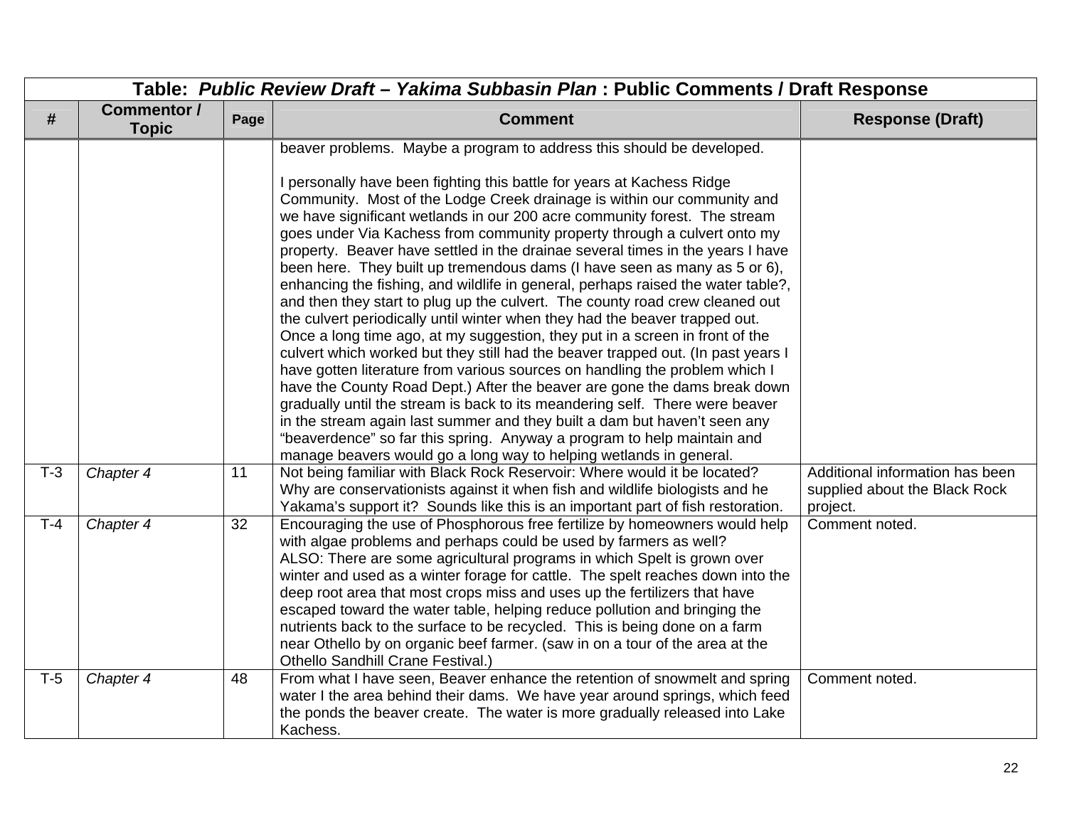| Table: *Public Review Draft – Yakima Subbasin Plan* : Public Comments / Draft Response | | | | |
|---|---|---|---|---|
| # | Commentor / Topic | Page | Comment | Response (Draft) |
| | | | beaver problems. Maybe a program to address this should be developed.<br><br>I personally have been fighting this battle for years at Kachess Ridge Community. Most of the Lodge Creek drainage is within our community and we have significant wetlands in our 200 acre community forest. The stream goes under Via Kachess from community property through a culvert onto my property. Beaver have settled in the drainae several times in the years I have been here. They built up tremendous dams (I have seen as many as 5 or 6), enhancing the fishing, and wildlife in general, perhaps raised the water table?, and then they start to plug up the culvert. The county road crew cleaned out the culvert periodically until winter when they had the beaver trapped out. Once a long time ago, at my suggestion, they put in a screen in front of the culvert which worked but they still had the beaver trapped out. (In past years I have gotten literature from various sources on handling the problem which I have the County Road Dept.) After the beaver are gone the dams break down gradually until the stream is back to its meandering self. There were beaver in the stream again last summer and they built a dam but haven't seen any "beaverdence" so far this spring. Anyway a program to help maintain and manage beavers would go a long way to helping wetlands in general. | |
| T-3 | *Chapter 4* | 11 | Not being familiar with Black Rock Reservoir: Where would it be located? Why are conservationists against it when fish and wildlife biologists and he Yakama's support it? Sounds like this is an important part of fish restoration. | Additional information has been supplied about the Black Rock project. |
| T-4 | *Chapter 4* | 32 | Encouraging the use of Phosphorous free fertilize by homeowners would help with algae problems and perhaps could be used by farmers as well?<br>ALSO: There are some agricultural programs in which Spelt is grown over winter and used as a winter forage for cattle. The spelt reaches down into the deep root area that most crops miss and uses up the fertilizers that have escaped toward the water table, helping reduce pollution and bringing the nutrients back to the surface to be recycled. This is being done on a farm near Othello by on organic beef farmer. (saw in on a tour of the area at the Othello Sandhill Crane Festival.) | Comment noted. |
| T-5 | *Chapter 4* | 48 | From what I have seen, Beaver enhance the retention of snowmelt and spring water I the area behind their dams. We have year around springs, which feed the ponds the beaver create. The water is more gradually released into Lake Kachess. | Comment noted. |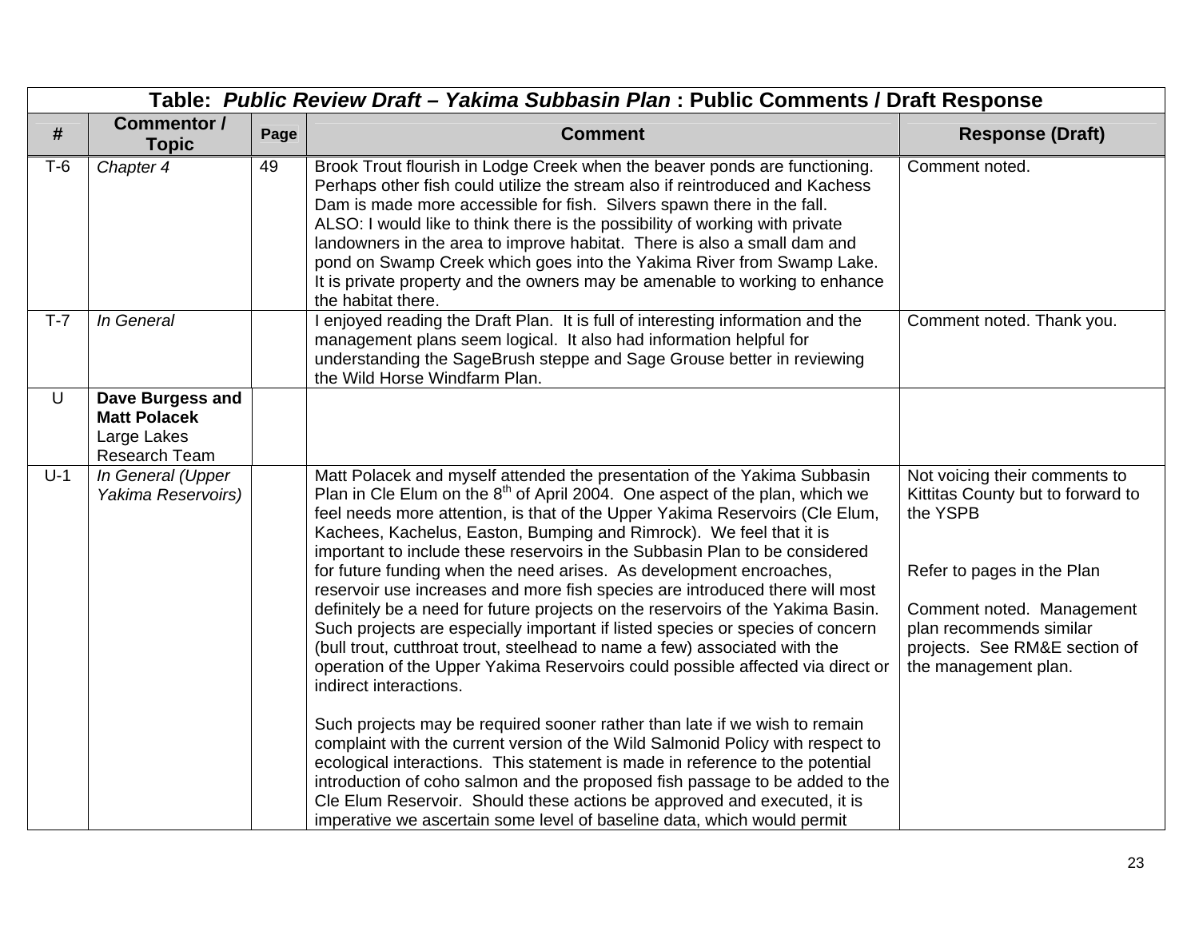| Table: *Public Review Draft – Yakima Subbasin Plan* : Public Comments / Draft Response | | | | |
|---|---|---|---|---|
| **#** | **Commentor / Topic** | **Page** | **Comment** | **Response (Draft)** |
| T-6 | *Chapter 4* | 49 | Brook Trout flourish in Lodge Creek when the beaver ponds are functioning. Perhaps other fish could utilize the stream also if reintroduced and Kachess Dam is made more accessible for fish. Silvers spawn there in the fall.<br>ALSO: I would like to think there is the possibility of working with private landowners in the area to improve habitat. There is also a small dam and pond on Swamp Creek which goes into the Yakima River from Swamp Lake. It is private property and the owners may be amenable to working to enhance the habitat there. | Comment noted. |
| T-7 | *In General* | | I enjoyed reading the Draft Plan. It is full of interesting information and the management plans seem logical. It also had information helpful for understanding the SageBrush steppe and Sage Grouse better in reviewing the Wild Horse Windfarm Plan. | Comment noted. Thank you. |
| U | **Dave Burgess and Matt Polacek**<br>Large Lakes Research Team | | | |
| U-1 | *In General (Upper Yakima Reservoirs)* | | Matt Polacek and myself attended the presentation of the Yakima Subbasin Plan in Cle Elum on the 8th of April 2004. One aspect of the plan, which we feel needs more attention, is that of the Upper Yakima Reservoirs (Cle Elum, Kachees, Kachelus, Easton, Bumping and Rimrock). We feel that it is important to include these reservoirs in the Subbasin Plan to be considered for future funding when the need arises. As development encroaches, reservoir use increases and more fish species are introduced there will most definitely be a need for future projects on the reservoirs of the Yakima Basin. Such projects are especially important if listed species or species of concern (bull trout, cutthroat trout, steelhead to name a few) associated with the operation of the Upper Yakima Reservoirs could possible affected via direct or indirect interactions.<br><br>Such projects may be required sooner rather than late if we wish to remain complaint with the current version of the Wild Salmonid Policy with respect to ecological interactions. This statement is made in reference to the potential introduction of coho salmon and the proposed fish passage to be added to the Cle Elum Reservoir. Should these actions be approved and executed, it is imperative we ascertain some level of baseline data, which would permit | Not voicing their comments to Kittitas County but to forward to the YSPB<br><br>Refer to pages in the Plan<br><br>Comment noted. Management plan recommends similar projects. See RM&E section of the management plan. |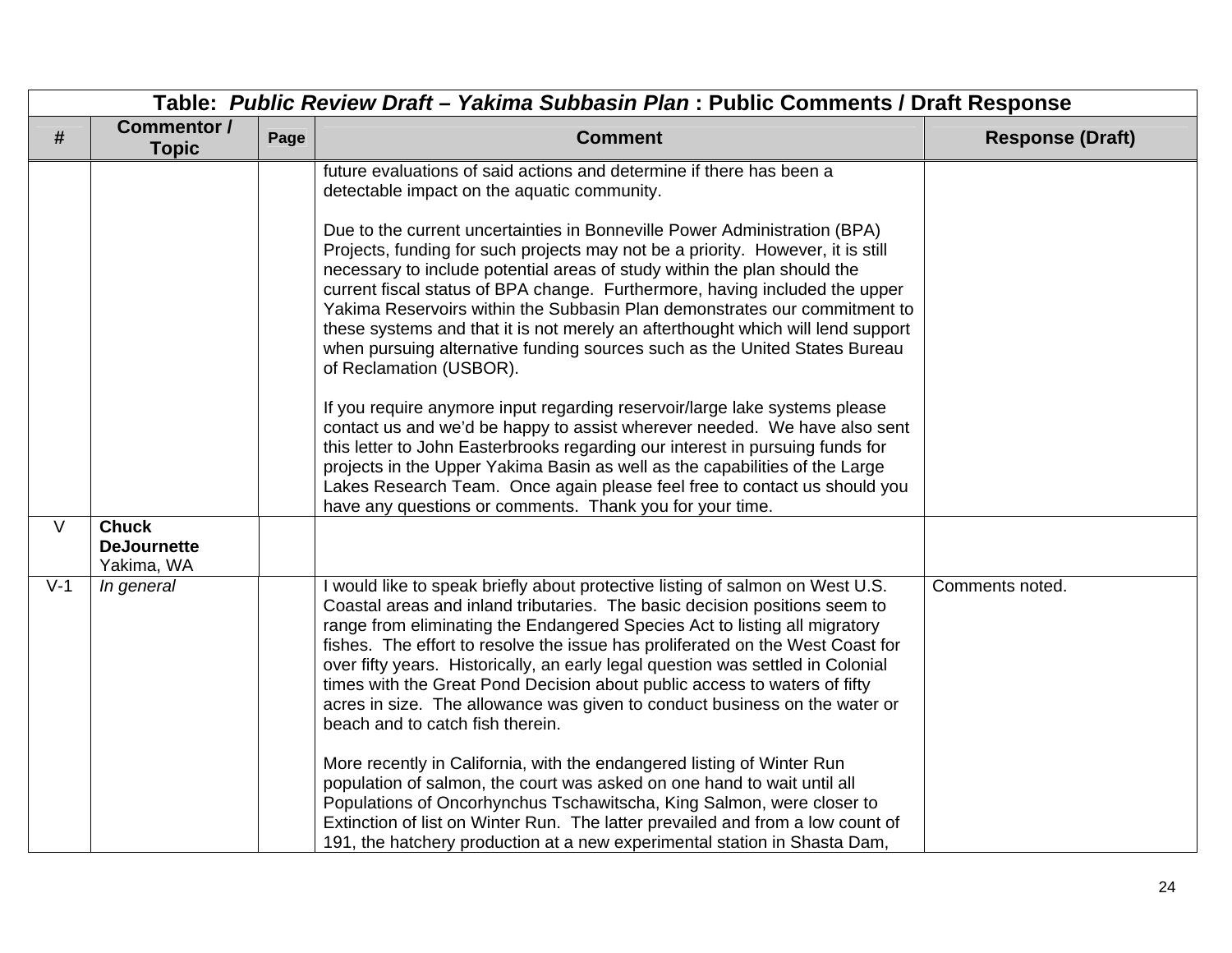| Table: *Public Review Draft – Yakima Subbasin Plan* : Public Comments / Draft Response | | | | |
|---|---|---|---|---|
| # | Commentor / Topic | Page | Comment | Response (Draft) |
| | | | future evaluations of said actions and determine if there has been a detectable impact on the aquatic community.<br><br>Due to the current uncertainties in Bonneville Power Administration (BPA) Projects, funding for such projects may not be a priority. However, it is still necessary to include potential areas of study within the plan should the current fiscal status of BPA change. Furthermore, having included the upper Yakima Reservoirs within the Subbasin Plan demonstrates our commitment to these systems and that it is not merely an afterthought which will lend support when pursuing alternative funding sources such as the United States Bureau of Reclamation (USBOR).<br><br>If you require anymore input regarding reservoir/large lake systems please contact us and we'd be happy to assist wherever needed. We have also sent this letter to John Easterbrooks regarding our interest in pursuing funds for projects in the Upper Yakima Basin as well as the capabilities of the Large Lakes Research Team. Once again please feel free to contact us should you have any questions or comments. Thank you for your time. | |
| V | **Chuck DeJournette**<br>Yakima, WA | | | |
| V-1 | *In general* | | I would like to speak briefly about protective listing of salmon on West U.S. Coastal areas and inland tributaries. The basic decision positions seem to range from eliminating the Endangered Species Act to listing all migratory fishes. The effort to resolve the issue has proliferated on the West Coast for over fifty years. Historically, an early legal question was settled in Colonial times with the Great Pond Decision about public access to waters of fifty acres in size. The allowance was given to conduct business on the water or beach and to catch fish therein.<br><br>More recently in California, with the endangered listing of Winter Run population of salmon, the court was asked on one hand to wait until all Populations of Oncorhynchus Tschawitscha, King Salmon, were closer to Extinction of list on Winter Run. The latter prevailed and from a low count of 191, the hatchery production at a new experimental station in Shasta Dam, | Comments noted. |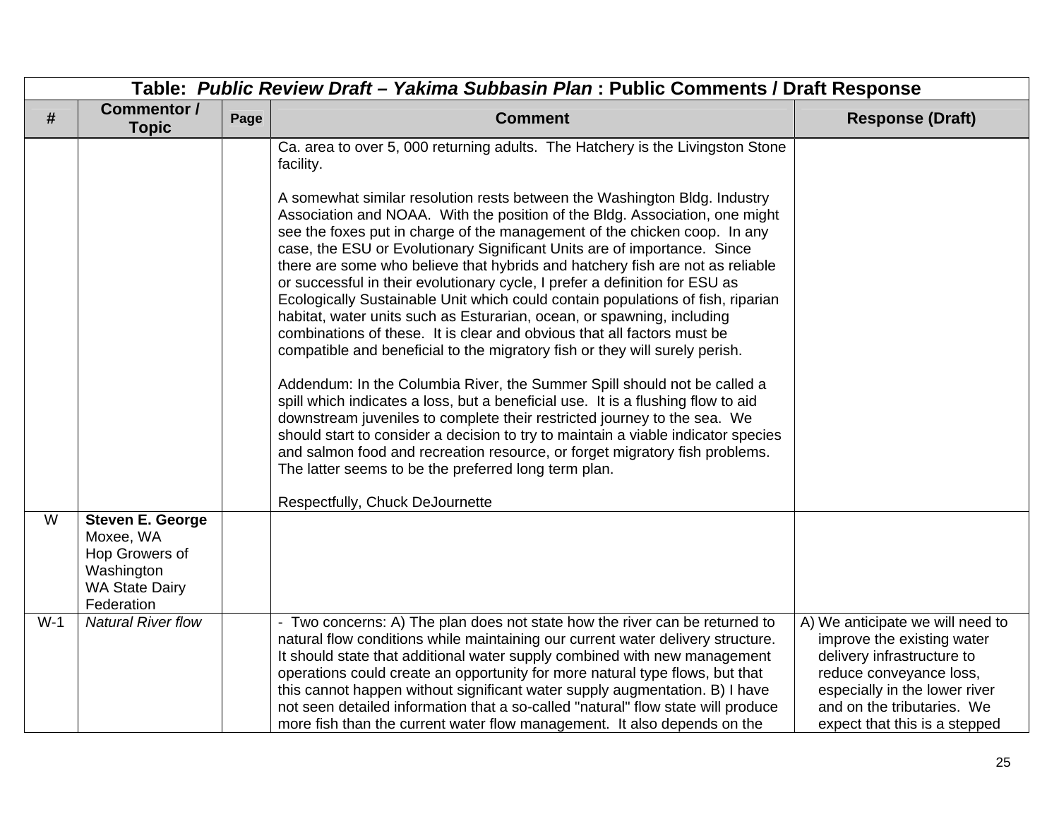| Table: *Public Review Draft – Yakima Subbasin Plan* : Public Comments / Draft Response | | | | |
|---|---|---|---|---|
| **#** | **Commentor / Topic** | **Page** | **Comment** | **Response (Draft)** |
| | | | Ca. area to over 5, 000 returning adults. The Hatchery is the Livingston Stone facility.<br><br>A somewhat similar resolution rests between the Washington Bldg. Industry Association and NOAA. With the position of the Bldg. Association, one might see the foxes put in charge of the management of the chicken coop. In any case, the ESU or Evolutionary Significant Units are of importance. Since there are some who believe that hybrids and hatchery fish are not as reliable or successful in their evolutionary cycle, I prefer a definition for ESU as Ecologically Sustainable Unit which could contain populations of fish, riparian habitat, water units such as Esturarian, ocean, or spawning, including combinations of these. It is clear and obvious that all factors must be compatible and beneficial to the migratory fish or they will surely perish.<br><br>Addendum: In the Columbia River, the Summer Spill should not be called a spill which indicates a loss, but a beneficial use. It is a flushing flow to aid downstream juveniles to complete their restricted journey to the sea. We should start to consider a decision to try to maintain a viable indicator species and salmon food and recreation resource, or forget migratory fish problems. The latter seems to be the preferred long term plan.<br><br>Respectfully, Chuck DeJournette | |
| W | **Steven E. George**<br>Moxee, WA<br>Hop Growers of Washington<br>WA State Dairy Federation | | | |
| W-1 | *Natural River flow* | | - Two concerns: A) The plan does not state how the river can be returned to natural flow conditions while maintaining our current water delivery structure. It should state that additional water supply combined with new management operations could create an opportunity for more natural type flows, but that this cannot happen without significant water supply augmentation. B) I have not seen detailed information that a so-called "natural" flow state will produce more fish than the current water flow management. It also depends on the | A) We anticipate we will need to improve the existing water delivery infrastructure to reduce conveyance loss, especially in the lower river and on the tributaries. We expect that this is a stepped |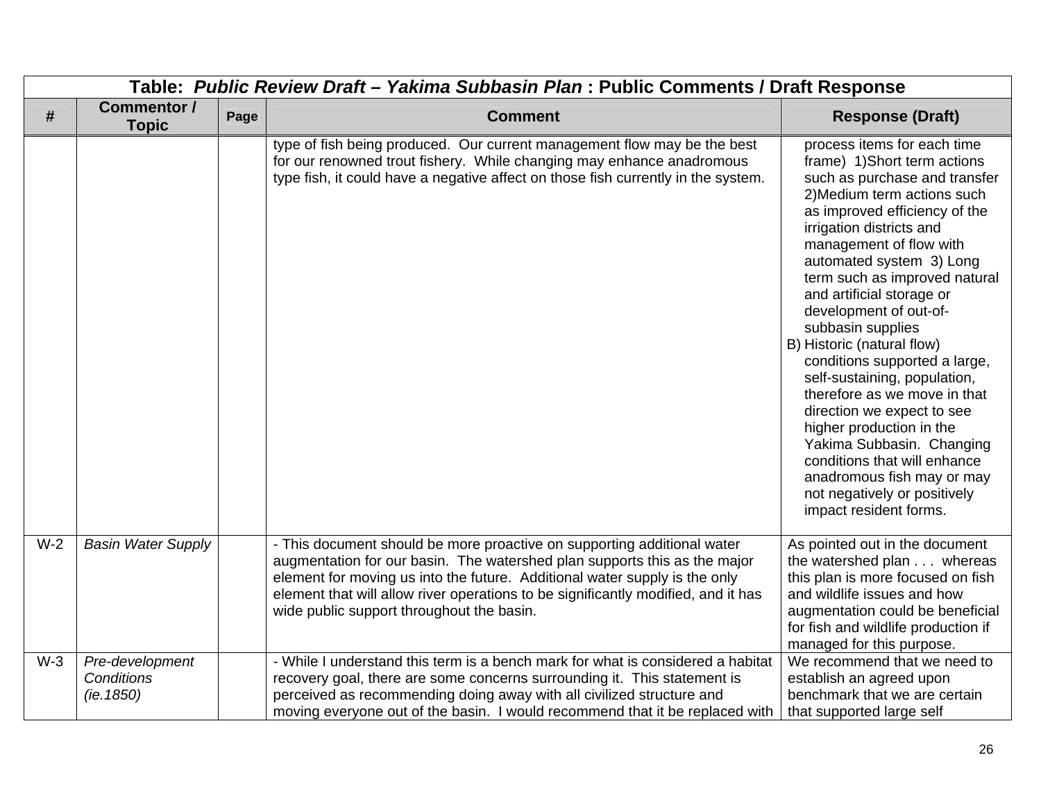| Table: *Public Review Draft – Yakima Subbasin Plan* : Public Comments / Draft Response | | | | |
|---|---|---|---|---|
| **#** | **Commentor / Topic** | **Page** | **Comment** | **Response (Draft)** |
| | | | type of fish being produced. Our current management flow may be the best for our renowned trout fishery. While changing may enhance anadromous type fish, it could have a negative affect on those fish currently in the system. | process items for each time frame) 1)Short term actions such as purchase and transfer 2)Medium term actions such as improved efficiency of the irrigation districts and management of flow with automated system 3) Long term such as improved natural and artificial storage or development of out-of-subbasin supplies<br>B) Historic (natural flow) conditions supported a large, self-sustaining, population, therefore as we move in that direction we expect to see higher production in the Yakima Subbasin. Changing conditions that will enhance anadromous fish may or may not negatively or positively impact resident forms. |
| W-2 | *Basin Water Supply* | | - This document should be more proactive on supporting additional water augmentation for our basin. The watershed plan supports this as the major element for moving us into the future. Additional water supply is the only element that will allow river operations to be significantly modified, and it has wide public support throughout the basin. | As pointed out in the document the watershed plan . . . whereas this plan is more focused on fish and wildlife issues and how augmentation could be beneficial for fish and wildlife production if managed for this purpose. |
| W-3 | *Pre-development Conditions (ie.1850)* | | - While I understand this term is a bench mark for what is considered a habitat recovery goal, there are some concerns surrounding it. This statement is perceived as recommending doing away with all civilized structure and moving everyone out of the basin. I would recommend that it be replaced with | We recommend that we need to establish an agreed upon benchmark that we are certain that supported large self |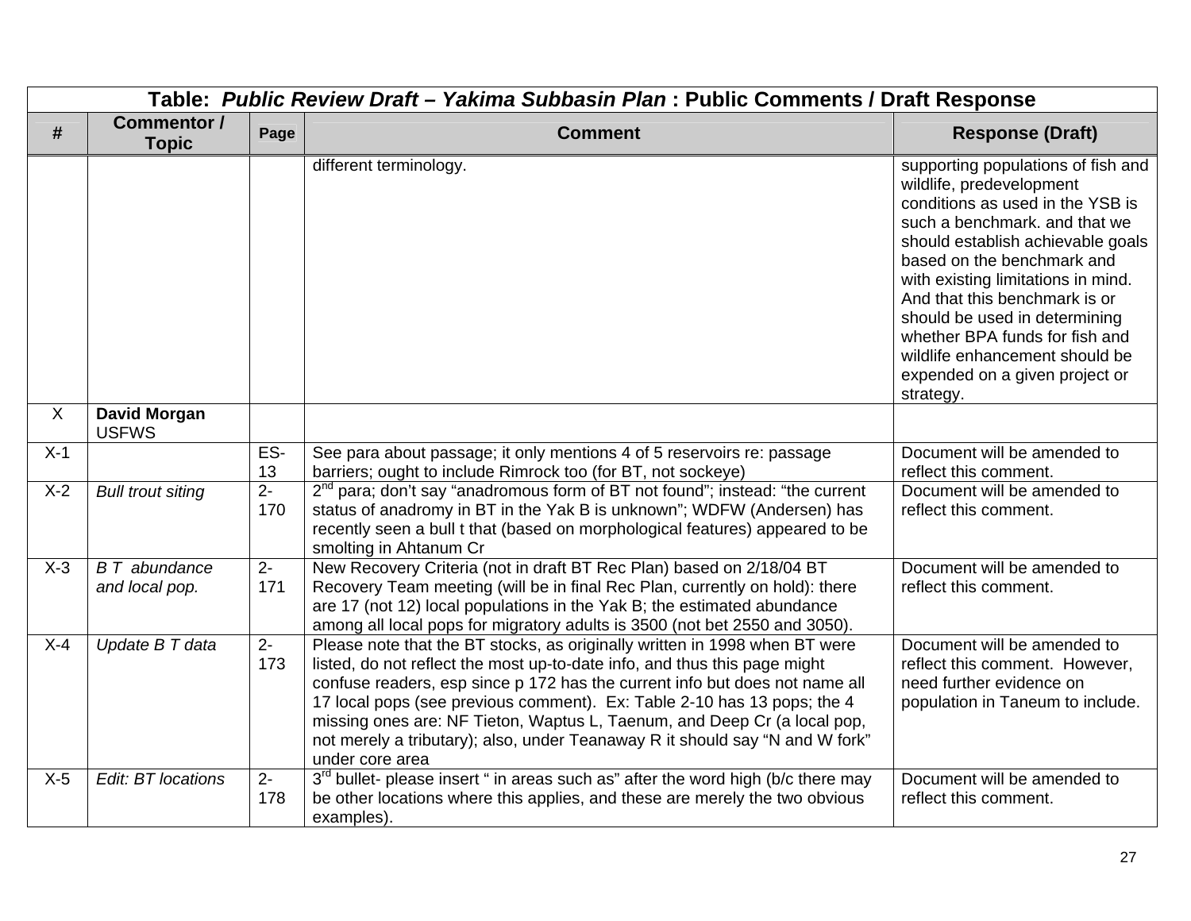| Table: *Public Review Draft – Yakima Subbasin Plan* : Public Comments / Draft Response | | | | |
|---|---|---|---|---|
| **#** | **Commentor / Topic** | **Page** | **Comment** | **Response (Draft)** |
| | | | different terminology. | supporting populations of fish and wildlife, predevelopment conditions as used in the YSB is such a benchmark. and that we should establish achievable goals based on the benchmark and with existing limitations in mind. And that this benchmark is or should be used in determining whether BPA funds for fish and wildlife enhancement should be expended on a given project or strategy. |
| X | **David Morgan** USFWS | | | |
| X-1 | | ES-13 | See para about passage; it only mentions 4 of 5 reservoirs re: passage barriers; ought to include Rimrock too (for BT, not sockeye) | Document will be amended to reflect this comment. |
| X-2 | *Bull trout siting* | 2-170 | 2nd para; don't say "anadromous form of BT not found"; instead: "the current status of anadromy in BT in the Yak B is unknown"; WDFW (Andersen) has recently seen a bull t that (based on morphological features) appeared to be smolting in Ahtanum Cr | Document will be amended to reflect this comment. |
| X-3 | *B T abundance and local pop.* | 2-171 | New Recovery Criteria (not in draft BT Rec Plan) based on 2/18/04 BT Recovery Team meeting (will be in final Rec Plan, currently on hold): there are 17 (not 12) local populations in the Yak B; the estimated abundance among all local pops for migratory adults is 3500 (not bet 2550 and 3050). | Document will be amended to reflect this comment. |
| X-4 | *Update B T data* | 2-173 | Please note that the BT stocks, as originally written in 1998 when BT were listed, do not reflect the most up-to-date info, and thus this page might confuse readers, esp since p 172 has the current info but does not name all 17 local pops (see previous comment). Ex: Table 2-10 has 13 pops; the 4 missing ones are: NF Tieton, Waptus L, Taenum, and Deep Cr (a local pop, not merely a tributary); also, under Teanaway R it should say "N and W fork" under core area | Document will be amended to reflect this comment. However, need further evidence on population in Taneum to include. |
| X-5 | *Edit: BT locations* | 2-178 | 3rd bullet- please insert " in areas such as" after the word high (b/c there may be other locations where this applies, and these are merely the two obvious examples). | Document will be amended to reflect this comment. |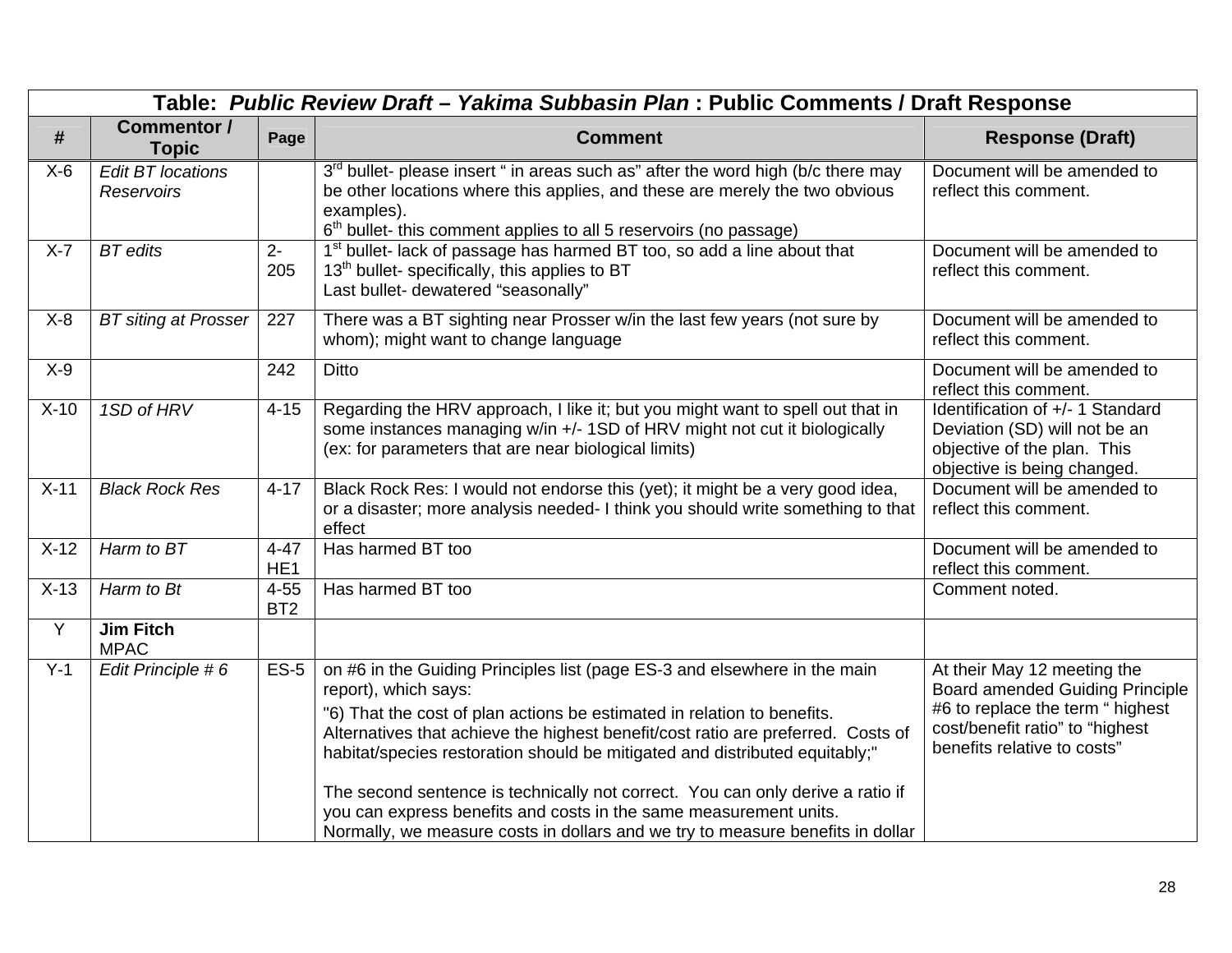| Table: *Public Review Draft – Yakima Subbasin Plan* : Public Comments / Draft Response | | | | |
|---|---|---|---|---|
| **#** | **Commentor / Topic** | **Page** | **Comment** | **Response (Draft)** |
| X-6 | *Edit BT locations Reservoirs* | | 3rd bullet- please insert " in areas such as" after the word high (b/c there may be other locations where this applies, and these are merely the two obvious examples).<br>6th bullet- this comment applies to all 5 reservoirs (no passage) | Document will be amended to reflect this comment. |
| X-7 | *BT edits* | 2-205 | 1st bullet- lack of passage has harmed BT too, so add a line about that<br>13th bullet- specifically, this applies to BT<br>Last bullet- dewatered "seasonally" | Document will be amended to reflect this comment. |
| X-8 | *BT siting at Prosser* | 227 | There was a BT sighting near Prosser w/in the last few years (not sure by whom); might want to change language | Document will be amended to reflect this comment. |
| X-9 | | 242 | Ditto | Document will be amended to reflect this comment. |
| X-10 | *1SD of HRV* | 4-15 | Regarding the HRV approach, I like it; but you might want to spell out that in some instances managing w/in +/- 1SD of HRV might not cut it biologically (ex: for parameters that are near biological limits) | Identification of +/- 1 Standard Deviation (SD) will not be an objective of the plan. This objective is being changed. |
| X-11 | *Black Rock Res* | 4-17 | Black Rock Res: I would not endorse this (yet); it might be a very good idea, or a disaster; more analysis needed- I think you should write something to that effect | Document will be amended to reflect this comment. |
| X-12 | *Harm to BT* | 4-47 HE1 | Has harmed BT too | Document will be amended to reflect this comment. |
| X-13 | *Harm to Bt* | 4-55 BT2 | Has harmed BT too | Comment noted. |
| Y | **Jim Fitch**<br>MPAC | | | |
| Y-1 | *Edit Principle # 6* | ES-5 | on #6 in the Guiding Principles list (page ES-3 and elsewhere in the main report), which says:<br>"6) That the cost of plan actions be estimated in relation to benefits. Alternatives that achieve the highest benefit/cost ratio are preferred. Costs of habitat/species restoration should be mitigated and distributed equitably;"<br><br>The second sentence is technically not correct. You can only derive a ratio if you can express benefits and costs in the same measurement units. Normally, we measure costs in dollars and we try to measure benefits in dollar | At their May 12 meeting the Board amended Guiding Principle #6 to replace the term " highest cost/benefit ratio" to "highest benefits relative to costs" |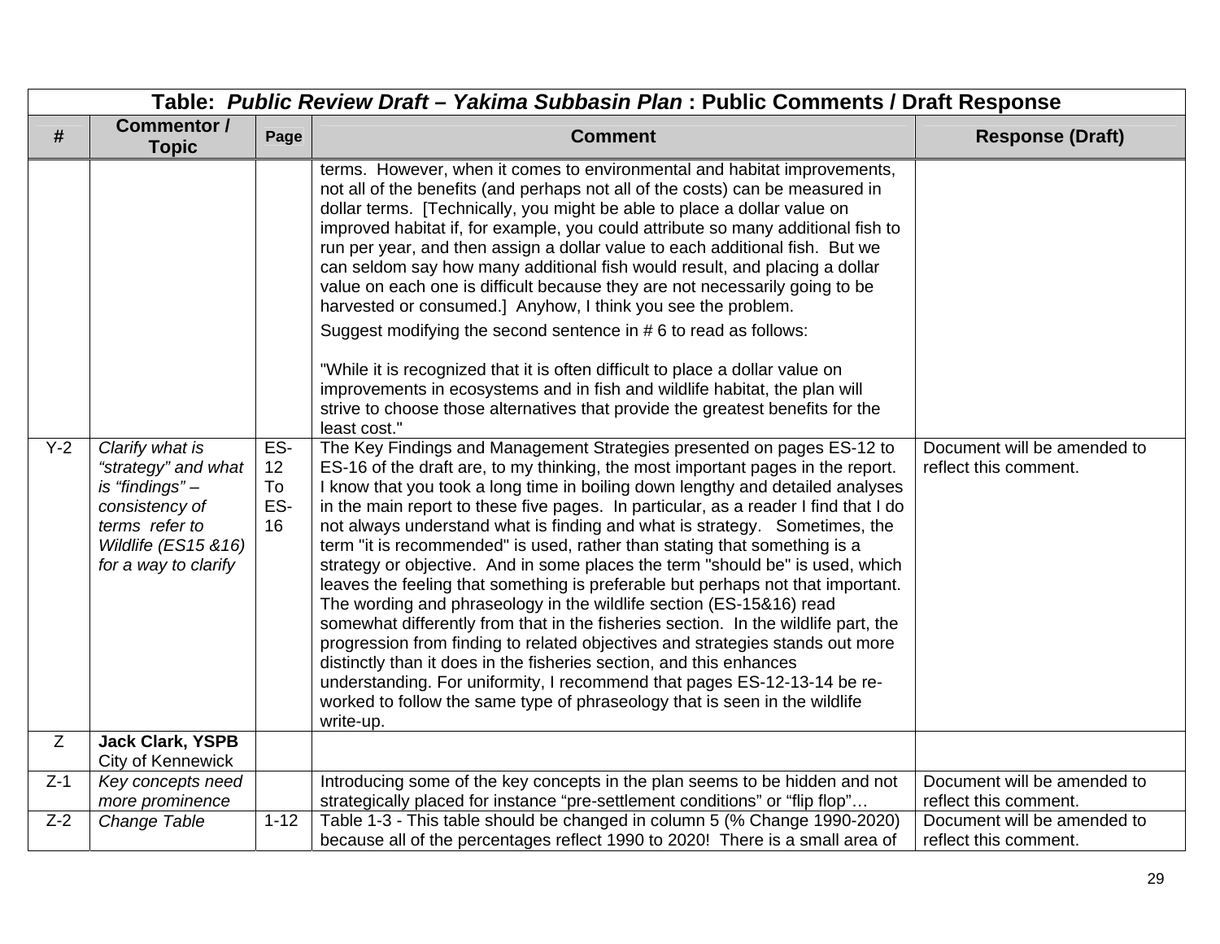| Table: *Public Review Draft – Yakima Subbasin Plan* : Public Comments / Draft Response | | | | |
|---|---|---|---|---|
| **#** | **Commentor / Topic** | **Page** | **Comment** | **Response (Draft)** |
| | | | terms. However, when it comes to environmental and habitat improvements, not all of the benefits (and perhaps not all of the costs) can be measured in dollar terms. [Technically, you might be able to place a dollar value on improved habitat if, for example, you could attribute so many additional fish to run per year, and then assign a dollar value to each additional fish. But we can seldom say how many additional fish would result, and placing a dollar value on each one is difficult because they are not necessarily going to be harvested or consumed.] Anyhow, I think you see the problem.<br>Suggest modifying the second sentence in # 6 to read as follows:<br><br>"While it is recognized that it is often difficult to place a dollar value on improvements in ecosystems and in fish and wildlife habitat, the plan will strive to choose those alternatives that provide the greatest benefits for the least cost." | |
| Y-2 | *Clarify what is "strategy" and what is "findings" – consistency of terms refer to Wildlife (ES15 &16) for a way to clarify* | ES-12 To ES-16 | The Key Findings and Management Strategies presented on pages ES-12 to ES-16 of the draft are, to my thinking, the most important pages in the report. I know that you took a long time in boiling down lengthy and detailed analyses in the main report to these five pages. In particular, as a reader I find that I do not always understand what is finding and what is strategy. Sometimes, the term "it is recommended" is used, rather than stating that something is a strategy or objective. And in some places the term "should be" is used, which leaves the feeling that something is preferable but perhaps not that important. The wording and phraseology in the wildlife section (ES-15&16) read somewhat differently from that in the fisheries section. In the wildlife part, the progression from finding to related objectives and strategies stands out more distinctly than it does in the fisheries section, and this enhances understanding. For uniformity, I recommend that pages ES-12-13-14 be re-worked to follow the same type of phraseology that is seen in the wildlife write-up. | Document will be amended to reflect this comment. |
| Z | **Jack Clark, YSPB**<br>City of Kennewick | | | |
| Z-1 | *Key concepts need more prominence* | | Introducing some of the key concepts in the plan seems to be hidden and not strategically placed for instance "pre-settlement conditions" or "flip flop"… | Document will be amended to reflect this comment. |
| Z-2 | *Change Table* | 1-12 | Table 1-3 - This table should be changed in column 5 (% Change 1990-2020) because all of the percentages reflect 1990 to 2020! There is a small area of | Document will be amended to reflect this comment. |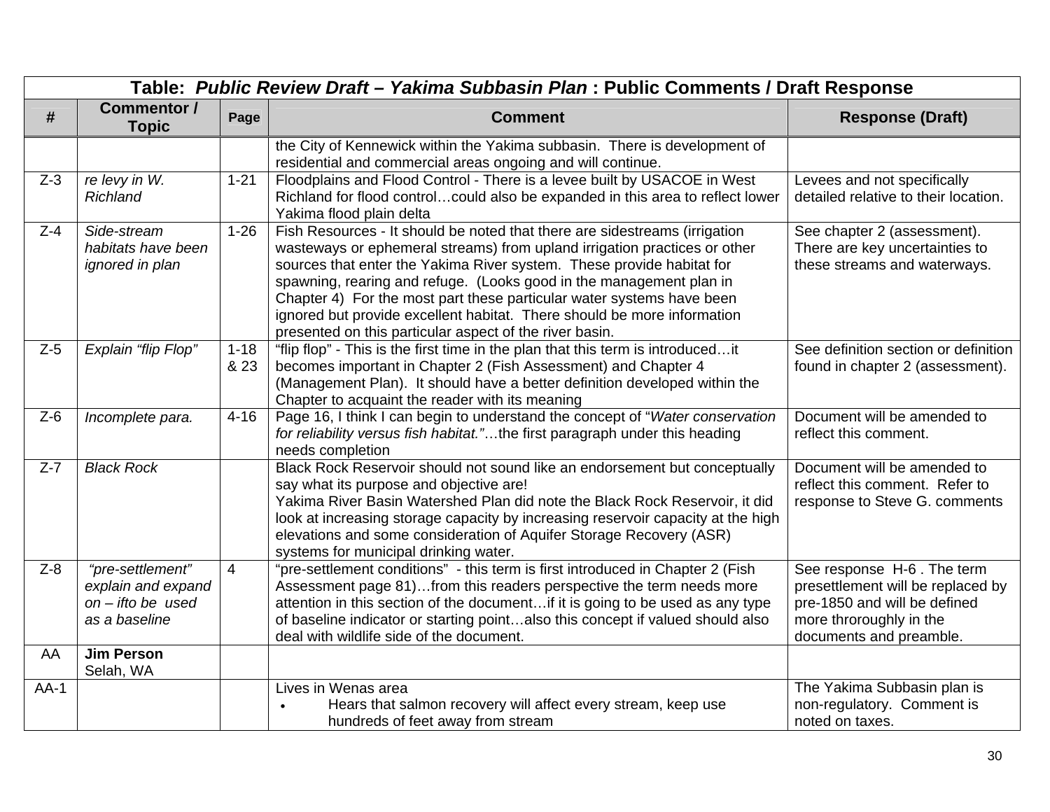| # | Commentor / Topic | Page | Comment | Response (Draft) |
|---|---|---|---|---|
| | | | the City of Kennewick within the Yakima subbasin. There is development of residential and commercial areas ongoing and will continue. | |
| Z-3 | *re levy in W. Richland* | 1-21 | Floodplains and Flood Control - There is a levee built by USACOE in West Richland for flood control…could also be expanded in this area to reflect lower Yakima flood plain delta | Levees and not specifically detailed relative to their location. |
| Z-4 | *Side-stream habitats have been ignored in plan* | 1-26 | Fish Resources - It should be noted that there are sidestreams (irrigation wasteways or ephemeral streams) from upland irrigation practices or other sources that enter the Yakima River system. These provide habitat for spawning, rearing and refuge. (Looks good in the management plan in Chapter 4) For the most part these particular water systems have been ignored but provide excellent habitat. There should be more information presented on this particular aspect of the river basin. | See chapter 2 (assessment). There are key uncertainties to these streams and waterways. |
| Z-5 | *Explain "flip Flop"* | 1-18 & 23 | "flip flop" - This is the first time in the plan that this term is introduced…it becomes important in Chapter 2 (Fish Assessment) and Chapter 4 (Management Plan). It should have a better definition developed within the Chapter to acquaint the reader with its meaning | See definition section or definition found in chapter 2 (assessment). |
| Z-6 | *Incomplete para.* | 4-16 | Page 16, I think I can begin to understand the concept of "*Water conservation for reliability versus fish habitat."*…the first paragraph under this heading needs completion | Document will be amended to reflect this comment. |
| Z-7 | *Black Rock* | | Black Rock Reservoir should not sound like an endorsement but conceptually say what its purpose and objective are!<br>Yakima River Basin Watershed Plan did note the Black Rock Reservoir, it did look at increasing storage capacity by increasing reservoir capacity at the high elevations and some consideration of Aquifer Storage Recovery (ASR) systems for municipal drinking water. | Document will be amended to reflect this comment. Refer to response to Steve G. comments |
| Z-8 | *"pre-settlement" explain and expand on – ifto be used as a baseline* | 4 | "pre-settlement conditions" - this term is first introduced in Chapter 2 (Fish Assessment page 81)…from this readers perspective the term needs more attention in this section of the document…if it is going to be used as any type of baseline indicator or starting point…also this concept if valued should also deal with wildlife side of the document. | See response H-6 . The term presettlement will be replaced by pre-1850 and will be defined more throroughly in the documents and preamble. |
| AA | **Jim Person**<br>Selah, WA | | | |
| AA-1 | | | Lives in Wenas area<br>• Hears that salmon recovery will affect every stream, keep use hundreds of feet away from stream | The Yakima Subbasin plan is non-regulatory. Comment is noted on taxes. |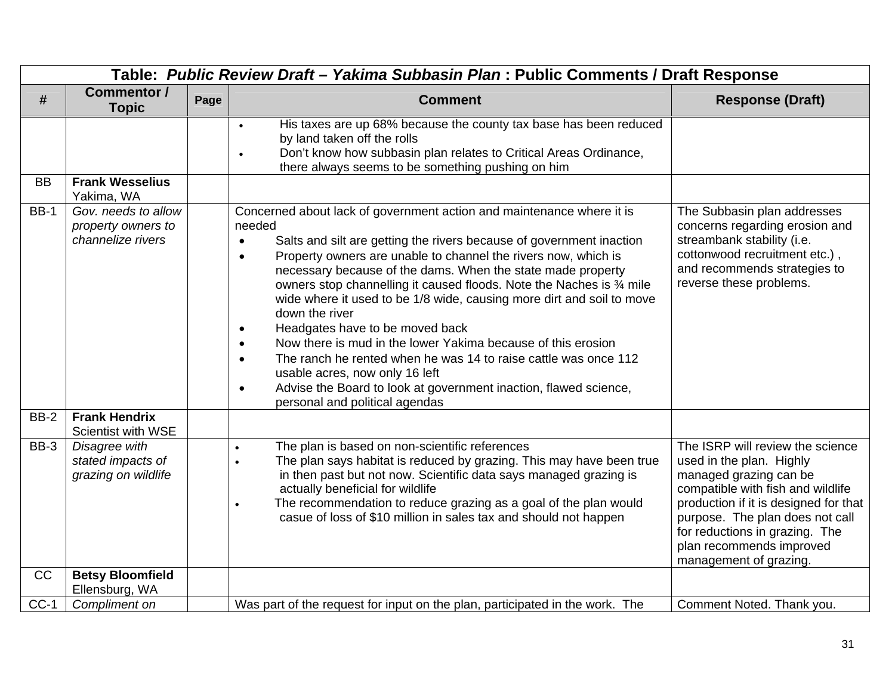| Table: *Public Review Draft – Yakima Subbasin Plan* : Public Comments / Draft Response | | | | |
|---|---|---|---|---|
| # | Commentor / Topic | Page | Comment | Response (Draft) |
| | | | • His taxes are up 68% because the county tax base has been reduced by land taken off the rolls<br>• Don't know how subbasin plan relates to Critical Areas Ordinance, there always seems to be something pushing on him | |
| BB | **Frank Wesselius**<br>Yakima, WA | | | |
| BB-1 | *Gov. needs to allow property owners to channelize rivers* | | Concerned about lack of government action and maintenance where it is needed<br>• Salts and silt are getting the rivers because of government inaction<br>• Property owners are unable to channel the rivers now, which is necessary because of the dams. When the state made property owners stop channelling it caused floods. Note the Naches is ¾ mile wide where it used to be 1/8 wide, causing more dirt and soil to move down the river<br>• Headgates have to be moved back<br>• Now there is mud in the lower Yakima because of this erosion<br>• The ranch he rented when he was 14 to raise cattle was once 112 usable acres, now only 16 left<br>• Advise the Board to look at government inaction, flawed science, personal and political agendas | The Subbasin plan addresses concerns regarding erosion and streambank stability (i.e. cottonwood recruitment etc.) , and recommends strategies to reverse these problems. |
| BB-2 | **Frank Hendrix**<br>Scientist with WSE | | | |
| BB-3 | *Disagree with stated impacts of grazing on wildlife* | | • The plan is based on non-scientific references<br>• The plan says habitat is reduced by grazing. This may have been true in then past but not now. Scientific data says managed grazing is actually beneficial for wildlife<br>• The recommendation to reduce grazing as a goal of the plan would casue of loss of $10 million in sales tax and should not happen | The ISRP will review the science used in the plan. Highly managed grazing can be compatible with fish and wildlife production if it is designed for that purpose. The plan does not call for reductions in grazing. The plan recommends improved management of grazing. |
| CC | **Betsy Bloomfield**<br>Ellensburg, WA | | | |
| CC-1 | *Compliment on* | | Was part of the request for input on the plan, participated in the work. The | Comment Noted. Thank you. |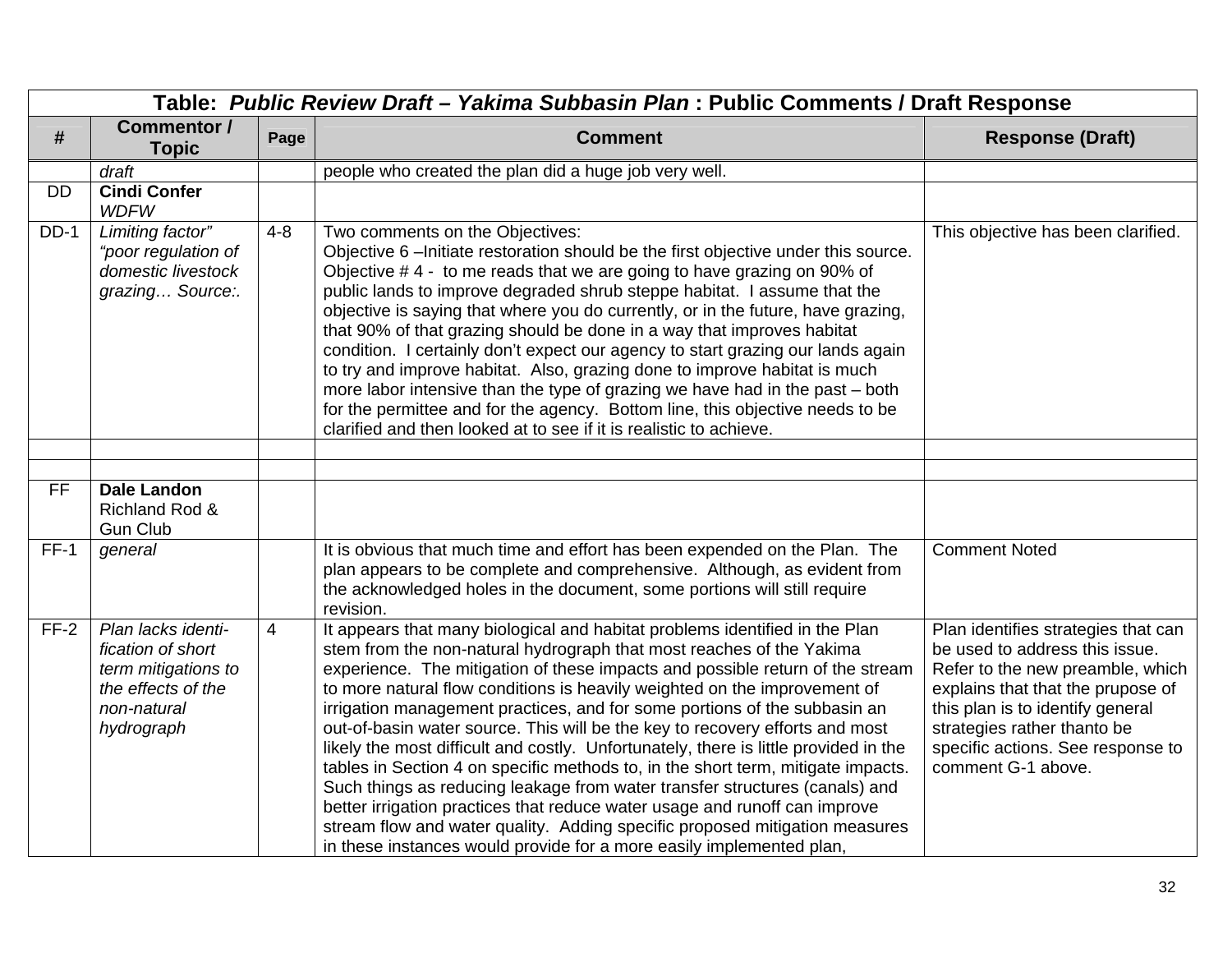| Table: *Public Review Draft – Yakima Subbasin Plan* : Public Comments / Draft Response | | | | |
|---|---|---|---|---|
| # | Commentor / Topic | Page | Comment | Response (Draft) |
| | *draft* | | people who created the plan did a huge job very well. | |
| DD | **Cindi Confer** *WDFW* | | | |
| DD-1 | *Limiting factor" "poor regulation of domestic livestock grazing… Source:.* | 4-8 | Two comments on the Objectives: Objective 6 –Initiate restoration should be the first objective under this source. Objective # 4 - to me reads that we are going to have grazing on 90% of public lands to improve degraded shrub steppe habitat. I assume that the objective is saying that where you do currently, or in the future, have grazing, that 90% of that grazing should be done in a way that improves habitat condition. I certainly don't expect our agency to start grazing our lands again to try and improve habitat. Also, grazing done to improve habitat is much more labor intensive than the type of grazing we have had in the past – both for the permittee and for the agency. Bottom line, this objective needs to be clarified and then looked at to see if it is realistic to achieve. | This objective has been clarified. |
| | | | | |
| | | | | |
| FF | **Dale Landon** Richland Rod & Gun Club | | | |
| FF-1 | *general* | | It is obvious that much time and effort has been expended on the Plan. The plan appears to be complete and comprehensive. Although, as evident from the acknowledged holes in the document, some portions will still require revision. | Comment Noted |
| FF-2 | *Plan lacks identi-fication of short term mitigations to the effects of the non-natural hydrograph* | 4 | It appears that many biological and habitat problems identified in the Plan stem from the non-natural hydrograph that most reaches of the Yakima experience. The mitigation of these impacts and possible return of the stream to more natural flow conditions is heavily weighted on the improvement of irrigation management practices, and for some portions of the subbasin an out-of-basin water source. This will be the key to recovery efforts and most likely the most difficult and costly. Unfortunately, there is little provided in the tables in Section 4 on specific methods to, in the short term, mitigate impacts. Such things as reducing leakage from water transfer structures (canals) and better irrigation practices that reduce water usage and runoff can improve stream flow and water quality. Adding specific proposed mitigation measures in these instances would provide for a more easily implemented plan, | Plan identifies strategies that can be used to address this issue. Refer to the new preamble, which explains that that the prupose of this plan is to identify general strategies rather thanto be specific actions. See response to comment G-1 above. |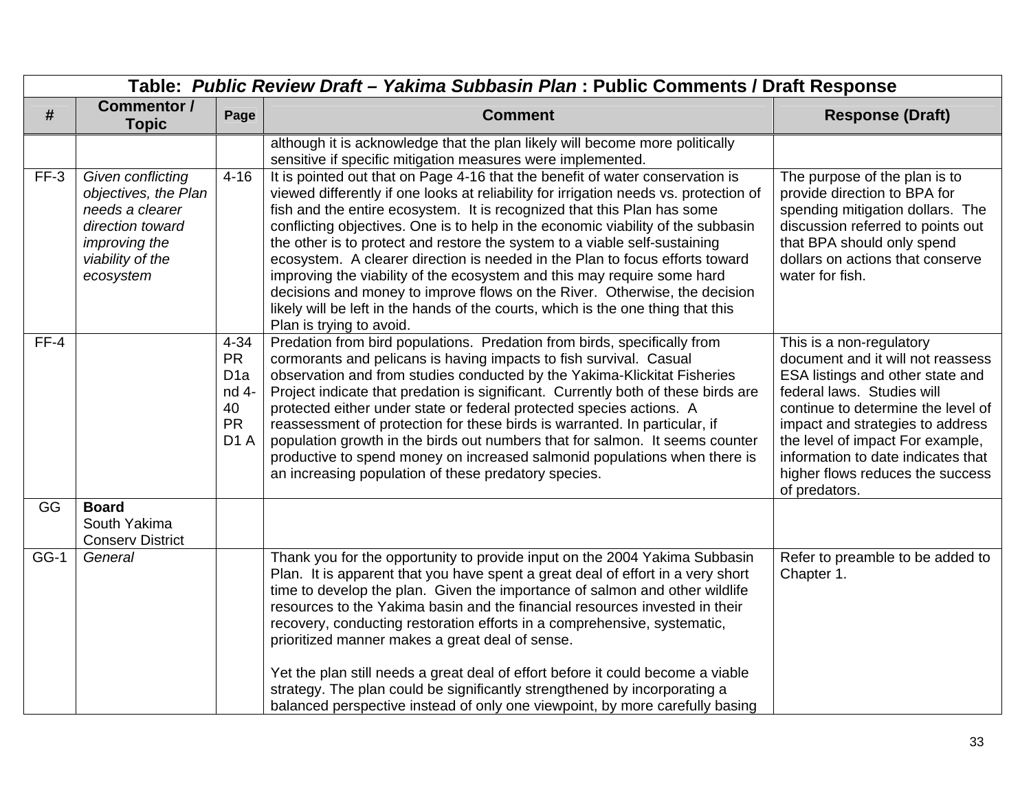| Table: *Public Review Draft – Yakima Subbasin Plan* : Public Comments / Draft Response | | | | |
|---|---|---|---|---|
| **#** | **Commentor / Topic** | **Page** | **Comment** | **Response (Draft)** |
| | | | although it is acknowledge that the plan likely will become more politically sensitive if specific mitigation measures were implemented. | |
| FF-3 | *Given conflicting objectives, the Plan needs a clearer direction toward improving the viability of the ecosystem* | 4-16 | It is pointed out that on Page 4-16 that the benefit of water conservation is viewed differently if one looks at reliability for irrigation needs vs. protection of fish and the entire ecosystem. It is recognized that this Plan has some conflicting objectives. One is to help in the economic viability of the subbasin the other is to protect and restore the system to a viable self-sustaining ecosystem. A clearer direction is needed in the Plan to focus efforts toward improving the viability of the ecosystem and this may require some hard decisions and money to improve flows on the River. Otherwise, the decision likely will be left in the hands of the courts, which is the one thing that this Plan is trying to avoid. | The purpose of the plan is to provide direction to BPA for spending mitigation dollars. The discussion referred to points out that BPA should only spend dollars on actions that conserve water for fish. |
| FF-4 | | 4-34 PR D1a nd 4-40 PR D1 A | Predation from bird populations. Predation from birds, specifically from cormorants and pelicans is having impacts to fish survival. Casual observation and from studies conducted by the Yakima-Klickitat Fisheries Project indicate that predation is significant. Currently both of these birds are protected either under state or federal protected species actions. A reassessment of protection for these birds is warranted. In particular, if population growth in the birds out numbers that for salmon. It seems counter productive to spend money on increased salmonid populations when there is an increasing population of these predatory species. | This is a non-regulatory document and it will not reassess ESA listings and other state and federal laws. Studies will continue to determine the level of impact and strategies to address the level of impact For example, information to date indicates that higher flows reduces the success of predators. |
| GG | **Board** South Yakima Conserv District | | | |
| GG-1 | *General* | | Thank you for the opportunity to provide input on the 2004 Yakima Subbasin Plan. It is apparent that you have spent a great deal of effort in a very short time to develop the plan. Given the importance of salmon and other wildlife resources to the Yakima basin and the financial resources invested in their recovery, conducting restoration efforts in a comprehensive, systematic, prioritized manner makes a great deal of sense.<br><br>Yet the plan still needs a great deal of effort before it could become a viable strategy. The plan could be significantly strengthened by incorporating a balanced perspective instead of only one viewpoint, by more carefully basing | Refer to preamble to be added to Chapter 1. |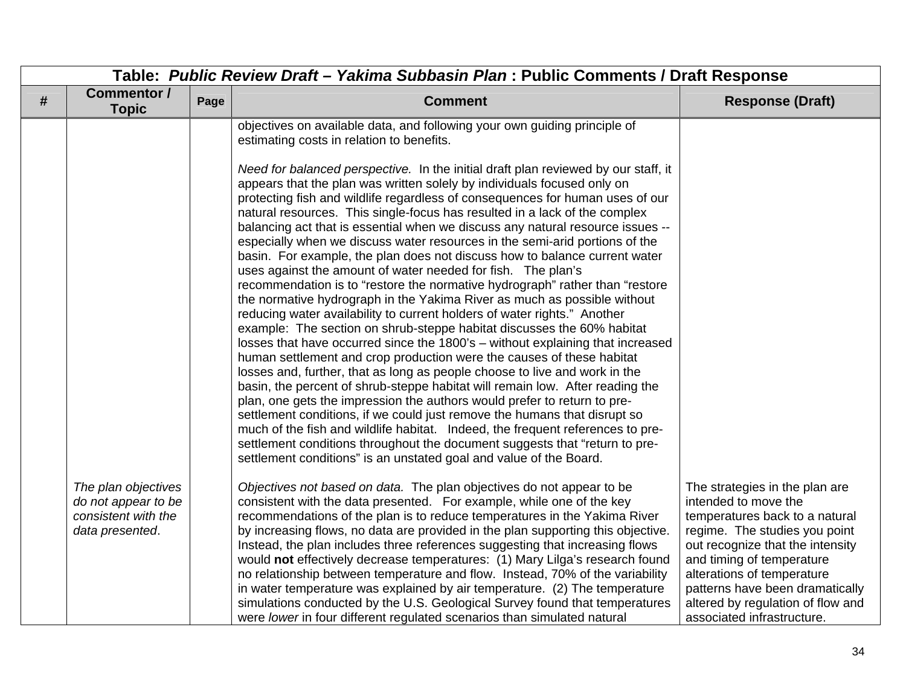| Table: *Public Review Draft – Yakima Subbasin Plan* : Public Comments / Draft Response | | | | |
|---|---|---|---|---|
| **#** | **Commentor / Topic** | **Page** | **Comment** | **Response (Draft)** |
| | | | objectives on available data, and following your own guiding principle of estimating costs in relation to benefits.<br><br>*Need for balanced perspective.* In the initial draft plan reviewed by our staff, it appears that the plan was written solely by individuals focused only on protecting fish and wildlife regardless of consequences for human uses of our natural resources. This single-focus has resulted in a lack of the complex balancing act that is essential when we discuss any natural resource issues -- especially when we discuss water resources in the semi-arid portions of the basin. For example, the plan does not discuss how to balance current water uses against the amount of water needed for fish. The plan's recommendation is to "restore the normative hydrograph" rather than "restore the normative hydrograph in the Yakima River as much as possible without reducing water availability to current holders of water rights." Another example: The section on shrub-steppe habitat discusses the 60% habitat losses that have occurred since the 1800's – without explaining that increased human settlement and crop production were the causes of these habitat losses and, further, that as long as people choose to live and work in the basin, the percent of shrub-steppe habitat will remain low. After reading the plan, one gets the impression the authors would prefer to return to pre-settlement conditions, if we could just remove the humans that disrupt so much of the fish and wildlife habitat. Indeed, the frequent references to pre-settlement conditions throughout the document suggests that "return to pre-settlement conditions" is an unstated goal and value of the Board. | |
| | *The plan objectives do not appear to be consistent with the data presented*. | | *Objectives not based on data.* The plan objectives do not appear to be consistent with the data presented. For example, while one of the key recommendations of the plan is to reduce temperatures in the Yakima River by increasing flows, no data are provided in the plan supporting this objective. Instead, the plan includes three references suggesting that increasing flows would **not** effectively decrease temperatures: (1) Mary Lilga's research found no relationship between temperature and flow. Instead, 70% of the variability in water temperature was explained by air temperature. (2) The temperature simulations conducted by the U.S. Geological Survey found that temperatures were *lower* in four different regulated scenarios than simulated natural | The strategies in the plan are intended to move the temperatures back to a natural regime. The studies you point out recognize that the intensity and timing of temperature alterations of temperature patterns have been dramatically altered by regulation of flow and associated infrastructure. |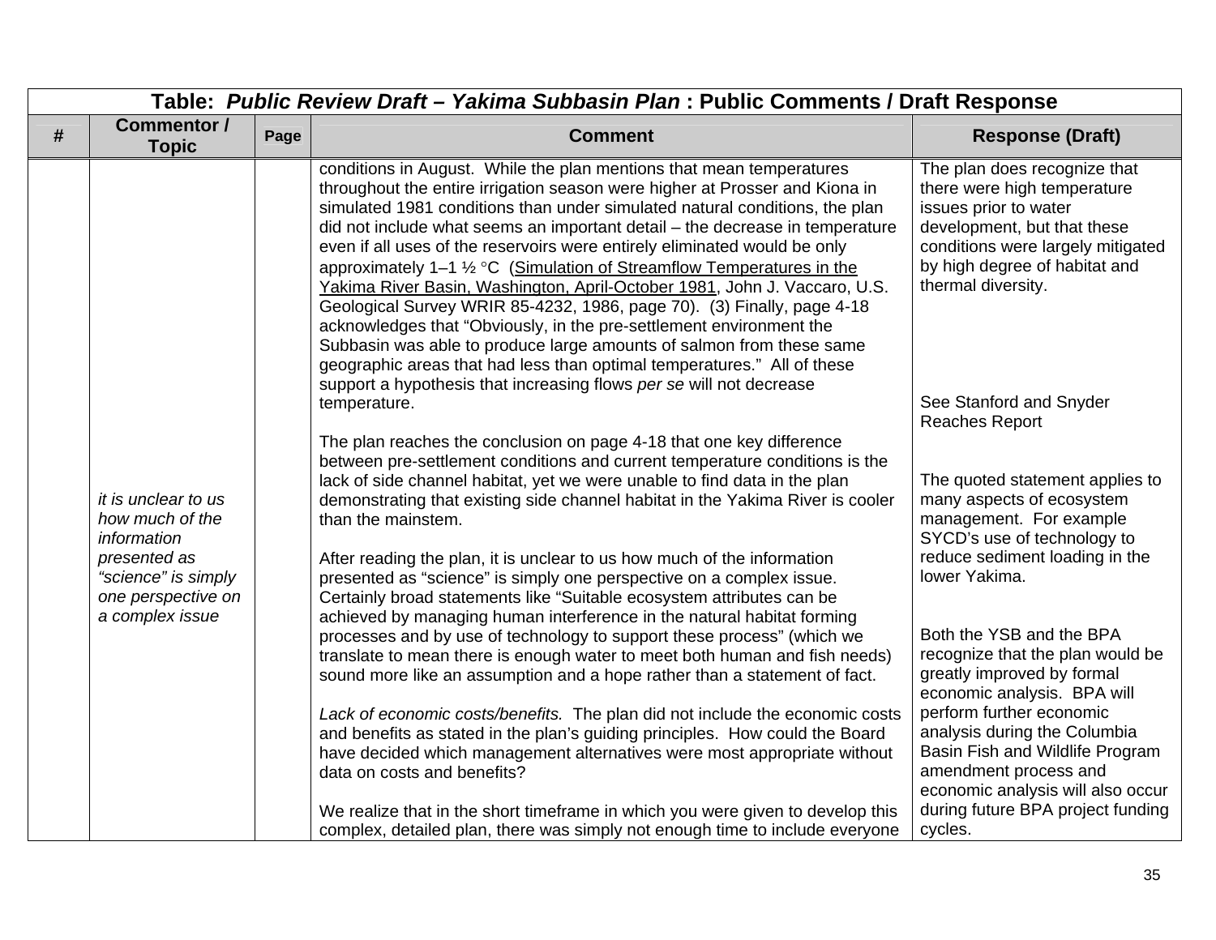| Table: *Public Review Draft – Yakima Subbasin Plan* : Public Comments / Draft Response | | | | |
|---|---|---|---|---|
| **#** | **Commentor / Topic** | **Page** | **Comment** | **Response (Draft)** |
| | *it is unclear to us how much of the information presented as "science" is simply one perspective on a complex issue* | | conditions in August. While the plan mentions that mean temperatures throughout the entire irrigation season were higher at Prosser and Kiona in simulated 1981 conditions than under simulated natural conditions, the plan did not include what seems an important detail – the decrease in temperature even if all uses of the reservoirs were entirely eliminated would be only approximately 1–1 ½ °C (Simulation of Streamflow Temperatures in the Yakima River Basin, Washington, April-October 1981, John J. Vaccaro, U.S. Geological Survey WRIR 85-4232, 1986, page 70). (3) Finally, page 4-18 acknowledges that "Obviously, in the pre-settlement environment the Subbasin was able to produce large amounts of salmon from these same geographic areas that had less than optimal temperatures." All of these support a hypothesis that increasing flows *per se* will not decrease temperature.<br><br>The plan reaches the conclusion on page 4-18 that one key difference between pre-settlement conditions and current temperature conditions is the lack of side channel habitat, yet we were unable to find data in the plan demonstrating that existing side channel habitat in the Yakima River is cooler than the mainstem.<br><br>After reading the plan, it is unclear to us how much of the information presented as "science" is simply one perspective on a complex issue. Certainly broad statements like "Suitable ecosystem attributes can be achieved by managing human interference in the natural habitat forming processes and by use of technology to support these process" (which we translate to mean there is enough water to meet both human and fish needs) sound more like an assumption and a hope rather than a statement of fact.<br><br>*Lack of economic costs/benefits.* The plan did not include the economic costs and benefits as stated in the plan's guiding principles. How could the Board have decided which management alternatives were most appropriate without data on costs and benefits?<br><br>We realize that in the short timeframe in which you were given to develop this complex, detailed plan, there was simply not enough time to include everyone | The plan does recognize that there were high temperature issues prior to water development, but that these conditions were largely mitigated by high degree of habitat and thermal diversity.<br><br>See Stanford and Snyder Reaches Report<br><br>The quoted statement applies to many aspects of ecosystem management. For example SYCD's use of technology to reduce sediment loading in the lower Yakima.<br><br>Both the YSB and the BPA recognize that the plan would be greatly improved by formal economic analysis. BPA will perform further economic analysis during the Columbia Basin Fish and Wildlife Program amendment process and economic analysis will also occur during future BPA project funding cycles. |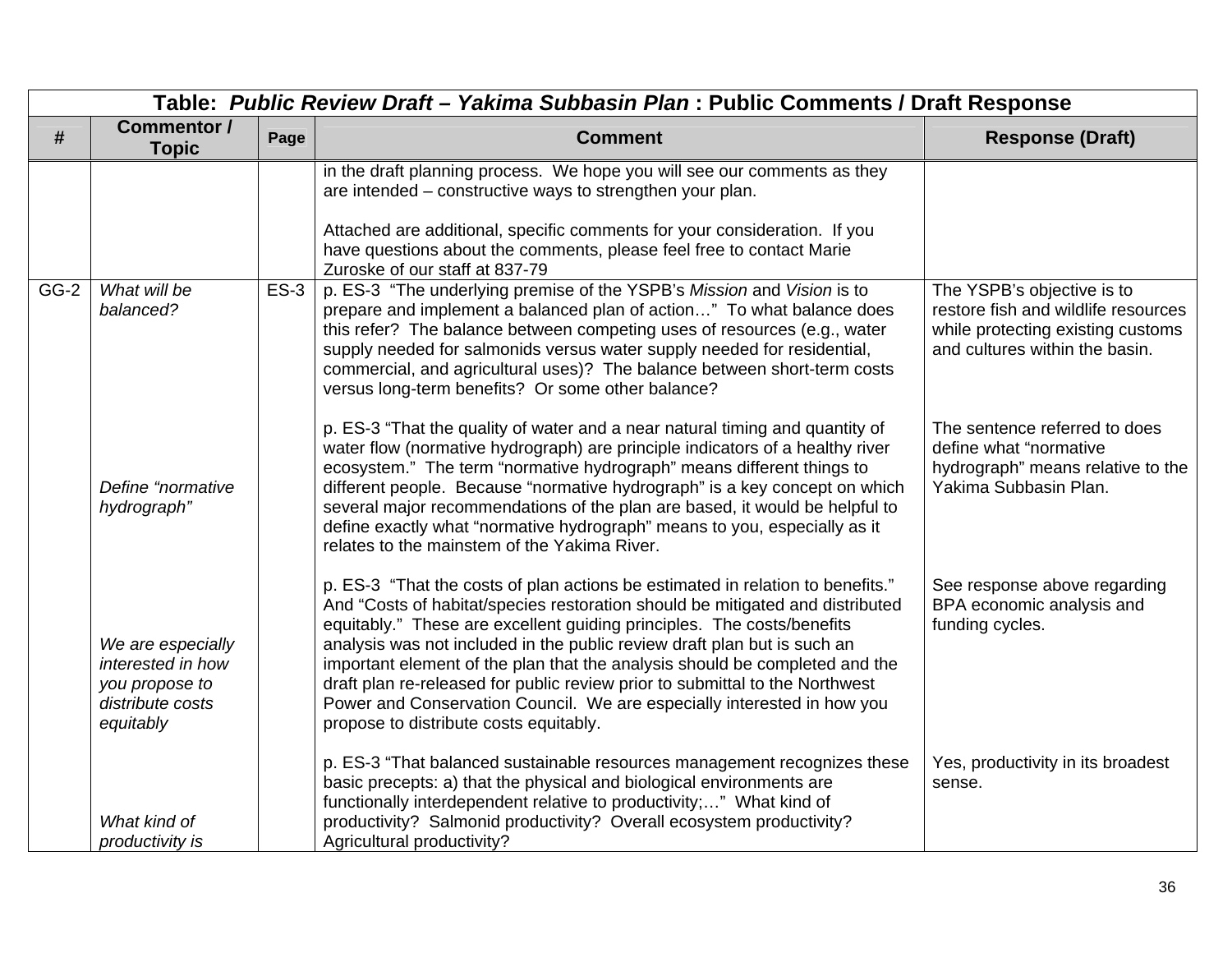| Table: *Public Review Draft – Yakima Subbasin Plan* : Public Comments / Draft Response | | | | |
|---|---|---|---|---|
| **#** | **Commentor / Topic** | **Page** | **Comment** | **Response (Draft)** |
| | | | in the draft planning process. We hope you will see our comments as they are intended – constructive ways to strengthen your plan.<br><br>Attached are additional, specific comments for your consideration. If you have questions about the comments, please feel free to contact Marie Zuroske of our staff at 837-79 | |
| GG-2 | *What will be balanced?* | ES-3 | p. ES-3 "The underlying premise of the YSPB's *Mission* and *Vision* is to prepare and implement a balanced plan of action…" To what balance does this refer? The balance between competing uses of resources (e.g., water supply needed for salmonids versus water supply needed for residential, commercial, and agricultural uses)? The balance between short-term costs versus long-term benefits? Or some other balance? | The YSPB's objective is to restore fish and wildlife resources while protecting existing customs and cultures within the basin. |
| | *Define "normative hydrograph"* | | p. ES-3 "That the quality of water and a near natural timing and quantity of water flow (normative hydrograph) are principle indicators of a healthy river ecosystem." The term "normative hydrograph" means different things to different people. Because "normative hydrograph" is a key concept on which several major recommendations of the plan are based, it would be helpful to define exactly what "normative hydrograph" means to you, especially as it relates to the mainstem of the Yakima River. | The sentence referred to does define what "normative hydrograph" means relative to the Yakima Subbasin Plan. |
| | *We are especially interested in how you propose to distribute costs equitably* | | p. ES-3 "That the costs of plan actions be estimated in relation to benefits." And "Costs of habitat/species restoration should be mitigated and distributed equitably." These are excellent guiding principles. The costs/benefits analysis was not included in the public review draft plan but is such an important element of the plan that the analysis should be completed and the draft plan re-released for public review prior to submittal to the Northwest Power and Conservation Council. We are especially interested in how you propose to distribute costs equitably. | See response above regarding BPA economic analysis and funding cycles. |
| | *What kind of productivity is* | | p. ES-3 "That balanced sustainable resources management recognizes these basic precepts: a) that the physical and biological environments are functionally interdependent relative to productivity;…" What kind of productivity? Salmonid productivity? Overall ecosystem productivity? Agricultural productivity? | Yes, productivity in its broadest sense. |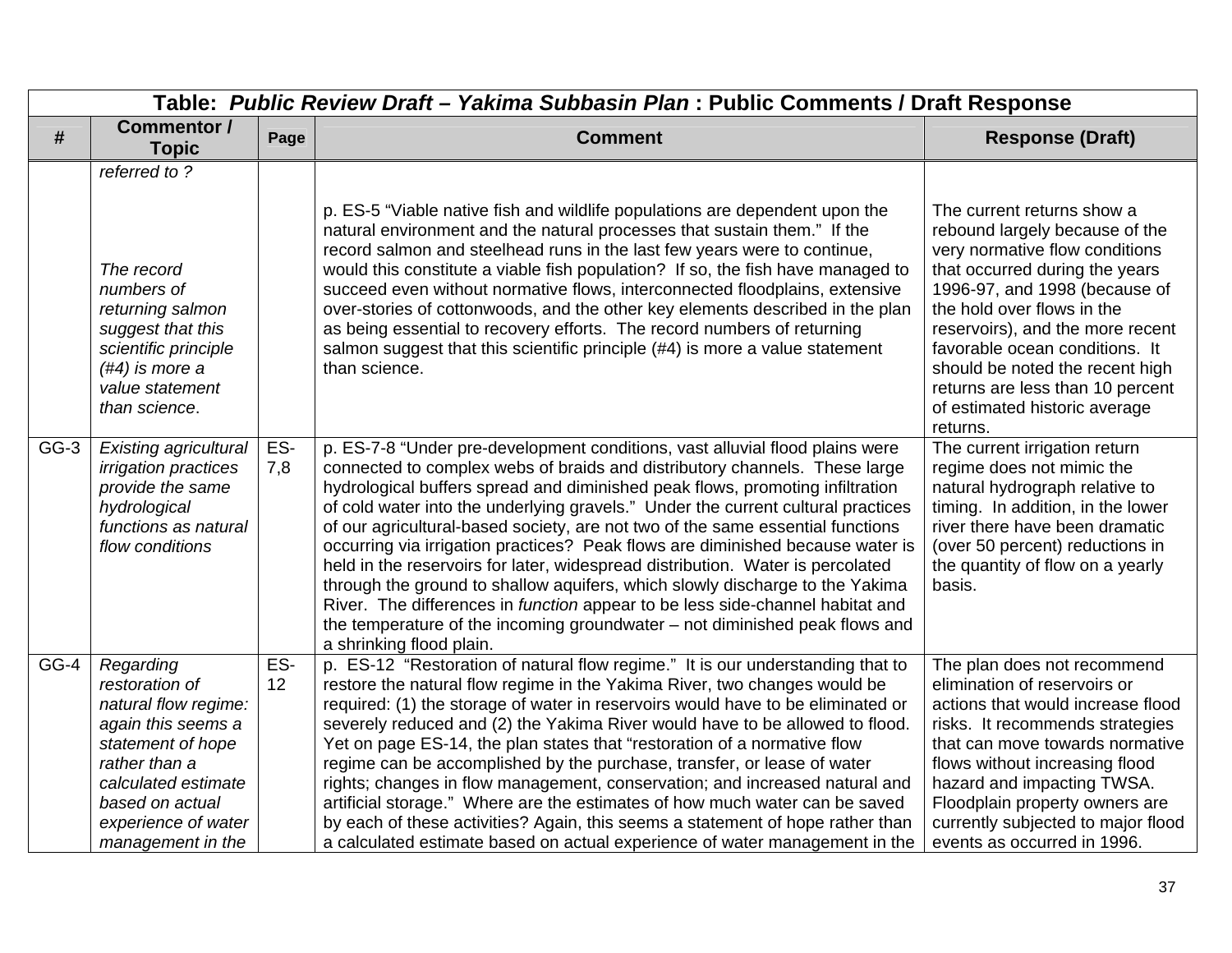| Table: *Public Review Draft – Yakima Subbasin Plan* : Public Comments / Draft Response | | | | |
|---|---|---|---|---|
| # | Commentor / Topic | Page | Comment | Response (Draft) |
| | *referred to ?* <br><br> *The record numbers of returning salmon suggest that this scientific principle (#4) is more a value statement than science*. | | p. ES-5 "Viable native fish and wildlife populations are dependent upon the natural environment and the natural processes that sustain them." If the record salmon and steelhead runs in the last few years were to continue, would this constitute a viable fish population? If so, the fish have managed to succeed even without normative flows, interconnected floodplains, extensive over-stories of cottonwoods, and the other key elements described in the plan as being essential to recovery efforts. The record numbers of returning salmon suggest that this scientific principle (#4) is more a value statement than science. | The current returns show a rebound largely because of the very normative flow conditions that occurred during the years 1996-97, and 1998 (because of the hold over flows in the reservoirs), and the more recent favorable ocean conditions. It should be noted the recent high returns are less than 10 percent of estimated historic average returns. |
| GG-3 | *Existing agricultural irrigation practices provide the same hydrological functions as natural flow conditions* | ES-7,8 | p. ES-7-8 "Under pre-development conditions, vast alluvial flood plains were connected to complex webs of braids and distributory channels. These large hydrological buffers spread and diminished peak flows, promoting infiltration of cold water into the underlying gravels." Under the current cultural practices of our agricultural-based society, are not two of the same essential functions occurring via irrigation practices? Peak flows are diminished because water is held in the reservoirs for later, widespread distribution. Water is percolated through the ground to shallow aquifers, which slowly discharge to the Yakima River. The differences in *function* appear to be less side-channel habitat and the temperature of the incoming groundwater – not diminished peak flows and a shrinking flood plain. | The current irrigation return regime does not mimic the natural hydrograph relative to timing. In addition, in the lower river there have been dramatic (over 50 percent) reductions in the quantity of flow on a yearly basis. |
| GG-4 | *Regarding restoration of natural flow regime: again this seems a statement of hope rather than a calculated estimate based on actual experience of water management in the* | ES-12 | p. ES-12 "Restoration of natural flow regime." It is our understanding that to restore the natural flow regime in the Yakima River, two changes would be required: (1) the storage of water in reservoirs would have to be eliminated or severely reduced and (2) the Yakima River would have to be allowed to flood. Yet on page ES-14, the plan states that "restoration of a normative flow regime can be accomplished by the purchase, transfer, or lease of water rights; changes in flow management, conservation; and increased natural and artificial storage." Where are the estimates of how much water can be saved by each of these activities? Again, this seems a statement of hope rather than a calculated estimate based on actual experience of water management in the | The plan does not recommend elimination of reservoirs or actions that would increase flood risks. It recommends strategies that can move towards normative flows without increasing flood hazard and impacting TWSA. Floodplain property owners are currently subjected to major flood events as occurred in 1996. |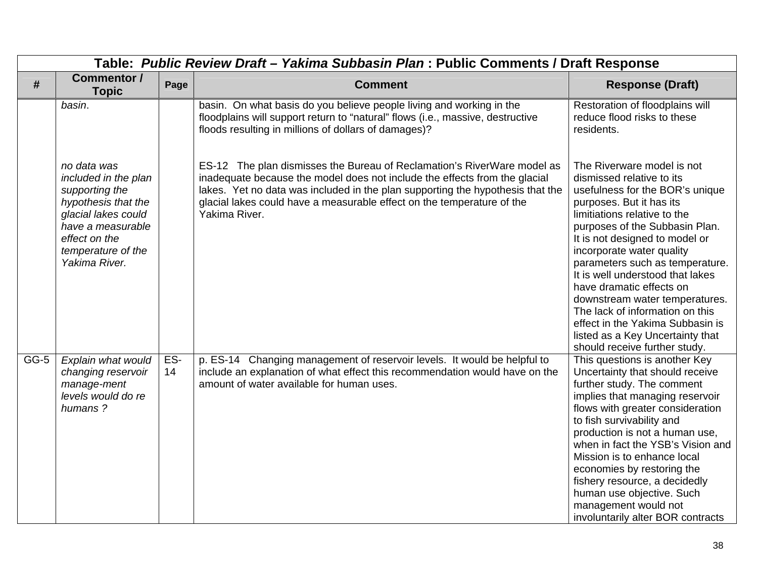| Table: *Public Review Draft – Yakima Subbasin Plan* : Public Comments / Draft Response | | | | |
|---|---|---|---|---|
| **#** | **Commentor / Topic** | **Page** | **Comment** | **Response (Draft)** |
| | *basin*. | | basin. On what basis do you believe people living and working in the floodplains will support return to "natural" flows (i.e., massive, destructive floods resulting in millions of dollars of damages)? | Restoration of floodplains will reduce flood risks to these residents. |
| | *no data was included in the plan supporting the hypothesis that the glacial lakes could have a measurable effect on the temperature of the Yakima River.* | | ES-12 The plan dismisses the Bureau of Reclamation's RiverWare model as inadequate because the model does not include the effects from the glacial lakes. Yet no data was included in the plan supporting the hypothesis that the glacial lakes could have a measurable effect on the temperature of the Yakima River. | The Riverware model is not dismissed relative to its usefulness for the BOR's unique purposes. But it has its limitiations relative to the purposes of the Subbasin Plan. It is not designed to model or incorporate water quality parameters such as temperature. It is well understood that lakes have dramatic effects on downstream water temperatures. The lack of information on this effect in the Yakima Subbasin is listed as a Key Uncertainty that should receive further study. |
| GG-5 | *Explain what would changing reservoir manage-ment levels would do re humans ?* | ES-14 | p. ES-14 Changing management of reservoir levels. It would be helpful to include an explanation of what effect this recommendation would have on the amount of water available for human uses. | This questions is another Key Uncertainty that should receive further study. The comment implies that managing reservoir flows with greater consideration to fish survivability and production is not a human use, when in fact the YSB's Vision and Mission is to enhance local economies by restoring the fishery resource, a decidedly human use objective. Such management would not involuntarily alter BOR contracts |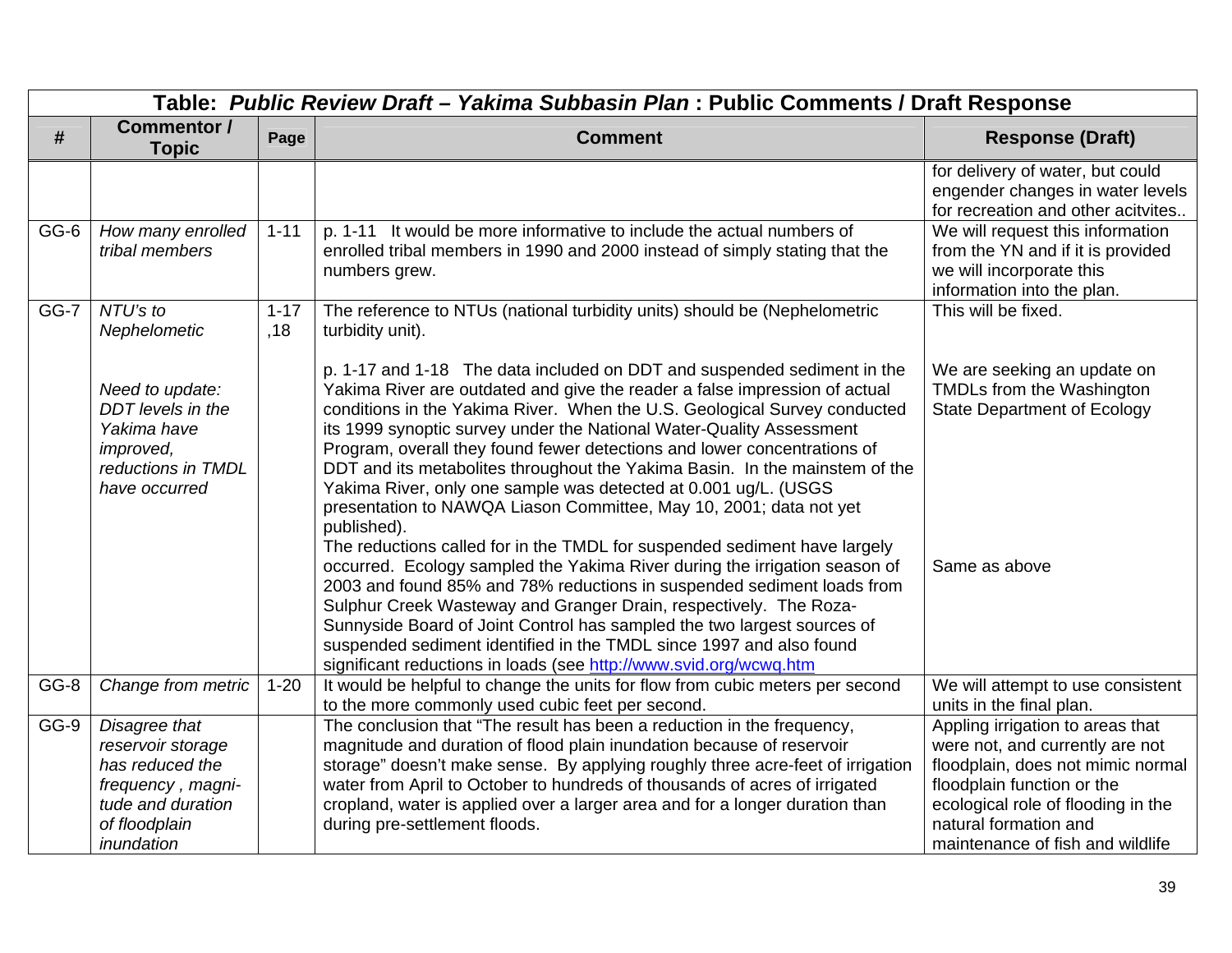| Table: *Public Review Draft – Yakima Subbasin Plan* : Public Comments / Draft Response | | | | |
|---|---|---|---|---|
| **#** | **Commentor / Topic** | **Page** | **Comment** | **Response (Draft)** |
| | | | | for delivery of water, but could engender changes in water levels for recreation and other acitvites.. |
| GG-6 | *How many enrolled tribal members* | 1-11 | p. 1-11 It would be more informative to include the actual numbers of enrolled tribal members in 1990 and 2000 instead of simply stating that the numbers grew. | We will request this information from the YN and if it is provided we will incorporate this information into the plan. |
| GG-7 | *NTU's to Nephelometic*<br><br>*Need to update: DDT levels in the Yakima have improved, reductions in TMDL have occurred* | 1-17 ,18 | The reference to NTUs (national turbidity units) should be (Nephelometric turbidity unit).<br><br>p. 1-17 and 1-18 The data included on DDT and suspended sediment in the Yakima River are outdated and give the reader a false impression of actual conditions in the Yakima River. When the U.S. Geological Survey conducted its 1999 synoptic survey under the National Water-Quality Assessment Program, overall they found fewer detections and lower concentrations of DDT and its metabolites throughout the Yakima Basin. In the mainstem of the Yakima River, only one sample was detected at 0.001 ug/L. (USGS presentation to NAWQA Liason Committee, May 10, 2001; data not yet published).<br>The reductions called for in the TMDL for suspended sediment have largely occurred. Ecology sampled the Yakima River during the irrigation season of 2003 and found 85% and 78% reductions in suspended sediment loads from Sulphur Creek Wasteway and Granger Drain, respectively. The Roza-Sunnyside Board of Joint Control has sampled the two largest sources of suspended sediment identified in the TMDL since 1997 and also found significant reductions in loads (see http://www.svid.org/wcwq.htm | This will be fixed.<br><br>We are seeking an update on TMDLs from the Washington State Department of Ecology<br><br>Same as above |
| GG-8 | *Change from metric* | 1-20 | It would be helpful to change the units for flow from cubic meters per second to the more commonly used cubic feet per second. | We will attempt to use consistent units in the final plan. |
| GG-9 | *Disagree that reservoir storage has reduced the frequency , magni-tude and duration of floodplain inundation* | | The conclusion that "The result has been a reduction in the frequency, magnitude and duration of flood plain inundation because of reservoir storage" doesn't make sense. By applying roughly three acre-feet of irrigation water from April to October to hundreds of thousands of acres of irrigated cropland, water is applied over a larger area and for a longer duration than during pre-settlement floods. | Appling irrigation to areas that were not, and currently are not floodplain, does not mimic normal floodplain function or the ecological role of flooding in the natural formation and maintenance of fish and wildlife |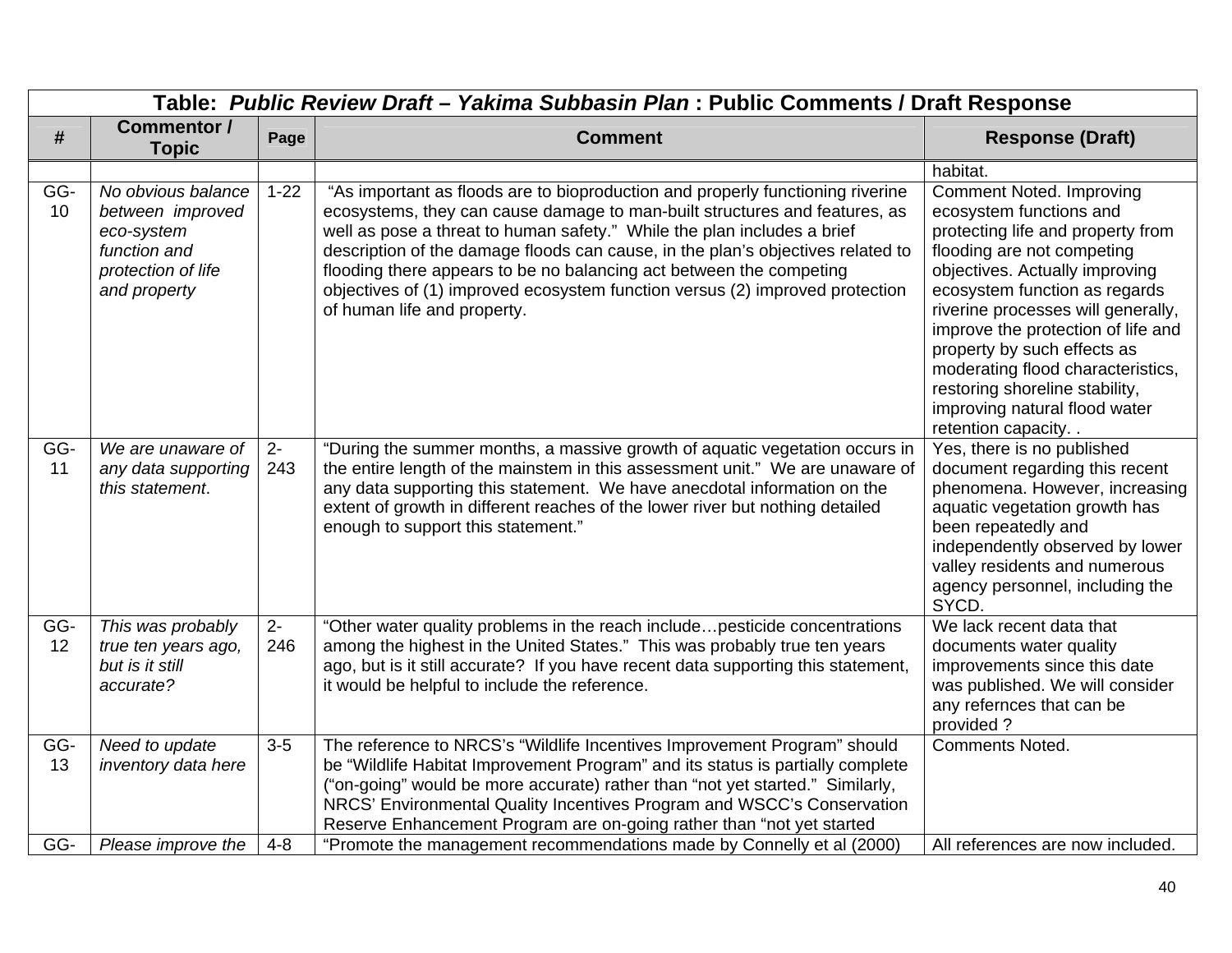| Table: *Public Review Draft – Yakima Subbasin Plan* : Public Comments / Draft Response | | | | |
|---|---|---|---|---|
| # | Commentor / Topic | Page | Comment | Response (Draft) |
| | | | | habitat. |
| GG-10 | *No obvious balance between improved eco-system function and protection of life and property* | 1-22 | "As important as floods are to bioproduction and properly functioning riverine ecosystems, they can cause damage to man-built structures and features, as well as pose a threat to human safety." While the plan includes a brief description of the damage floods can cause, in the plan's objectives related to flooding there appears to be no balancing act between the competing objectives of (1) improved ecosystem function versus (2) improved protection of human life and property. | Comment Noted. Improving ecosystem functions and protecting life and property from flooding are not competing objectives. Actually improving ecosystem function as regards riverine processes will generally, improve the protection of life and property by such effects as moderating flood characteristics, restoring shoreline stability, improving natural flood water retention capacity. . |
| GG-11 | *We are unaware of any data supporting this statement*. | 2-243 | "During the summer months, a massive growth of aquatic vegetation occurs in the entire length of the mainstem in this assessment unit." We are unaware of any data supporting this statement. We have anecdotal information on the extent of growth in different reaches of the lower river but nothing detailed enough to support this statement." | Yes, there is no published document regarding this recent phenomena. However, increasing aquatic vegetation growth has been repeatedly and independently observed by lower valley residents and numerous agency personnel, including the SYCD. |
| GG-12 | *This was probably true ten years ago, but is it still accurate?* | 2-246 | "Other water quality problems in the reach include…pesticide concentrations among the highest in the United States." This was probably true ten years ago, but is it still accurate? If you have recent data supporting this statement, it would be helpful to include the reference. | We lack recent data that documents water quality improvements since this date was published. We will consider any refernces that can be provided ? |
| GG-13 | *Need to update inventory data here* | 3-5 | The reference to NRCS's "Wildlife Incentives Improvement Program" should be "Wildlife Habitat Improvement Program" and its status is partially complete ("on-going" would be more accurate) rather than "not yet started." Similarly, NRCS' Environmental Quality Incentives Program and WSCC's Conservation Reserve Enhancement Program are on-going rather than "not yet started | Comments Noted. |
| GG- | *Please improve the* | 4-8 | "Promote the management recommendations made by Connelly et al (2000) | All references are now included. |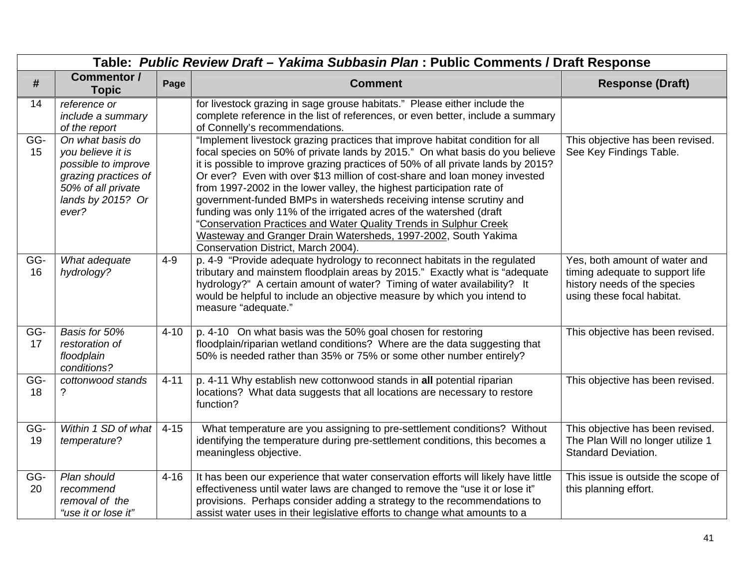| Table: *Public Review Draft – Yakima Subbasin Plan* : Public Comments / Draft Response | | | | |
|---|---|---|---|---|
| **#** | **Commentor / Topic** | **Page** | **Comment** | **Response (Draft)** |
| 14 | *reference or include a summary of the report* | | for livestock grazing in sage grouse habitats." Please either include the complete reference in the list of references, or even better, include a summary of Connelly's recommendations. | |
| GG-15 | *On what basis do you believe it is possible to improve grazing practices of 50% of all private lands by 2015? Or ever?* | | "Implement livestock grazing practices that improve habitat condition for all focal species on 50% of private lands by 2015." On what basis do you believe it is possible to improve grazing practices of 50% of all private lands by 2015? Or ever? Even with over $13 million of cost-share and loan money invested from 1997-2002 in the lower valley, the highest participation rate of government-funded BMPs in watersheds receiving intense scrutiny and funding was only 11% of the irrigated acres of the watershed (draft "Conservation Practices and Water Quality Trends in Sulphur Creek Wasteway and Granger Drain Watersheds, 1997-2002, South Yakima Conservation District, March 2004). | This objective has been revised. See Key Findings Table. |
| GG-16 | *What adequate hydrology?* | 4-9 | p. 4-9 "Provide adequate hydrology to reconnect habitats in the regulated tributary and mainstem floodplain areas by 2015." Exactly what is "adequate hydrology?" A certain amount of water? Timing of water availability? It would be helpful to include an objective measure by which you intend to measure "adequate." | Yes, both amount of water and timing adequate to support life history needs of the species using these focal habitat. |
| GG-17 | *Basis for 50% restoration of floodplain conditions?* | 4-10 | p. 4-10 On what basis was the 50% goal chosen for restoring floodplain/riparian wetland conditions? Where are the data suggesting that 50% is needed rather than 35% or 75% or some other number entirely? | This objective has been revised. |
| GG-18 | *cottonwood stands ?* | 4-11 | p. 4-11 Why establish new cottonwood stands in **all** potential riparian locations? What data suggests that all locations are necessary to restore function? | This objective has been revised. |
| GG-19 | *Within 1 SD of what temperature?* | 4-15 | What temperature are you assigning to pre-settlement conditions? Without identifying the temperature during pre-settlement conditions, this becomes a meaningless objective. | This objective has been revised. The Plan Will no longer utilize 1 Standard Deviation. |
| GG-20 | *Plan should recommend removal of the "use it or lose it"* | 4-16 | It has been our experience that water conservation efforts will likely have little effectiveness until water laws are changed to remove the "use it or lose it" provisions. Perhaps consider adding a strategy to the recommendations to assist water uses in their legislative efforts to change what amounts to a | This issue is outside the scope of this planning effort. |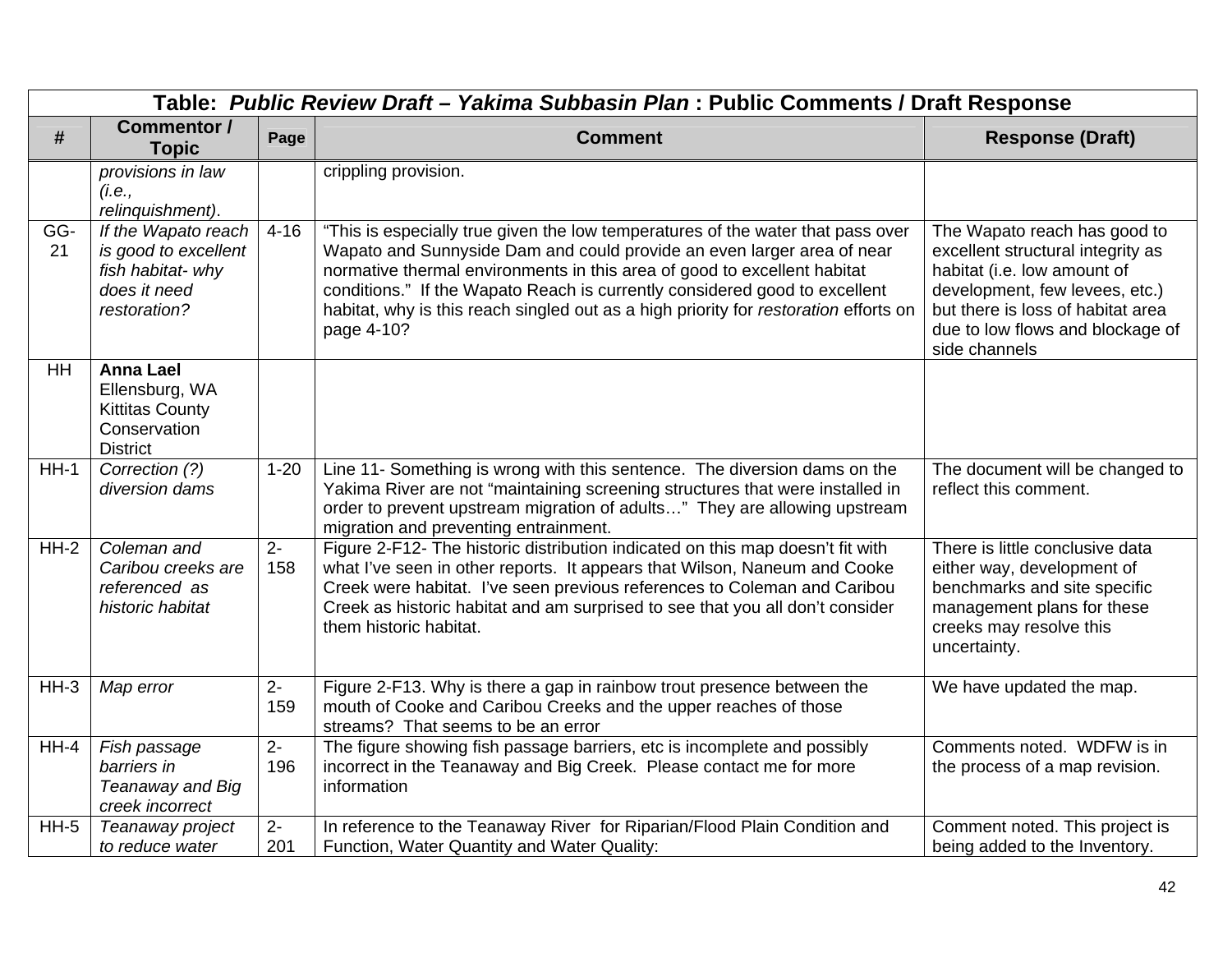| Table: *Public Review Draft – Yakima Subbasin Plan* : Public Comments / Draft Response | | | | |
|---|---|---|---|---|
| **#** | **Commentor / Topic** | **Page** | **Comment** | **Response (Draft)** |
| | *provisions in law (i.e., relinquishment).* | | crippling provision. | |
| GG-21 | *If the Wapato reach is good to excellent fish habitat- why does it need restoration?* | 4-16 | "This is especially true given the low temperatures of the water that pass over Wapato and Sunnyside Dam and could provide an even larger area of near normative thermal environments in this area of good to excellent habitat conditions." If the Wapato Reach is currently considered good to excellent habitat, why is this reach singled out as a high priority for *restoration* efforts on page 4-10? | The Wapato reach has good to excellent structural integrity as habitat (i.e. low amount of development, few levees, etc.) but there is loss of habitat area due to low flows and blockage of side channels |
| HH | **Anna Lael** Ellensburg, WA Kittitas County Conservation District | | | |
| HH-1 | *Correction (?) diversion dams* | 1-20 | Line 11- Something is wrong with this sentence. The diversion dams on the Yakima River are not "maintaining screening structures that were installed in order to prevent upstream migration of adults…" They are allowing upstream migration and preventing entrainment. | The document will be changed to reflect this comment. |
| HH-2 | *Coleman and Caribou creeks are referenced as historic habitat* | 2-158 | Figure 2-F12- The historic distribution indicated on this map doesn't fit with what I've seen in other reports. It appears that Wilson, Naneum and Cooke Creek were habitat. I've seen previous references to Coleman and Caribou Creek as historic habitat and am surprised to see that you all don't consider them historic habitat. | There is little conclusive data either way, development of benchmarks and site specific management plans for these creeks may resolve this uncertainty. |
| HH-3 | *Map error* | 2-159 | Figure 2-F13. Why is there a gap in rainbow trout presence between the mouth of Cooke and Caribou Creeks and the upper reaches of those streams? That seems to be an error | We have updated the map. |
| HH-4 | *Fish passage barriers in Teanaway and Big creek incorrect* | 2-196 | The figure showing fish passage barriers, etc is incomplete and possibly incorrect in the Teanaway and Big Creek. Please contact me for more information | Comments noted. WDFW is in the process of a map revision. |
| HH-5 | *Teanaway project to reduce water* | 2-201 | In reference to the Teanaway River for Riparian/Flood Plain Condition and Function, Water Quantity and Water Quality: | Comment noted. This project is being added to the Inventory. |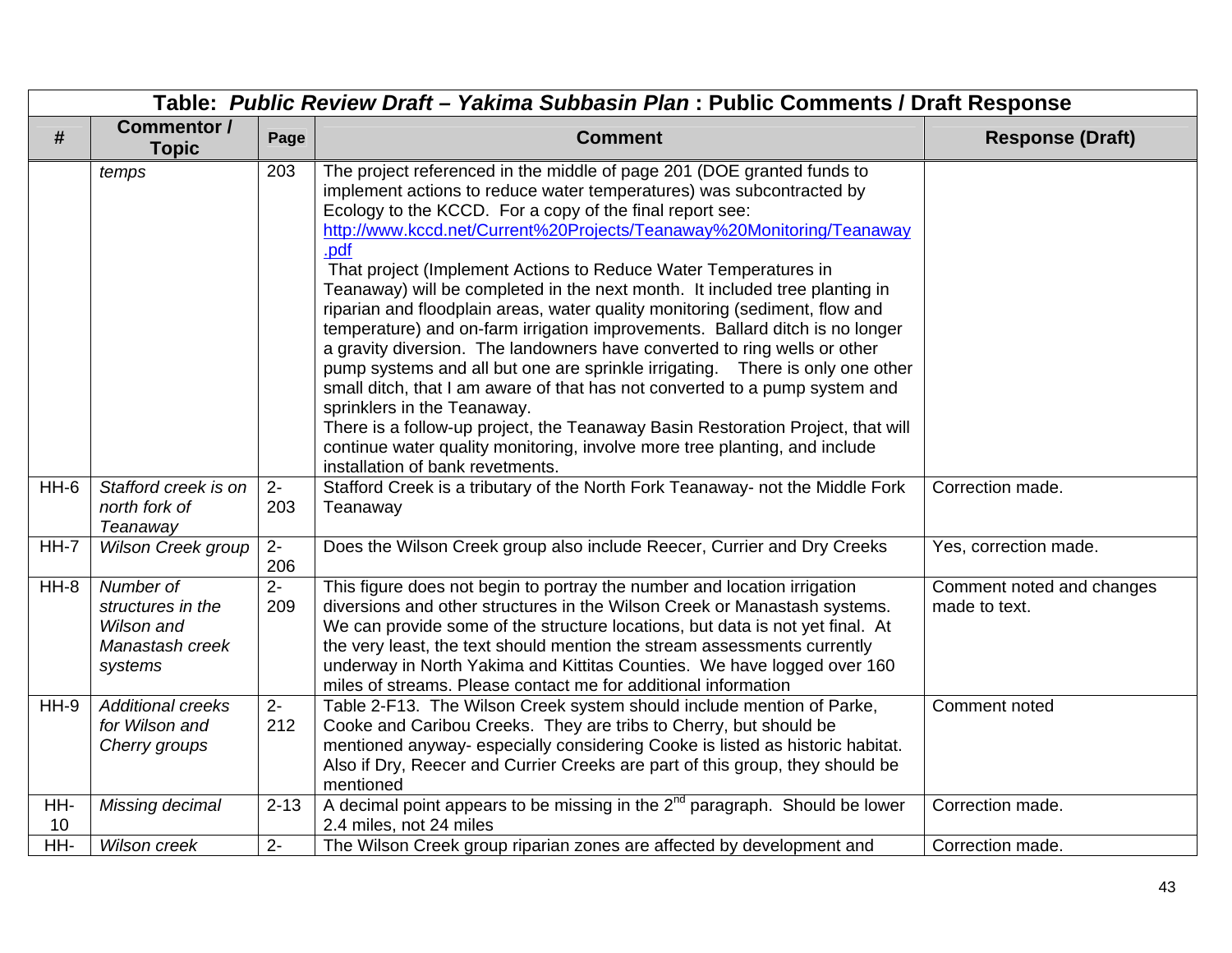| Table: *Public Review Draft – Yakima Subbasin Plan* : Public Comments / Draft Response | | | | |
|---|---|---|---|---|
| **#** | **Commentor / Topic** | **Page** | **Comment** | **Response (Draft)** |
| | *temps* | 203 | The project referenced in the middle of page 201 (DOE granted funds to implement actions to reduce water temperatures) was subcontracted by Ecology to the KCCD. For a copy of the final report see: http://www.kccd.net/Current%20Projects/Teanaway%20Monitoring/Teanaway.pdf<br>That project (Implement Actions to Reduce Water Temperatures in Teanaway) will be completed in the next month. It included tree planting in riparian and floodplain areas, water quality monitoring (sediment, flow and temperature) and on-farm irrigation improvements. Ballard ditch is no longer a gravity diversion. The landowners have converted to ring wells or other pump systems and all but one are sprinkle irrigating. There is only one other small ditch, that I am aware of that has not converted to a pump system and sprinklers in the Teanaway.<br>There is a follow-up project, the Teanaway Basin Restoration Project, that will continue water quality monitoring, involve more tree planting, and include installation of bank revetments. | |
| HH-6 | *Stafford creek is on north fork of Teanaway* | 2-203 | Stafford Creek is a tributary of the North Fork Teanaway- not the Middle Fork Teanaway | Correction made. |
| HH-7 | *Wilson Creek group* | 2-206 | Does the Wilson Creek group also include Reecer, Currier and Dry Creeks | Yes, correction made. |
| HH-8 | *Number of structures in the Wilson and Manastash creek systems* | 2-209 | This figure does not begin to portray the number and location irrigation diversions and other structures in the Wilson Creek or Manastash systems. We can provide some of the structure locations, but data is not yet final. At the very least, the text should mention the stream assessments currently underway in North Yakima and Kittitas Counties. We have logged over 160 miles of streams. Please contact me for additional information | Comment noted and changes made to text. |
| HH-9 | *Additional creeks for Wilson and Cherry groups* | 2-212 | Table 2-F13. The Wilson Creek system should include mention of Parke, Cooke and Caribou Creeks. They are tribs to Cherry, but should be mentioned anyway- especially considering Cooke is listed as historic habitat. Also if Dry, Reecer and Currier Creeks are part of this group, they should be mentioned | Comment noted |
| HH-10 | *Missing decimal* | 2-13 | A decimal point appears to be missing in the 2nd paragraph. Should be lower 2.4 miles, not 24 miles | Correction made. |
| HH- | *Wilson creek* | 2- | The Wilson Creek group riparian zones are affected by development and | Correction made. |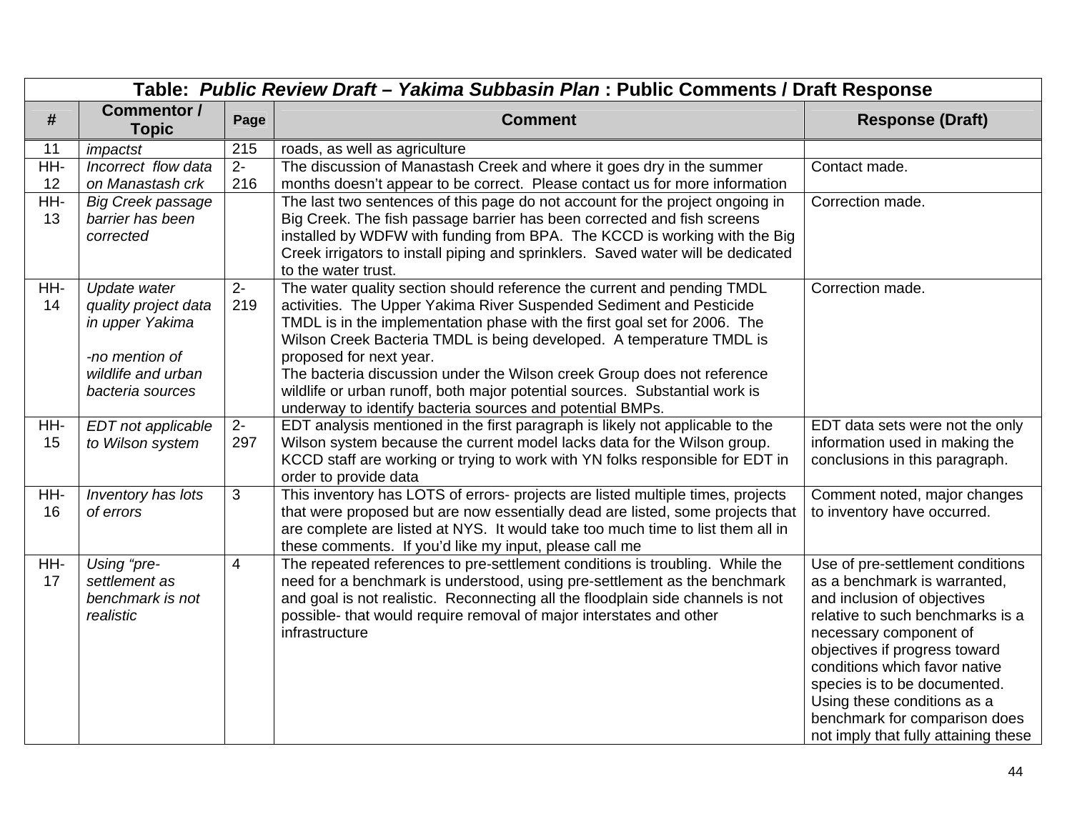| Table: *Public Review Draft – Yakima Subbasin Plan* : Public Comments / Draft Response | | | | |
|---|---|---|---|---|
| # | Commentor / Topic | Page | Comment | Response (Draft) |
| 11 | *impactst* | 215 | roads, as well as agriculture | |
| HH-12 | *Incorrect flow data on Manastash crk* | 2-216 | The discussion of Manastash Creek and where it goes dry in the summer months doesn't appear to be correct. Please contact us for more information | Contact made. |
| HH-13 | *Big Creek passage barrier has been corrected* | | The last two sentences of this page do not account for the project ongoing in Big Creek. The fish passage barrier has been corrected and fish screens installed by WDFW with funding from BPA. The KCCD is working with the Big Creek irrigators to install piping and sprinklers. Saved water will be dedicated to the water trust. | Correction made. |
| HH-14 | *Update water quality project data in upper Yakima*<br><br>*-no mention of wildlife and urban bacteria sources* | 2-219 | The water quality section should reference the current and pending TMDL activities. The Upper Yakima River Suspended Sediment and Pesticide TMDL is in the implementation phase with the first goal set for 2006. The Wilson Creek Bacteria TMDL is being developed. A temperature TMDL is proposed for next year.<br>The bacteria discussion under the Wilson creek Group does not reference wildlife or urban runoff, both major potential sources. Substantial work is underway to identify bacteria sources and potential BMPs. | Correction made. |
| HH-15 | *EDT not applicable to Wilson system* | 2-297 | EDT analysis mentioned in the first paragraph is likely not applicable to the Wilson system because the current model lacks data for the Wilson group. KCCD staff are working or trying to work with YN folks responsible for EDT in order to provide data | EDT data sets were not the only information used in making the conclusions in this paragraph. |
| HH-16 | *Inventory has lots of errors* | 3 | This inventory has LOTS of errors- projects are listed multiple times, projects that were proposed but are now essentially dead are listed, some projects that are complete are listed at NYS. It would take too much time to list them all in these comments. If you'd like my input, please call me | Comment noted, major changes to inventory have occurred. |
| HH-17 | *Using "pre-settlement as benchmark is not realistic* | 4 | The repeated references to pre-settlement conditions is troubling. While the need for a benchmark is understood, using pre-settlement as the benchmark and goal is not realistic. Reconnecting all the floodplain side channels is not possible- that would require removal of major interstates and other infrastructure | Use of pre-settlement conditions as a benchmark is warranted, and inclusion of objectives relative to such benchmarks is a necessary component of objectives if progress toward conditions which favor native species is to be documented. Using these conditions as a benchmark for comparison does not imply that fully attaining these |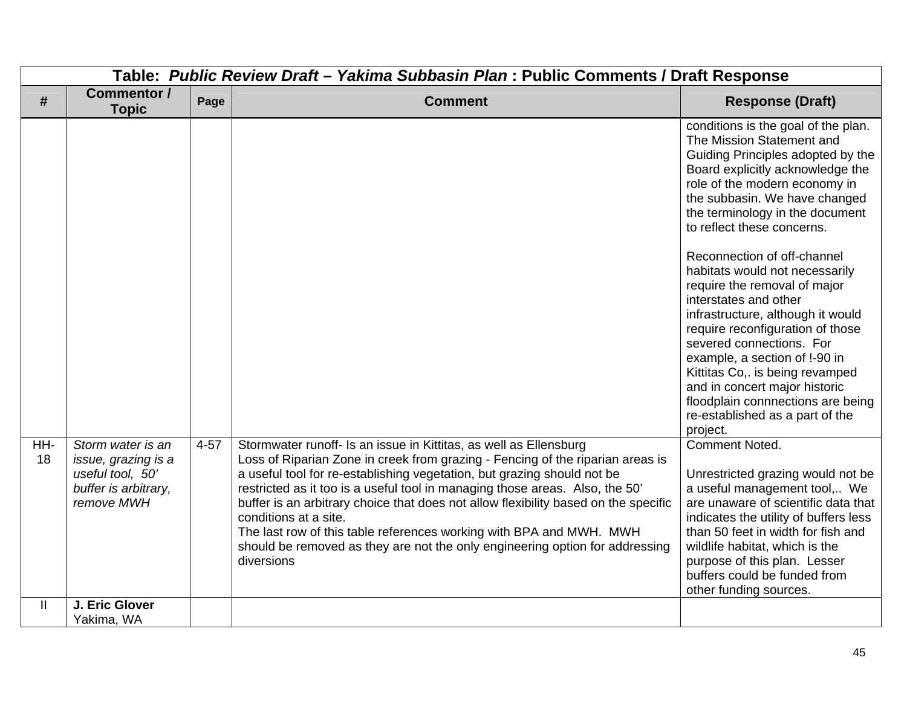| Table: *Public Review Draft – Yakima Subbasin Plan* : Public Comments / Draft Response | | | | |
|---|---|---|---|---|
| **#** | **Commentor / Topic** | **Page** | **Comment** | **Response (Draft)** |
| | | | | conditions is the goal of the plan. The Mission Statement and Guiding Principles adopted by the Board explicitly acknowledge the role of the modern economy in the subbasin. We have changed the terminology in the document to reflect these concerns.<br><br>Reconnection of off-channel habitats would not necessarily require the removal of major interstates and other infrastructure, although it would require reconfiguration of those severed connections. For example, a section of !-90 in Kittitas Co,. is being revamped and in concert major historic floodplain connnections are being re-established as a part of the project. |
| HH-18 | *Storm water is an issue, grazing is a useful tool, 50' buffer is arbitrary, remove MWH* | 4-57 | Stormwater runoff- Is an issue in Kittitas, as well as Ellensburg<br>Loss of Riparian Zone in creek from grazing - Fencing of the riparian areas is a useful tool for re-establishing vegetation, but grazing should not be restricted as it too is a useful tool in managing those areas. Also, the 50' buffer is an arbitrary choice that does not allow flexibility based on the specific conditions at a site.<br>The last row of this table references working with BPA and MWH. MWH should be removed as they are not the only engineering option for addressing diversions | Comment Noted.<br><br>Unrestricted grazing would not be a useful management tool,.. We are unaware of scientific data that indicates the utility of buffers less than 50 feet in width for fish and wildlife habitat, which is the purpose of this plan. Lesser buffers could be funded from other funding sources. |
| II | **J. Eric Glover**<br>Yakima, WA | | | |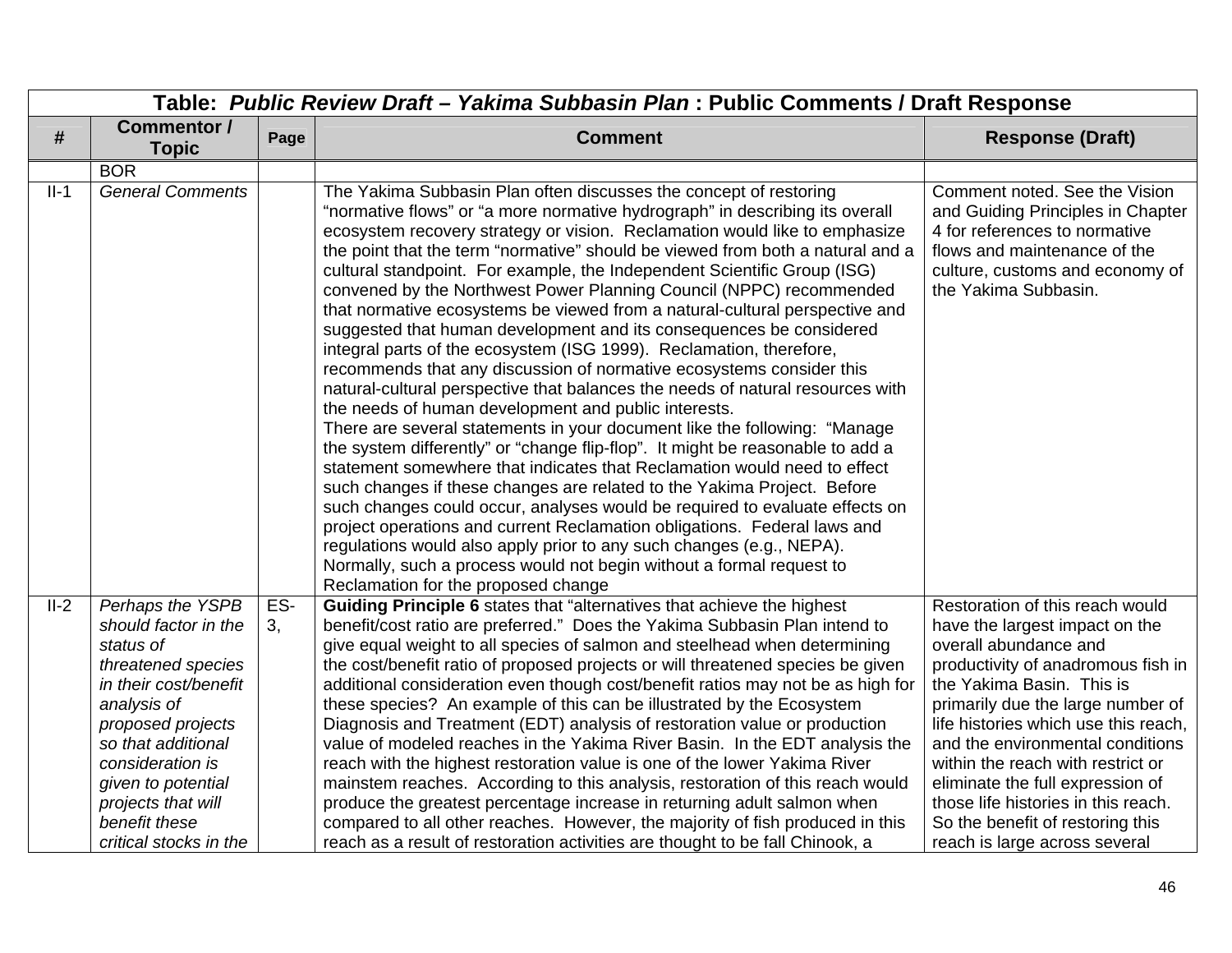| Table: *Public Review Draft – Yakima Subbasin Plan* : Public Comments / Draft Response | | | | |
|---|---|---|---|---|
| **#** | **Commentor / Topic** | **Page** | **Comment** | **Response (Draft)** |
| | BOR | | | |
| II-1 | *General Comments* | | The Yakima Subbasin Plan often discusses the concept of restoring "normative flows" or "a more normative hydrograph" in describing its overall ecosystem recovery strategy or vision. Reclamation would like to emphasize the point that the term "normative" should be viewed from both a natural and a cultural standpoint. For example, the Independent Scientific Group (ISG) convened by the Northwest Power Planning Council (NPPC) recommended that normative ecosystems be viewed from a natural-cultural perspective and suggested that human development and its consequences be considered integral parts of the ecosystem (ISG 1999). Reclamation, therefore, recommends that any discussion of normative ecosystems consider this natural-cultural perspective that balances the needs of natural resources with the needs of human development and public interests.<br>There are several statements in your document like the following: "Manage the system differently" or "change flip-flop". It might be reasonable to add a statement somewhere that indicates that Reclamation would need to effect such changes if these changes are related to the Yakima Project. Before such changes could occur, analyses would be required to evaluate effects on project operations and current Reclamation obligations. Federal laws and regulations would also apply prior to any such changes (e.g., NEPA). Normally, such a process would not begin without a formal request to Reclamation for the proposed change | Comment noted. See the Vision and Guiding Principles in Chapter 4 for references to normative flows and maintenance of the culture, customs and economy of the Yakima Subbasin. |
| II-2 | *Perhaps the YSPB should factor in the status of threatened species in their cost/benefit analysis of proposed projects so that additional consideration is given to potential projects that will benefit these critical stocks in the* | ES-3, | **Guiding Principle 6** states that "alternatives that achieve the highest benefit/cost ratio are preferred." Does the Yakima Subbasin Plan intend to give equal weight to all species of salmon and steelhead when determining the cost/benefit ratio of proposed projects or will threatened species be given additional consideration even though cost/benefit ratios may not be as high for these species? An example of this can be illustrated by the Ecosystem Diagnosis and Treatment (EDT) analysis of restoration value or production value of modeled reaches in the Yakima River Basin. In the EDT analysis the reach with the highest restoration value is one of the lower Yakima River mainstem reaches. According to this analysis, restoration of this reach would produce the greatest percentage increase in returning adult salmon when compared to all other reaches. However, the majority of fish produced in this reach as a result of restoration activities are thought to be fall Chinook, a | Restoration of this reach would have the largest impact on the overall abundance and productivity of anadromous fish in the Yakima Basin. This is primarily due the large number of life histories which use this reach, and the environmental conditions within the reach with restrict or eliminate the full expression of those life histories in this reach. So the benefit of restoring this reach is large across several |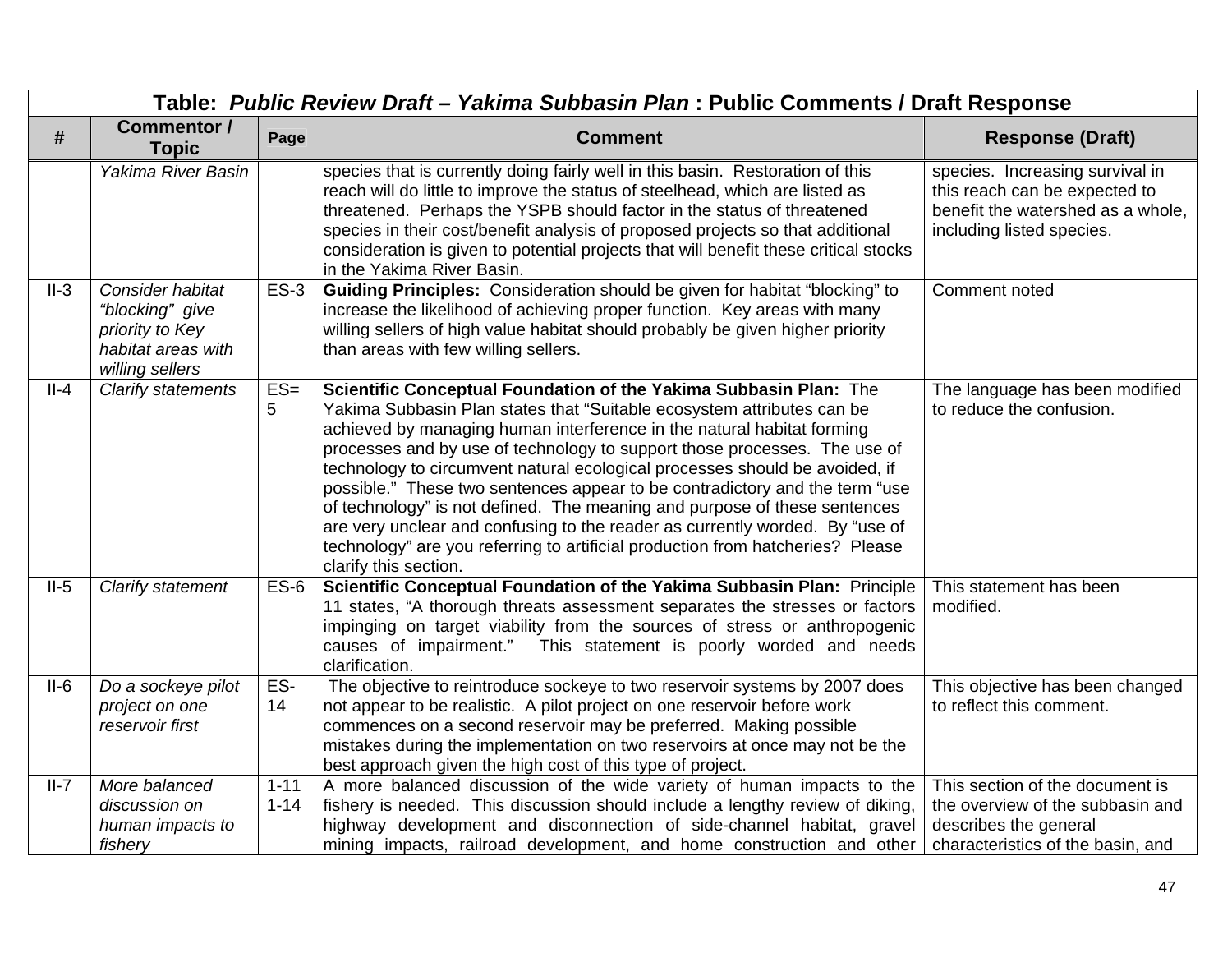| Table: *Public Review Draft – Yakima Subbasin Plan* : Public Comments / Draft Response | | | | |
|---|---|---|---|---|
| **#** | **Commentor / Topic** | **Page** | **Comment** | **Response (Draft)** |
| | *Yakima River Basin* | | species that is currently doing fairly well in this basin. Restoration of this reach will do little to improve the status of steelhead, which are listed as threatened. Perhaps the YSPB should factor in the status of threatened species in their cost/benefit analysis of proposed projects so that additional consideration is given to potential projects that will benefit these critical stocks in the Yakima River Basin. | species. Increasing survival in this reach can be expected to benefit the watershed as a whole, including listed species. |
| II-3 | *Consider habitat "blocking" give priority to Key habitat areas with willing sellers* | ES-3 | **Guiding Principles:** Consideration should be given for habitat "blocking" to increase the likelihood of achieving proper function. Key areas with many willing sellers of high value habitat should probably be given higher priority than areas with few willing sellers. | Comment noted |
| II-4 | *Clarify statements* | ES= 5 | **Scientific Conceptual Foundation of the Yakima Subbasin Plan:** The Yakima Subbasin Plan states that "Suitable ecosystem attributes can be achieved by managing human interference in the natural habitat forming processes and by use of technology to support those processes. The use of technology to circumvent natural ecological processes should be avoided, if possible." These two sentences appear to be contradictory and the term "use of technology" is not defined. The meaning and purpose of these sentences are very unclear and confusing to the reader as currently worded. By "use of technology" are you referring to artificial production from hatcheries? Please clarify this section. | The language has been modified to reduce the confusion. |
| II-5 | *Clarify statement* | ES-6 | **Scientific Conceptual Foundation of the Yakima Subbasin Plan:** Principle 11 states, "A thorough threats assessment separates the stresses or factors impinging on target viability from the sources of stress or anthropogenic causes of impairment." This statement is poorly worded and needs clarification. | This statement has been modified. |
| II-6 | *Do a sockeye pilot project on one reservoir first* | ES-14 | The objective to reintroduce sockeye to two reservoir systems by 2007 does not appear to be realistic. A pilot project on one reservoir before work commences on a second reservoir may be preferred. Making possible mistakes during the implementation on two reservoirs at once may not be the best approach given the high cost of this type of project. | This objective has been changed to reflect this comment. |
| II-7 | *More balanced discussion on human impacts to fishery* | 1-11 1-14 | A more balanced discussion of the wide variety of human impacts to the fishery is needed. This discussion should include a lengthy review of diking, highway development and disconnection of side-channel habitat, gravel mining impacts, railroad development, and home construction and other | This section of the document is the overview of the subbasin and describes the general characteristics of the basin, and |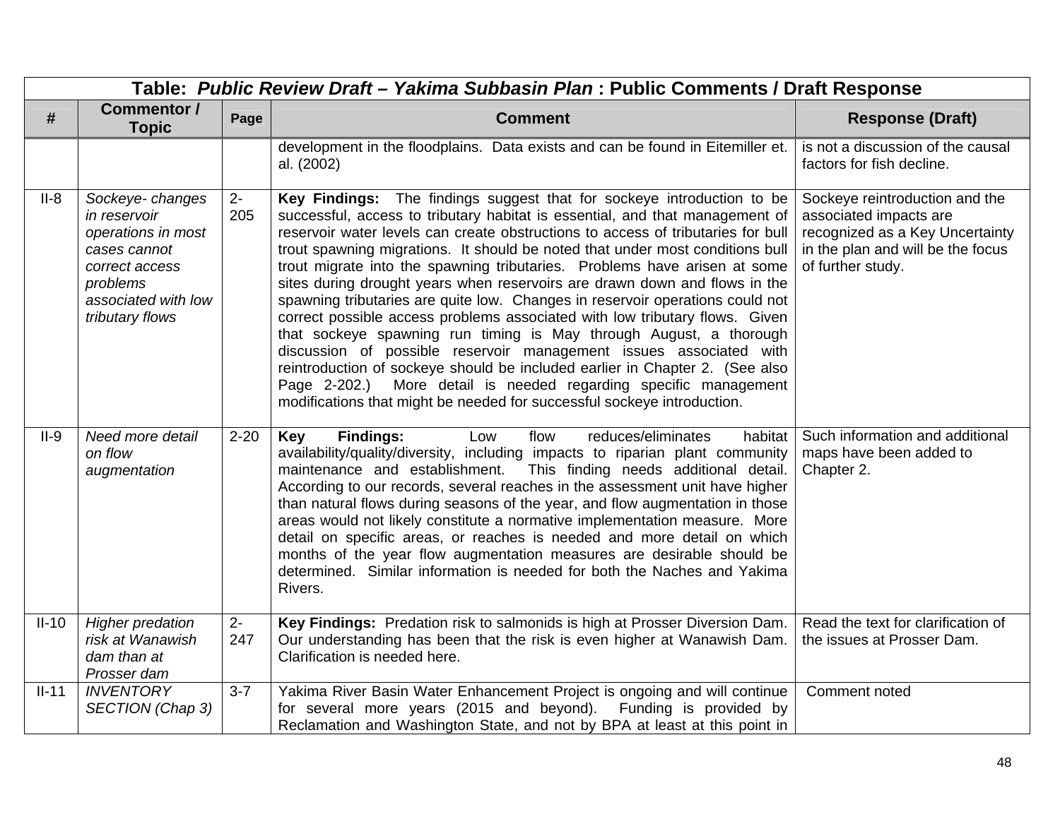| Table: *Public Review Draft – Yakima Subbasin Plan* : Public Comments / Draft Response | | | | |
|---|---|---|---|---|
| **#** | **Commentor / Topic** | **Page** | **Comment** | **Response (Draft)** |
| | | | development in the floodplains. Data exists and can be found in Eitemiller et. al. (2002) | is not a discussion of the causal factors for fish decline. |
| II-8 | *Sockeye- changes in reservoir operations in most cases cannot correct access problems associated with low tributary flows* | 2-205 | **Key Findings:** The findings suggest that for sockeye introduction to be successful, access to tributary habitat is essential, and that management of reservoir water levels can create obstructions to access of tributaries for bull trout spawning migrations. It should be noted that under most conditions bull trout migrate into the spawning tributaries. Problems have arisen at some sites during drought years when reservoirs are drawn down and flows in the spawning tributaries are quite low. Changes in reservoir operations could not correct possible access problems associated with low tributary flows. Given that sockeye spawning run timing is May through August, a thorough discussion of possible reservoir management issues associated with reintroduction of sockeye should be included earlier in Chapter 2. (See also Page 2-202.) More detail is needed regarding specific management modifications that might be needed for successful sockeye introduction. | Sockeye reintroduction and the associated impacts are recognized as a Key Uncertainty in the plan and will be the focus of further study. |
| II-9 | *Need more detail on flow augmentation* | 2-20 | **Key Findings:** Low flow reduces/eliminates habitat availability/quality/diversity, including impacts to riparian plant community maintenance and establishment. This finding needs additional detail. According to our records, several reaches in the assessment unit have higher than natural flows during seasons of the year, and flow augmentation in those areas would not likely constitute a normative implementation measure. More detail on specific areas, or reaches is needed and more detail on which months of the year flow augmentation measures are desirable should be determined. Similar information is needed for both the Naches and Yakima Rivers. | Such information and additional maps have been added to Chapter 2. |
| II-10 | *Higher predation risk at Wanawish dam than at Prosser dam* | 2-247 | **Key Findings:** Predation risk to salmonids is high at Prosser Diversion Dam. Our understanding has been that the risk is even higher at Wanawish Dam. Clarification is needed here. | Read the text for clarification of the issues at Prosser Dam. |
| II-11 | *INVENTORY SECTION (Chap 3)* | 3-7 | Yakima River Basin Water Enhancement Project is ongoing and will continue for several more years (2015 and beyond). Funding is provided by Reclamation and Washington State, and not by BPA at least at this point in | Comment noted |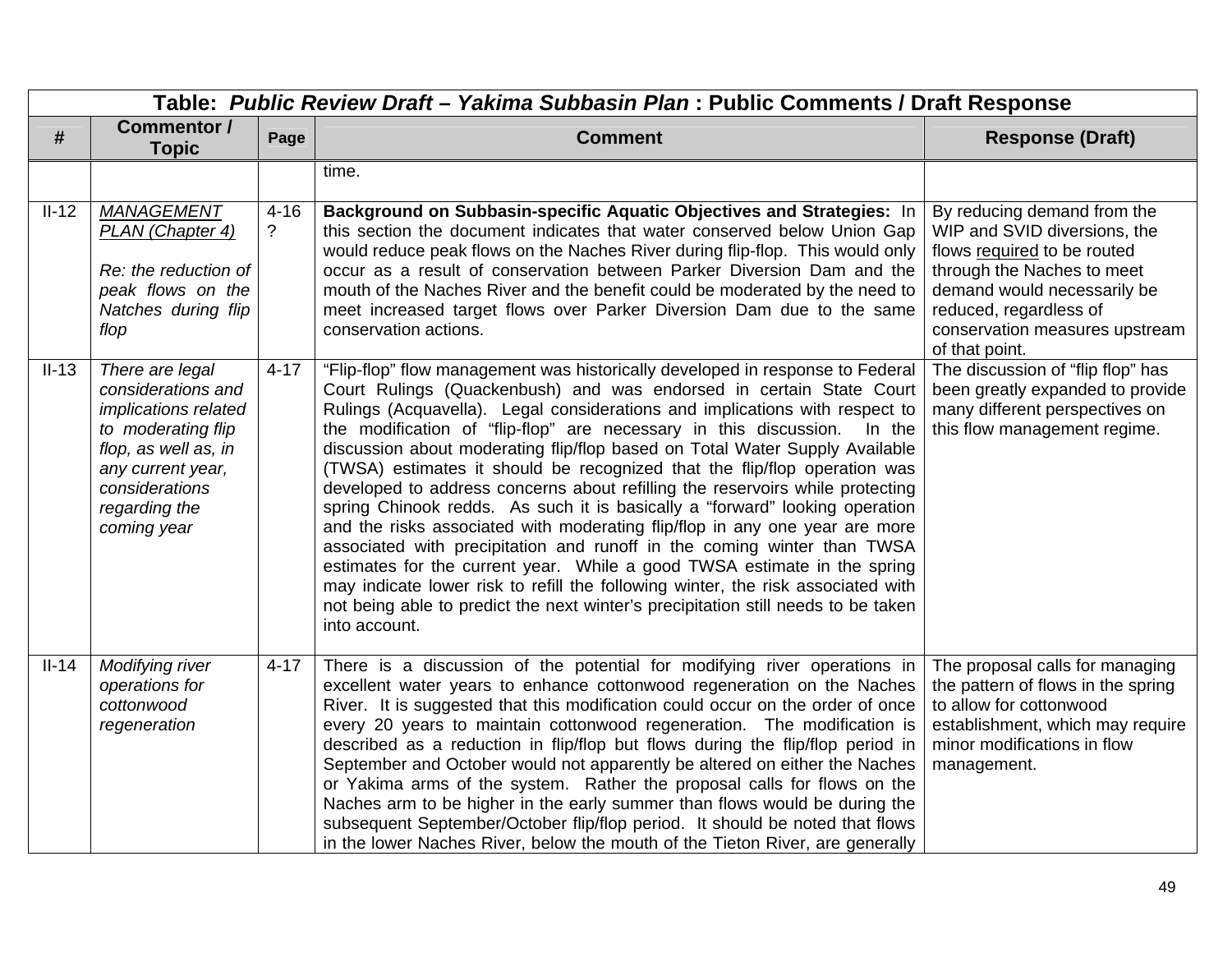| Table: *Public Review Draft – Yakima Subbasin Plan* : Public Comments / Draft Response | | | | |
|---|---|---|---|---|
| **#** | **Commentor / Topic** | **Page** | **Comment** | **Response (Draft)** |
| | | | time. | |
| II-12 | *MANAGEMENT PLAN (Chapter 4)*<br><br>*Re: the reduction of peak flows on the Natches during flip flop* | 4-16 ? | **Background on Subbasin-specific Aquatic Objectives and Strategies:** In this section the document indicates that water conserved below Union Gap would reduce peak flows on the Naches River during flip-flop. This would only occur as a result of conservation between Parker Diversion Dam and the mouth of the Naches River and the benefit could be moderated by the need to meet increased target flows over Parker Diversion Dam due to the same conservation actions. | By reducing demand from the WIP and SVID diversions, the flows required to be routed through the Naches to meet demand would necessarily be reduced, regardless of conservation measures upstream of that point. |
| II-13 | *There are legal considerations and implications related to moderating flip flop, as well as, in any current year, considerations regarding the coming year* | 4-17 | "Flip-flop" flow management was historically developed in response to Federal Court Rulings (Quackenbush) and was endorsed in certain State Court Rulings (Acquavella). Legal considerations and implications with respect to the modification of "flip-flop" are necessary in this discussion. In the discussion about moderating flip/flop based on Total Water Supply Available (TWSA) estimates it should be recognized that the flip/flop operation was developed to address concerns about refilling the reservoirs while protecting spring Chinook redds. As such it is basically a "forward" looking operation and the risks associated with moderating flip/flop in any one year are more associated with precipitation and runoff in the coming winter than TWSA estimates for the current year. While a good TWSA estimate in the spring may indicate lower risk to refill the following winter, the risk associated with not being able to predict the next winter's precipitation still needs to be taken into account. | The discussion of "flip flop" has been greatly expanded to provide many different perspectives on this flow management regime. |
| II-14 | *Modifying river operations for cottonwood regeneration* | 4-17 | There is a discussion of the potential for modifying river operations in excellent water years to enhance cottonwood regeneration on the Naches River. It is suggested that this modification could occur on the order of once every 20 years to maintain cottonwood regeneration. The modification is described as a reduction in flip/flop but flows during the flip/flop period in September and October would not apparently be altered on either the Naches or Yakima arms of the system. Rather the proposal calls for flows on the Naches arm to be higher in the early summer than flows would be during the subsequent September/October flip/flop period. It should be noted that flows in the lower Naches River, below the mouth of the Tieton River, are generally | The proposal calls for managing the pattern of flows in the spring to allow for cottonwood establishment, which may require minor modifications in flow management. |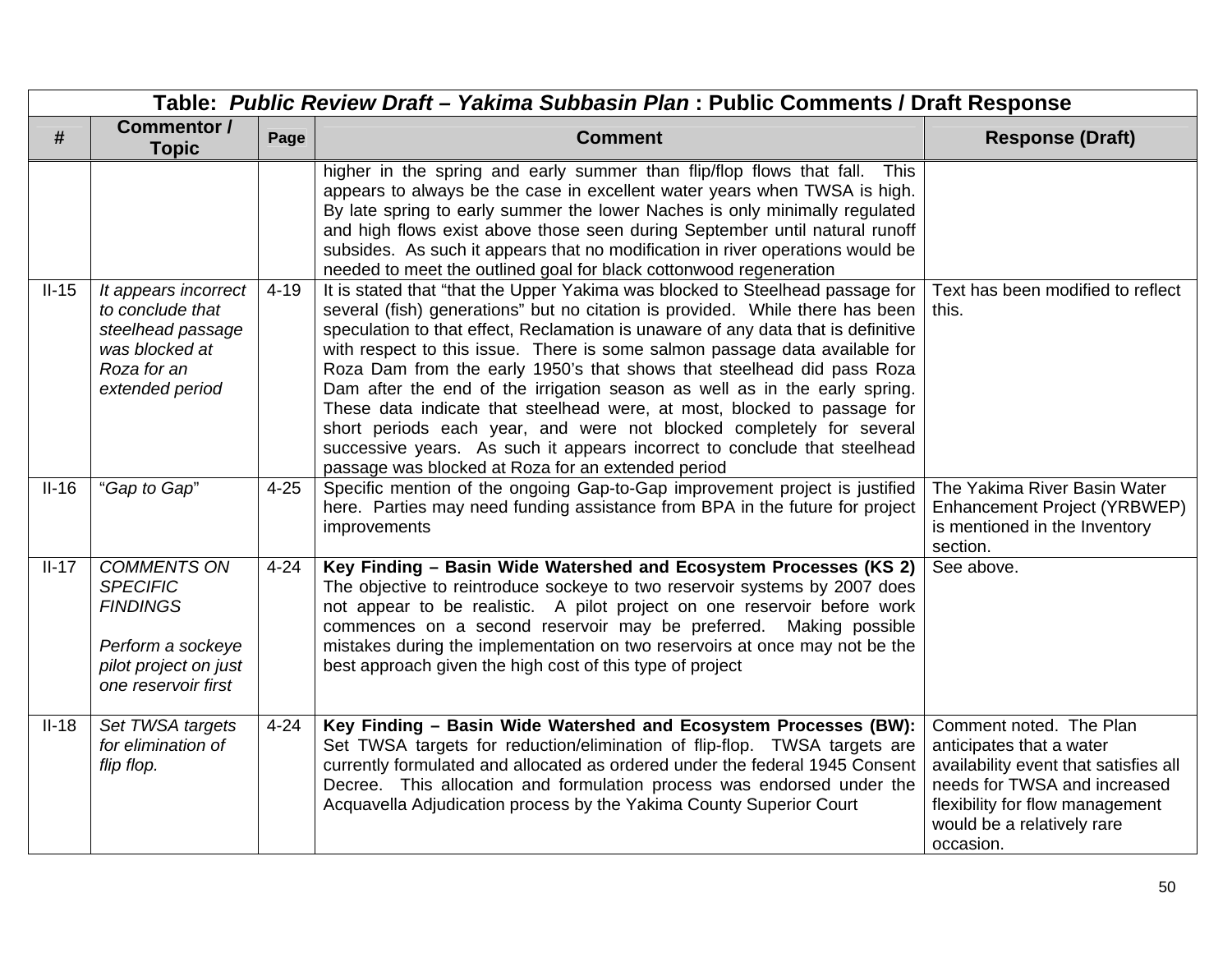| Table: *Public Review Draft – Yakima Subbasin Plan* : Public Comments / Draft Response | | | | |
|---|---|---|---|---|
| **#** | **Commentor / Topic** | **Page** | **Comment** | **Response (Draft)** |
| | | | higher in the spring and early summer than flip/flop flows that fall. This appears to always be the case in excellent water years when TWSA is high. By late spring to early summer the lower Naches is only minimally regulated and high flows exist above those seen during September until natural runoff subsides. As such it appears that no modification in river operations would be needed to meet the outlined goal for black cottonwood regeneration | |
| II-15 | *It appears incorrect to conclude that steelhead passage was blocked at Roza for an extended period* | 4-19 | It is stated that "that the Upper Yakima was blocked to Steelhead passage for several (fish) generations" but no citation is provided. While there has been speculation to that effect, Reclamation is unaware of any data that is definitive with respect to this issue. There is some salmon passage data available for Roza Dam from the early 1950's that shows that steelhead did pass Roza Dam after the end of the irrigation season as well as in the early spring. These data indicate that steelhead were, at most, blocked to passage for short periods each year, and were not blocked completely for several successive years. As such it appears incorrect to conclude that steelhead passage was blocked at Roza for an extended period | Text has been modified to reflect this. |
| II-16 | "*Gap to Gap*" | 4-25 | Specific mention of the ongoing Gap-to-Gap improvement project is justified here. Parties may need funding assistance from BPA in the future for project improvements | The Yakima River Basin Water Enhancement Project (YRBWEP) is mentioned in the Inventory section. |
| II-17 | *COMMENTS ON SPECIFIC FINDINGS*<br><br>*Perform a sockeye pilot project on just one reservoir first* | 4-24 | **Key Finding – Basin Wide Watershed and Ecosystem Processes (KS 2)** The objective to reintroduce sockeye to two reservoir systems by 2007 does not appear to be realistic. A pilot project on one reservoir before work commences on a second reservoir may be preferred. Making possible mistakes during the implementation on two reservoirs at once may not be the best approach given the high cost of this type of project | See above. |
| II-18 | *Set TWSA targets for elimination of flip flop.* | 4-24 | **Key Finding – Basin Wide Watershed and Ecosystem Processes (BW):** Set TWSA targets for reduction/elimination of flip-flop. TWSA targets are currently formulated and allocated as ordered under the federal 1945 Consent Decree. This allocation and formulation process was endorsed under the Acquavella Adjudication process by the Yakima County Superior Court | Comment noted. The Plan anticipates that a water availability event that satisfies all needs for TWSA and increased flexibility for flow management would be a relatively rare occasion. |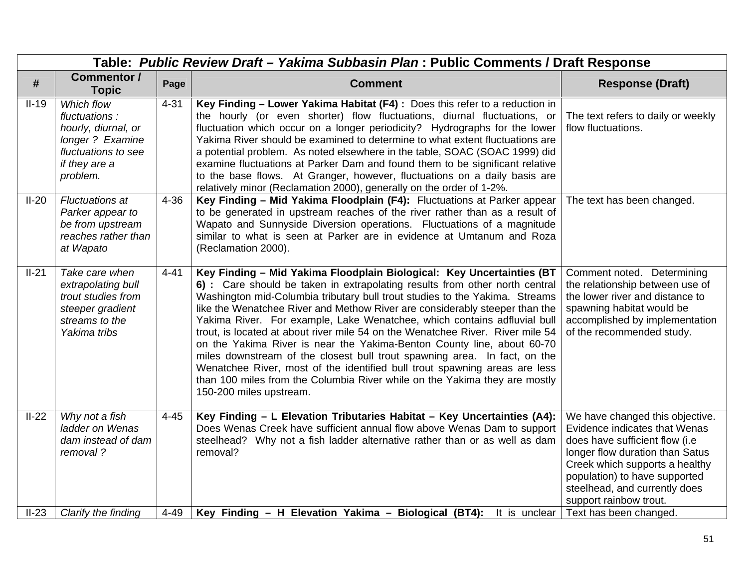| Table: *Public Review Draft – Yakima Subbasin Plan* : Public Comments / Draft Response | | | | |
|---|---|---|---|---|
| **#** | **Commentor / Topic** | **Page** | **Comment** | **Response (Draft)** |
| II-19 | *Which flow fluctuations : hourly, diurnal, or longer ? Examine fluctuations to see if they are a problem.* | 4-31 | **Key Finding – Lower Yakima Habitat (F4) :** Does this refer to a reduction in the hourly (or even shorter) flow fluctuations, diurnal fluctuations, or fluctuation which occur on a longer periodicity? Hydrographs for the lower Yakima River should be examined to determine to what extent fluctuations are a potential problem. As noted elsewhere in the table, SOAC (SOAC 1999) did examine fluctuations at Parker Dam and found them to be significant relative to the base flows. At Granger, however, fluctuations on a daily basis are relatively minor (Reclamation 2000), generally on the order of 1-2%. | The text refers to daily or weekly flow fluctuations. |
| II-20 | *Fluctuations at Parker appear to be from upstream reaches rather than at Wapato* | 4-36 | **Key Finding – Mid Yakima Floodplain (F4):** Fluctuations at Parker appear to be generated in upstream reaches of the river rather than as a result of Wapato and Sunnyside Diversion operations. Fluctuations of a magnitude similar to what is seen at Parker are in evidence at Umtanum and Roza (Reclamation 2000). | The text has been changed. |
| II-21 | *Take care when extrapolating bull trout studies from steeper gradient streams to the Yakima tribs* | 4-41 | **Key Finding – Mid Yakima Floodplain Biological: Key Uncertainties (BT 6) :** Care should be taken in extrapolating results from other north central Washington mid-Columbia tributary bull trout studies to the Yakima. Streams like the Wenatchee River and Methow River are considerably steeper than the Yakima River. For example, Lake Wenatchee, which contains adfluvial bull trout, is located at about river mile 54 on the Wenatchee River. River mile 54 on the Yakima River is near the Yakima-Benton County line, about 60-70 miles downstream of the closest bull trout spawning area. In fact, on the Wenatchee River, most of the identified bull trout spawning areas are less than 100 miles from the Columbia River while on the Yakima they are mostly 150-200 miles upstream. | Comment noted. Determining the relationship between use of the lower river and distance to spawning habitat would be accomplished by implementation of the recommended study. |
| II-22 | *Why not a fish ladder on Wenas dam instead of dam removal ?* | 4-45 | **Key Finding – L Elevation Tributaries Habitat – Key Uncertainties (A4):** Does Wenas Creek have sufficient annual flow above Wenas Dam to support steelhead? Why not a fish ladder alternative rather than or as well as dam removal? | We have changed this objective. Evidence indicates that Wenas does have sufficient flow (i.e longer flow duration than Satus Creek which supports a healthy population) to have supported steelhead, and currently does support rainbow trout. |
| II-23 | *Clarify the finding* | 4-49 | **Key Finding – H Elevation Yakima – Biological (BT4):** It is unclear | Text has been changed. |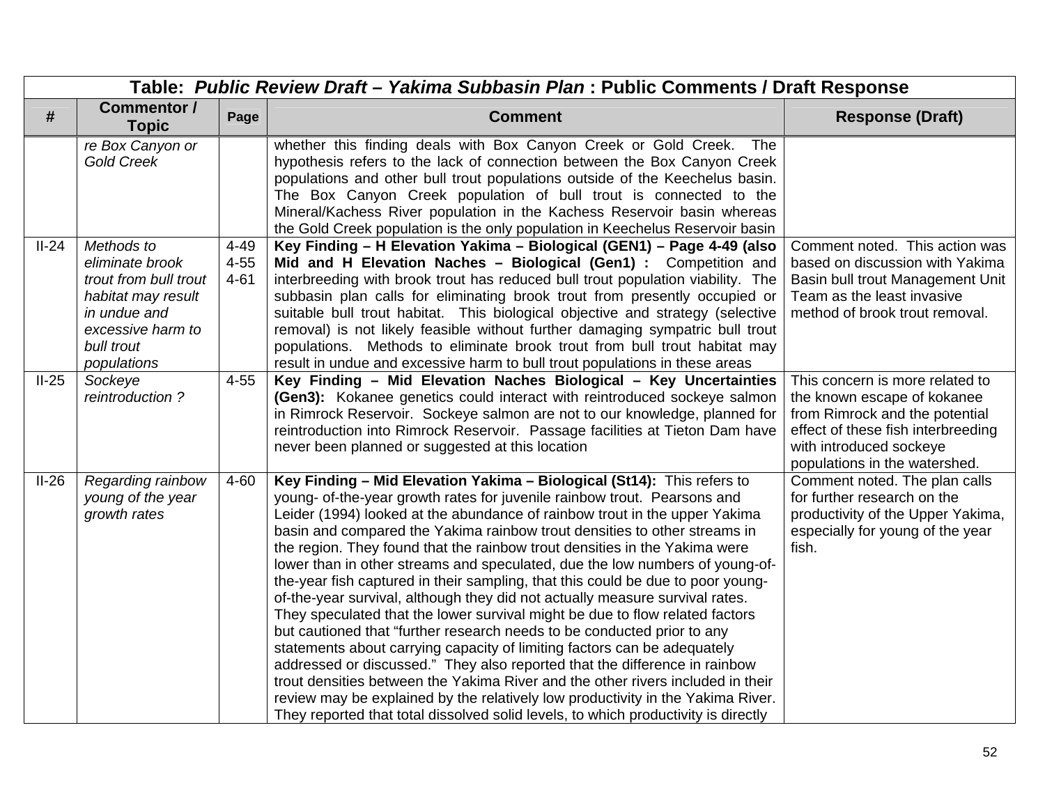| Table: *Public Review Draft – Yakima Subbasin Plan* : Public Comments / Draft Response | | | | |
|---|---|---|---|---|
| **#** | **Commentor / Topic** | **Page** | **Comment** | **Response (Draft)** |
| | *re Box Canyon or Gold Creek* | | whether this finding deals with Box Canyon Creek or Gold Creek. The hypothesis refers to the lack of connection between the Box Canyon Creek populations and other bull trout populations outside of the Keechelus basin. The Box Canyon Creek population of bull trout is connected to the Mineral/Kachess River population in the Kachess Reservoir basin whereas the Gold Creek population is the only population in Keechelus Reservoir basin | |
| II-24 | *Methods to eliminate brook trout from bull trout habitat may result in undue and excessive harm to bull trout populations* | 4-49 4-55 4-61 | **Key Finding – H Elevation Yakima – Biological (GEN1) – Page 4-49 (also Mid and H Elevation Naches – Biological (Gen1) :** Competition and interbreeding with brook trout has reduced bull trout population viability. The subbasin plan calls for eliminating brook trout from presently occupied or suitable bull trout habitat. This biological objective and strategy (selective removal) is not likely feasible without further damaging sympatric bull trout populations. Methods to eliminate brook trout from bull trout habitat may result in undue and excessive harm to bull trout populations in these areas | Comment noted. This action was based on discussion with Yakima Basin bull trout Management Unit Team as the least invasive method of brook trout removal. |
| II-25 | *Sockeye reintroduction ?* | 4-55 | **Key Finding – Mid Elevation Naches Biological – Key Uncertainties (Gen3):** Kokanee genetics could interact with reintroduced sockeye salmon in Rimrock Reservoir. Sockeye salmon are not to our knowledge, planned for reintroduction into Rimrock Reservoir. Passage facilities at Tieton Dam have never been planned or suggested at this location | This concern is more related to the known escape of kokanee from Rimrock and the potential effect of these fish interbreeding with introduced sockeye populations in the watershed. |
| II-26 | *Regarding rainbow young of the year growth rates* | 4-60 | **Key Finding – Mid Elevation Yakima – Biological (St14):** This refers to young- of-the-year growth rates for juvenile rainbow trout. Pearsons and Leider (1994) looked at the abundance of rainbow trout in the upper Yakima basin and compared the Yakima rainbow trout densities to other streams in the region. They found that the rainbow trout densities in the Yakima were lower than in other streams and speculated, due the low numbers of young-of-the-year fish captured in their sampling, that this could be due to poor young-of-the-year survival, although they did not actually measure survival rates. They speculated that the lower survival might be due to flow related factors but cautioned that "further research needs to be conducted prior to any statements about carrying capacity of limiting factors can be adequately addressed or discussed." They also reported that the difference in rainbow trout densities between the Yakima River and the other rivers included in their review may be explained by the relatively low productivity in the Yakima River. They reported that total dissolved solid levels, to which productivity is directly | Comment noted. The plan calls for further research on the productivity of the Upper Yakima, especially for young of the year fish. |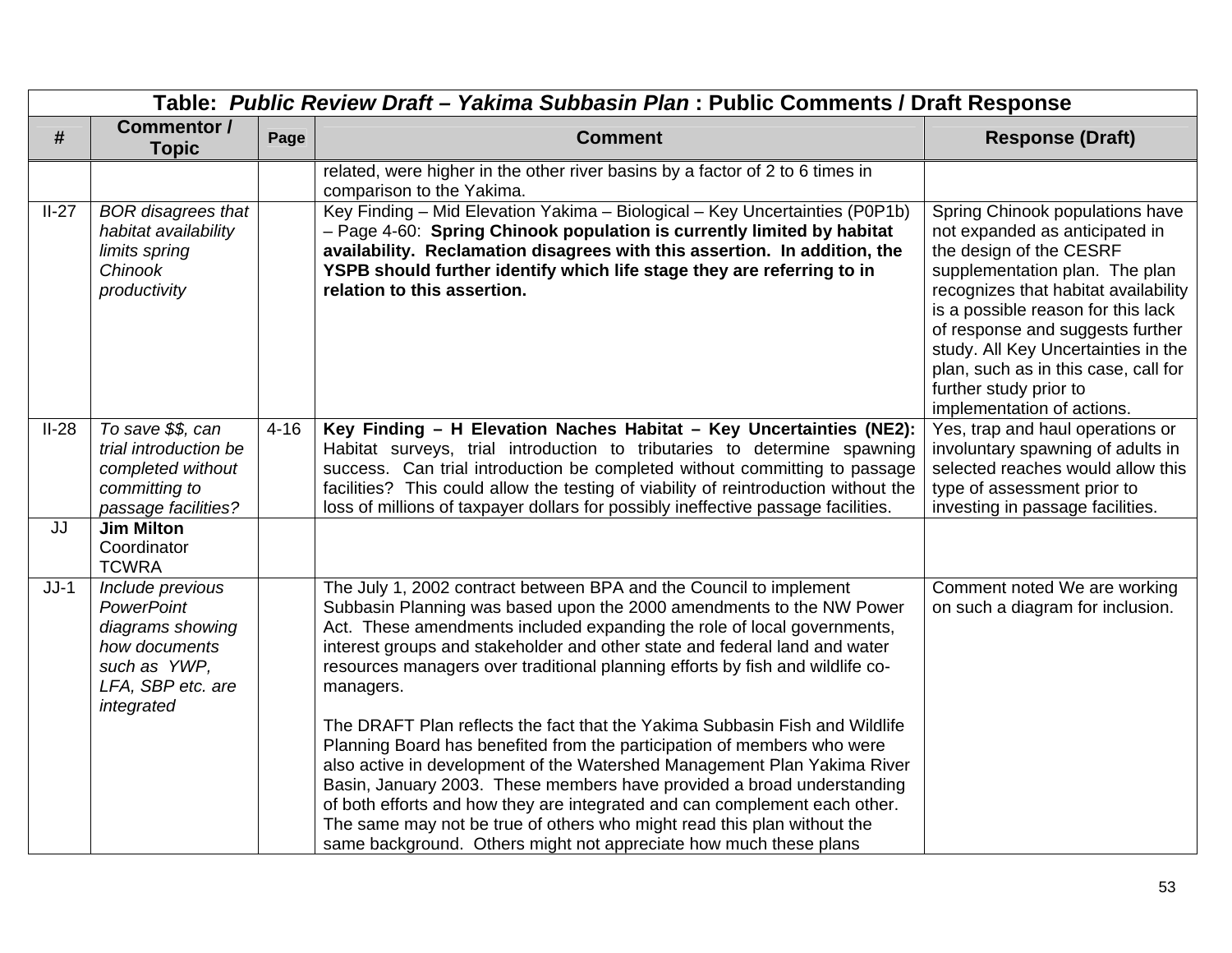| Table: *Public Review Draft – Yakima Subbasin Plan* : Public Comments / Draft Response | | | | |
|---|---|---|---|---|
| **#** | **Commentor / Topic** | **Page** | **Comment** | **Response (Draft)** |
| | | | related, were higher in the other river basins by a factor of 2 to 6 times in comparison to the Yakima. | |
| II-27 | *BOR disagrees that habitat availability limits spring Chinook productivity* | | Key Finding – Mid Elevation Yakima – Biological – Key Uncertainties (P0P1b) – Page 4-60: **Spring Chinook population is currently limited by habitat availability. Reclamation disagrees with this assertion. In addition, the YSPB should further identify which life stage they are referring to in relation to this assertion.** | Spring Chinook populations have not expanded as anticipated in the design of the CESRF supplementation plan. The plan recognizes that habitat availability is a possible reason for this lack of response and suggests further study. All Key Uncertainties in the plan, such as in this case, call for further study prior to implementation of actions. |
| II-28 | *To save $$, can trial introduction be completed without committing to passage facilities?* | 4-16 | **Key Finding – H Elevation Naches Habitat – Key Uncertainties (NE2):** Habitat surveys, trial introduction to tributaries to determine spawning success. Can trial introduction be completed without committing to passage facilities? This could allow the testing of viability of reintroduction without the loss of millions of taxpayer dollars for possibly ineffective passage facilities. | Yes, trap and haul operations or involuntary spawning of adults in selected reaches would allow this type of assessment prior to investing in passage facilities. |
| JJ | **Jim Milton** Coordinator TCWRA | | | |
| JJ-1 | *Include previous PowerPoint diagrams showing how documents such as YWP, LFA, SBP etc. are integrated* | | The July 1, 2002 contract between BPA and the Council to implement Subbasin Planning was based upon the 2000 amendments to the NW Power Act. These amendments included expanding the role of local governments, interest groups and stakeholder and other state and federal land and water resources managers over traditional planning efforts by fish and wildlife co-managers.<br><br>The DRAFT Plan reflects the fact that the Yakima Subbasin Fish and Wildlife Planning Board has benefited from the participation of members who were also active in development of the Watershed Management Plan Yakima River Basin, January 2003. These members have provided a broad understanding of both efforts and how they are integrated and can complement each other. The same may not be true of others who might read this plan without the same background. Others might not appreciate how much these plans | Comment noted We are working on such a diagram for inclusion. |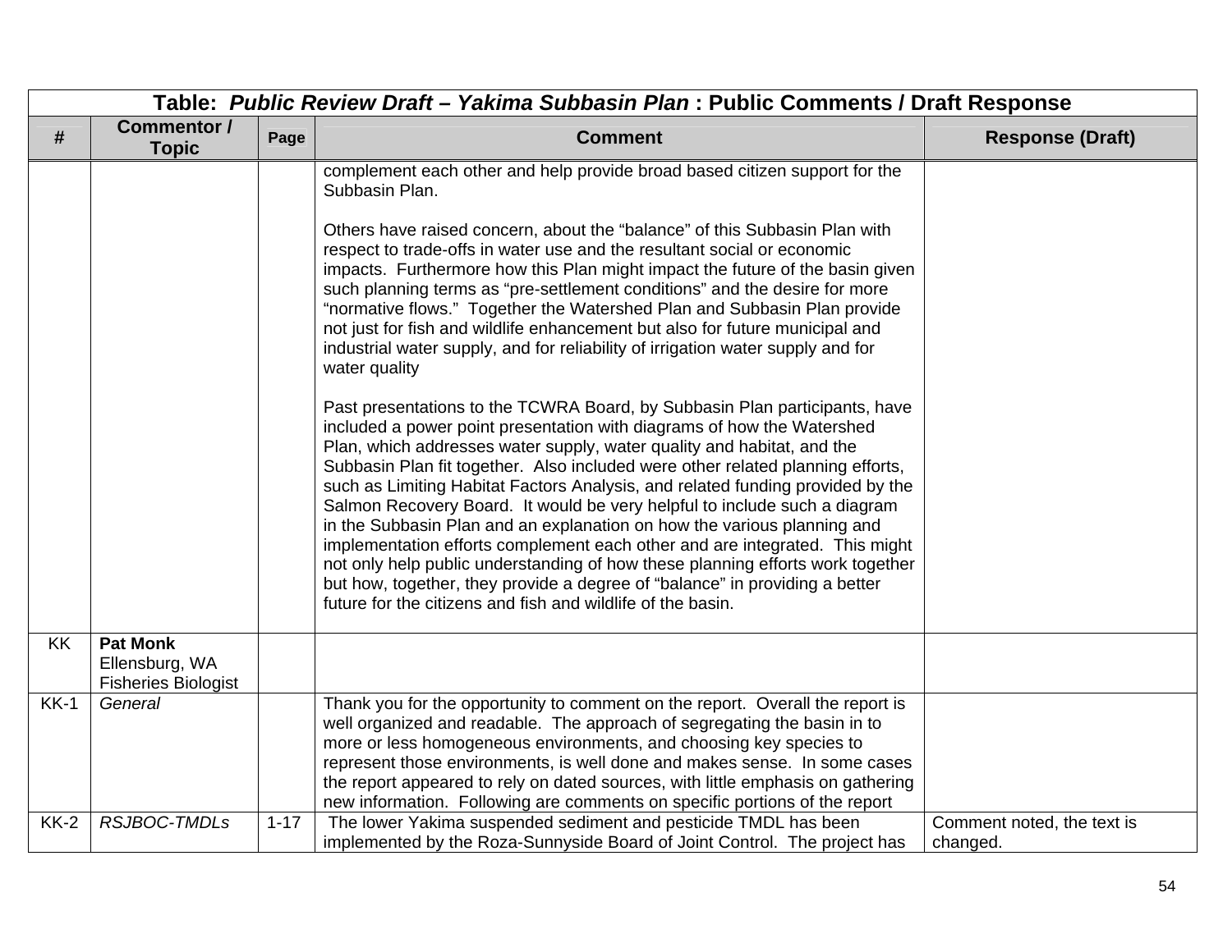| Table: *Public Review Draft – Yakima Subbasin Plan* : Public Comments / Draft Response | | | | |
|---|---|---|---|---|
| **#** | **Commentor / Topic** | **Page** | **Comment** | **Response (Draft)** |
| | | | complement each other and help provide broad based citizen support for the Subbasin Plan.<br><br>Others have raised concern, about the “balance” of this Subbasin Plan with respect to trade-offs in water use and the resultant social or economic impacts. Furthermore how this Plan might impact the future of the basin given such planning terms as “pre-settlement conditions” and the desire for more “normative flows.” Together the Watershed Plan and Subbasin Plan provide not just for fish and wildlife enhancement but also for future municipal and industrial water supply, and for reliability of irrigation water supply and for water quality<br><br>Past presentations to the TCWRA Board, by Subbasin Plan participants, have included a power point presentation with diagrams of how the Watershed Plan, which addresses water supply, water quality and habitat, and the Subbasin Plan fit together. Also included were other related planning efforts, such as Limiting Habitat Factors Analysis, and related funding provided by the Salmon Recovery Board. It would be very helpful to include such a diagram in the Subbasin Plan and an explanation on how the various planning and implementation efforts complement each other and are integrated. This might not only help public understanding of how these planning efforts work together but how, together, they provide a degree of “balance” in providing a better future for the citizens and fish and wildlife of the basin. | |
| KK | **Pat Monk**<br>Ellensburg, WA<br>Fisheries Biologist | | | |
| KK-1 | *General* | | Thank you for the opportunity to comment on the report. Overall the report is well organized and readable. The approach of segregating the basin in to more or less homogeneous environments, and choosing key species to represent those environments, is well done and makes sense. In some cases the report appeared to rely on dated sources, with little emphasis on gathering new information. Following are comments on specific portions of the report | |
| KK-2 | *RSJBOC-TMDLs* | 1-17 | The lower Yakima suspended sediment and pesticide TMDL has been implemented by the Roza-Sunnyside Board of Joint Control. The project has | Comment noted, the text is changed. |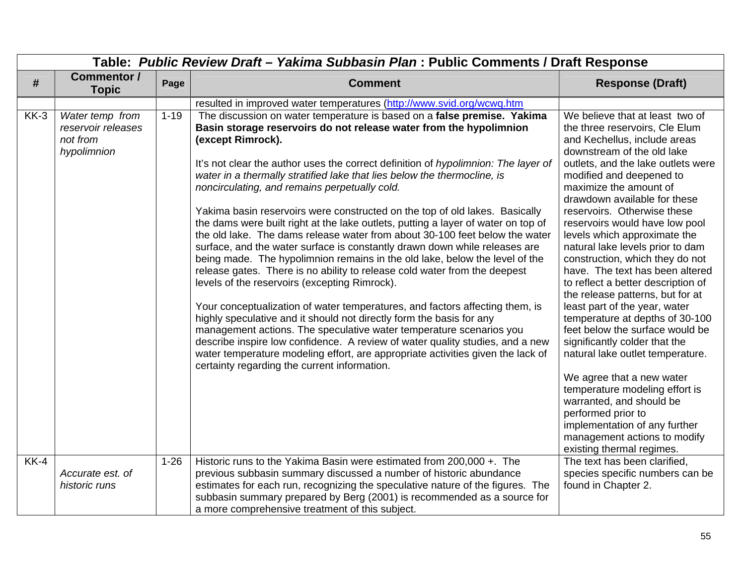| Table: *Public Review Draft – Yakima Subbasin Plan* : Public Comments / Draft Response | | | | |
|---|---|---|---|---|
| **#** | **Commentor / Topic** | **Page** | **Comment** | **Response (Draft)** |
| | | | resulted in improved water temperatures (http://www.svid.org/wcwq.htm | |
| KK-3 | *Water temp from reservoir releases not from hypolimnion* | 1-19 | The discussion on water temperature is based on a **false premise. Yakima Basin storage reservoirs do not release water from the hypolimnion (except Rimrock).**<br><br>It's not clear the author uses the correct definition of *hypolimnion: The layer of water in a thermally stratified lake that lies below the thermocline, is noncirculating, and remains perpetually cold.*<br><br>Yakima basin reservoirs were constructed on the top of old lakes. Basically the dams were built right at the lake outlets, putting a layer of water on top of the old lake. The dams release water from about 30-100 feet below the water surface, and the water surface is constantly drawn down while releases are being made. The hypolimnion remains in the old lake, below the level of the release gates. There is no ability to release cold water from the deepest levels of the reservoirs (excepting Rimrock).<br><br>Your conceptualization of water temperatures, and factors affecting them, is highly speculative and it should not directly form the basis for any management actions. The speculative water temperature scenarios you describe inspire low confidence. A review of water quality studies, and a new water temperature modeling effort, are appropriate activities given the lack of certainty regarding the current information. | We believe that at least two of the three reservoirs, Cle Elum and Kechellus, include areas downstream of the old lake outlets, and the lake outlets were modified and deepened to maximize the amount of drawdown available for these reservoirs. Otherwise these reservoirs would have low pool levels which approximate the natural lake levels prior to dam construction, which they do not have. The text has been altered to reflect a better description of the release patterns, but for at least part of the year, water temperature at depths of 30-100 feet below the surface would be significantly colder that the natural lake outlet temperature.<br><br>We agree that a new water temperature modeling effort is warranted, and should be performed prior to implementation of any further management actions to modify existing thermal regimes. |
| KK-4 | *Accurate est. of historic runs* | 1-26 | Historic runs to the Yakima Basin were estimated from 200,000 +. The previous subbasin summary discussed a number of historic abundance estimates for each run, recognizing the speculative nature of the figures. The subbasin summary prepared by Berg (2001) is recommended as a source for a more comprehensive treatment of this subject. | The text has been clarified, species specific numbers can be found in Chapter 2. |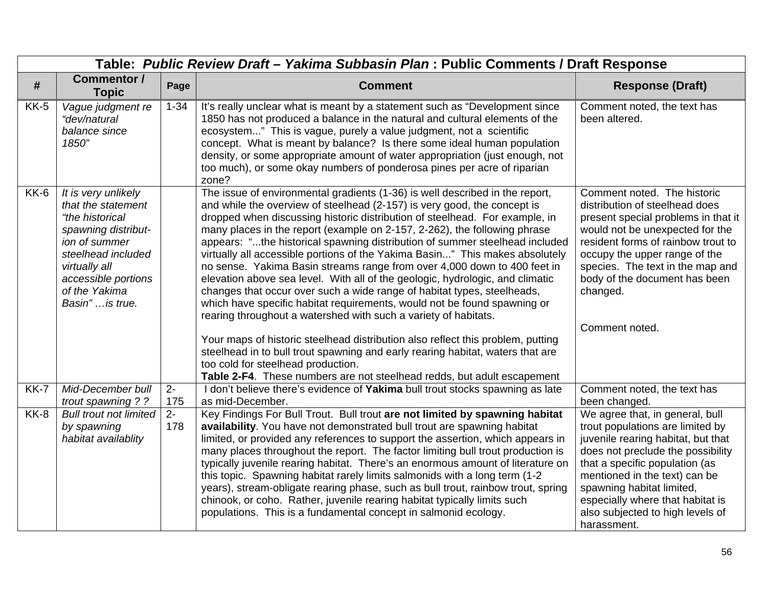| Table: *Public Review Draft – Yakima Subbasin Plan* : Public Comments / Draft Response | | | | |
|---|---|---|---|---|
| **#** | **Commentor / Topic** | **Page** | **Comment** | **Response (Draft)** |
| KK-5 | *Vague judgment re "dev/natural balance since 1850"* | 1-34 | It's really unclear what is meant by a statement such as "Development since 1850 has not produced a balance in the natural and cultural elements of the ecosystem..." This is vague, purely a value judgment, not a scientific concept. What is meant by balance? Is there some ideal human population density, or some appropriate amount of water appropriation (just enough, not too much), or some okay numbers of ponderosa pines per acre of riparian zone? | Comment noted, the text has been altered. |
| KK-6 | *It is very unlikely that the statement "the historical spawning distribut-ion of summer steelhead included virtually all accessible portions of the Yakima Basin" …is true.* | | The issue of environmental gradients (1-36) is well described in the report, and while the overview of steelhead (2-157) is very good, the concept is dropped when discussing historic distribution of steelhead. For example, in many places in the report (example on 2-157, 2-262), the following phrase appears: "...the historical spawning distribution of summer steelhead included virtually all accessible portions of the Yakima Basin..." This makes absolutely no sense. Yakima Basin streams range from over 4,000 down to 400 feet in elevation above sea level. With all of the geologic, hydrologic, and climatic changes that occur over such a wide range of habitat types, steelheads, which have specific habitat requirements, would not be found spawning or rearing throughout a watershed with such a variety of habitats.<br><br>Your maps of historic steelhead distribution also reflect this problem, putting steelhead in to bull trout spawning and early rearing habitat, waters that are too cold for steelhead production.<br>**Table 2-F4**. These numbers are not steelhead redds, but adult escapement | Comment noted. The historic distribution of steelhead does present special problems in that it would not be unexpected for the resident forms of rainbow trout to occupy the upper range of the species. The text in the map and body of the document has been changed.<br><br>Comment noted. |
| KK-7 | *Mid-December bull trout spawning ? ?* | 2-175 | I don't believe there's evidence of **Yakima** bull trout stocks spawning as late as mid-December. | Comment noted, the text has been changed. |
| KK-8 | *Bull trout not limited by spawning habitat availablity* | 2-178 | Key Findings For Bull Trout. Bull trout **are not limited by spawning habitat availability**. You have not demonstrated bull trout are spawning habitat limited, or provided any references to support the assertion, which appears in many places throughout the report. The factor limiting bull trout production is typically juvenile rearing habitat. There's an enormous amount of literature on this topic. Spawning habitat rarely limits salmonids with a long term (1-2 years), stream-obligate rearing phase, such as bull trout, rainbow trout, spring chinook, or coho. Rather, juvenile rearing habitat typically limits such populations. This is a fundamental concept in salmonid ecology. | We agree that, in general, bull trout populations are limited by juvenile rearing habitat, but that does not preclude the possibility that a specific population (as mentioned in the text) can be spawning habitat limited, especially where that habitat is also subjected to high levels of harassment. |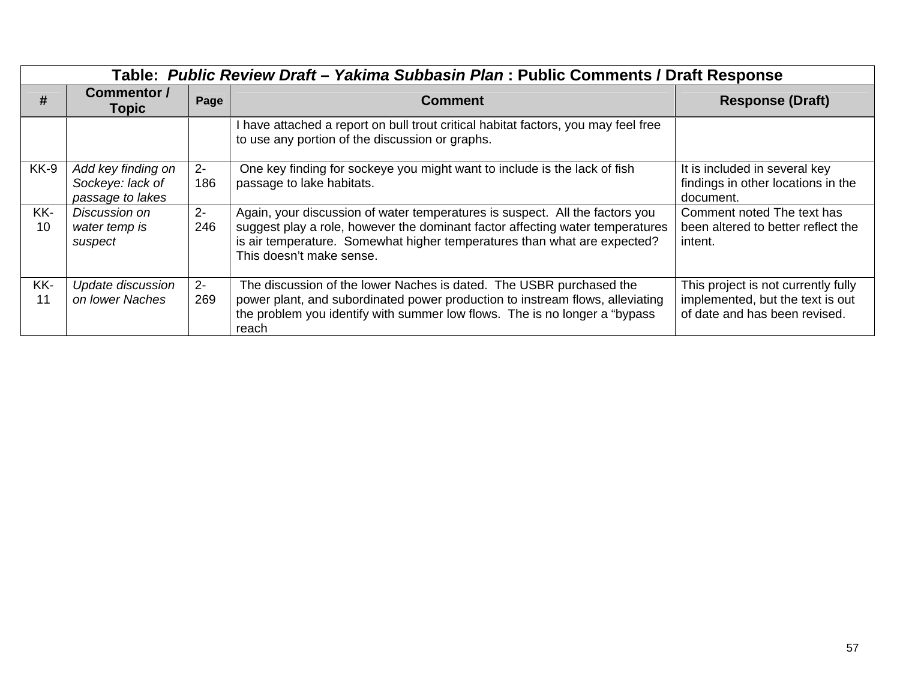| Table: *Public Review Draft – Yakima Subbasin Plan* : Public Comments / Draft Response | | | | |
|---|---|---|---|---|
| **#** | **Commentor / Topic** | **Page** | **Comment** | **Response (Draft)** |
| | | | I have attached a report on bull trout critical habitat factors, you may feel free to use any portion of the discussion or graphs. | |
| KK-9 | *Add key finding on Sockeye: lack of passage to lakes* | 2-186 | One key finding for sockeye you might want to include is the lack of fish passage to lake habitats. | It is included in several key findings in other locations in the document. |
| KK-10 | *Discussion on water temp is suspect* | 2-246 | Again, your discussion of water temperatures is suspect. All the factors you suggest play a role, however the dominant factor affecting water temperatures is air temperature. Somewhat higher temperatures than what are expected? This doesn't make sense. | Comment noted The text has been altered to better reflect the intent. |
| KK-11 | *Update discussion on lower Naches* | 2-269 | The discussion of the lower Naches is dated. The USBR purchased the power plant, and subordinated power production to instream flows, alleviating the problem you identify with summer low flows. The is no longer a "bypass reach | This project is not currently fully implemented, but the text is out of date and has been revised. |